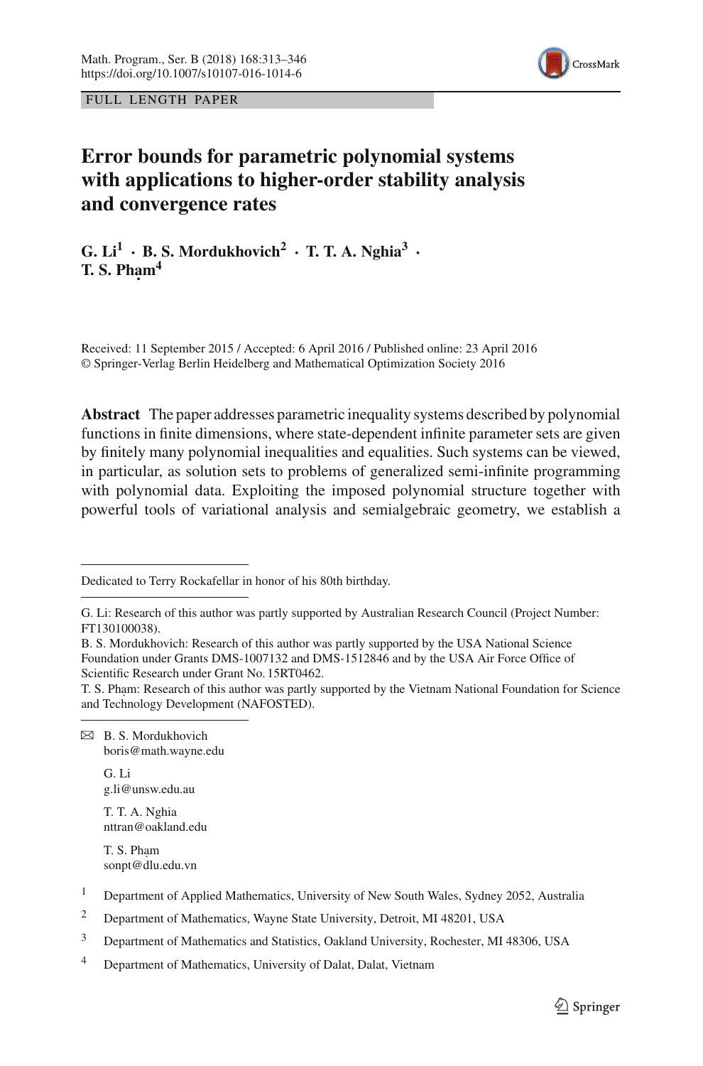FULL LENGTH PAPER

# Error bounds for parametric polynomial systems with applications to higher-order stability analysis and convergence rates

**G. Li[1] · B. S. Mordukhovich[2] · T. T. A. Nghia[3] · T. S. Phạm[4]**

Received: 11 September 2015 / Accepted: 6 April 2016 / Published online: 23 April 2016
© Springer-Verlag Berlin Heidelberg and Mathematical Optimization Society 2016

**Abstract** The paper addresses parametric inequality systems described by polynomial functions in finite dimensions, where state-dependent infinite parameter sets are given by finitely many polynomial inequalities and equalities. Such systems can be viewed, in particular, as solution sets to problems of generalized semi-infinite programming with polynomial data. Exploiting the imposed polynomial structure together with powerful tools of variational analysis and semialgebraic geometry, we establish a

---

Dedicated to Terry Rockafellar in honor of his 80th birthday.

---

G. Li: Research of this author was partly supported by Australian Research Council (Project Number: FT130100038).

B. S. Mordukhovich: Research of this author was partly supported by the USA National Science Foundation under Grants DMS-1007132 and DMS-1512846 and by the USA Air Force Office of Scientific Research under Grant No. 15RT0462.

T. S. Phạm: Research of this author was partly supported by the Vietnam National Foundation for Science and Technology Development (NAFOSTED).

---

✉ B. S. Mordukhovich
boris@math.wayne.edu

G. Li
g.li@unsw.edu.au

T. T. A. Nghia
nttran@oakland.edu

T. S. Phạm
sonpt@dlu.edu.vn

[1] Department of Applied Mathematics, University of New South Wales, Sydney 2052, Australia

[2] Department of Mathematics, Wayne State University, Detroit, MI 48201, USA

[3] Department of Mathematics and Statistics, Oakland University, Rochester, MI 48306, USA

[4] Department of Mathematics, University of Dalat, Dalat, Vietnam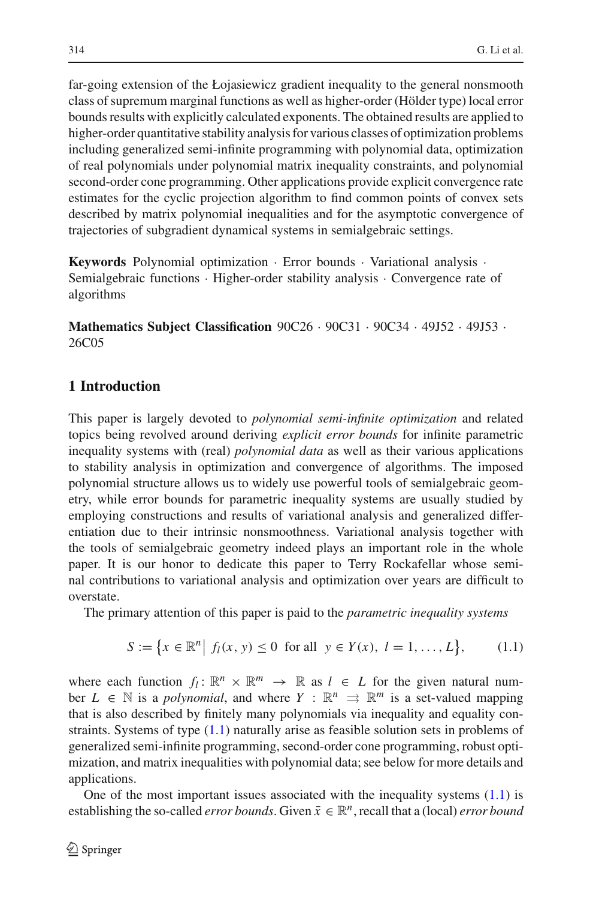far-going extension of the Łojasiewicz gradient inequality to the general nonsmooth class of supremum marginal functions as well as higher-order (Hölder type) local error bounds results with explicitly calculated exponents. The obtained results are applied to higher-order quantitative stability analysis for various classes of optimization problems including generalized semi-infinite programming with polynomial data, optimization of real polynomials under polynomial matrix inequality constraints, and polynomial second-order cone programming. Other applications provide explicit convergence rate estimates for the cyclic projection algorithm to find common points of convex sets described by matrix polynomial inequalities and for the asymptotic convergence of trajectories of subgradient dynamical systems in semialgebraic settings.

**Keywords** Polynomial optimization · Error bounds · Variational analysis · Semialgebraic functions · Higher-order stability analysis · Convergence rate of algorithms

**Mathematics Subject Classification** 90C26 · 90C31 · 90C34 · 49J52 · 49J53 · 26C05

## 1 Introduction

This paper is largely devoted to *polynomial semi-infinite optimization* and related topics being revolved around deriving *explicit error bounds* for infinite parametric inequality systems with (real) *polynomial data* as well as their various applications to stability analysis in optimization and convergence of algorithms. The imposed polynomial structure allows us to widely use powerful tools of semialgebraic geometry, while error bounds for parametric inequality systems are usually studied by employing constructions and results of variational analysis and generalized differentiation due to their intrinsic nonsmoothness. Variational analysis together with the tools of semialgebraic geometry indeed plays an important role in the whole paper. It is our honor to dedicate this paper to Terry Rockafellar whose seminal contributions to variational analysis and optimization over years are difficult to overstate.

The primary attention of this paper is paid to the *parametric inequality systems*

$$S := \big\{x \in \mathbb{R}^n \big|\ f_l(x, y) \leq 0 \ \text{ for all } \ y \in Y(x),\ l = 1, \ldots, L\big\}, \tag{1.1}$$

where each function $f_l \colon \mathbb{R}^n \times \mathbb{R}^m \to \mathbb{R}$ as $l \in L$ for the given natural number $L \in \mathbb{N}$ is a *polynomial*, and where $Y : \mathbb{R}^n \rightrightarrows \mathbb{R}^m$ is a set-valued mapping that is also described by finitely many polynomials via inequality and equality constraints. Systems of type (1.1) naturally arise as feasible solution sets in problems of generalized semi-infinite programming, second-order cone programming, robust optimization, and matrix inequalities with polynomial data; see below for more details and applications.

One of the most important issues associated with the inequality systems (1.1) is establishing the so-called *error bounds*. Given $\bar{x} \in \mathbb{R}^n$, recall that a (local) *error bound*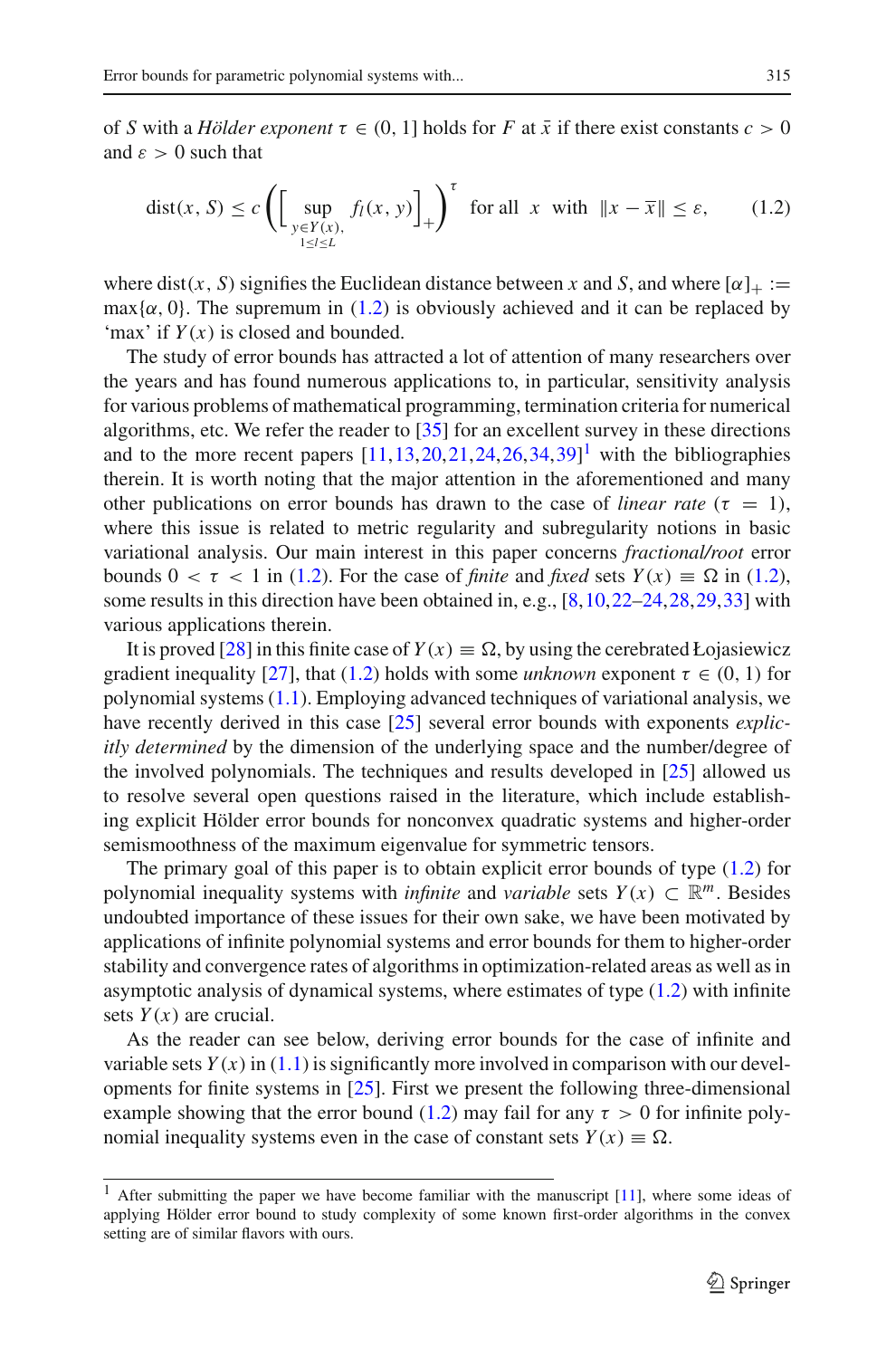of $S$ with a *Hölder exponent* $\tau \in (0, 1]$ holds for $F$ at $\bar{x}$ if there exist constants $c > 0$ and $\varepsilon > 0$ such that

$$\operatorname{dist}(x, S) \le c \left( \left[ \sup_{\substack{y \in Y(x), \\ 1 \le l \le L}} f_l(x, y) \right]_+ \right)^{\tau} \quad \text{for all} \;\; x \;\; \text{with} \;\; \|x - \bar{x}\| \le \varepsilon, \tag{1.2}$$

where $\operatorname{dist}(x, S)$ signifies the Euclidean distance between $x$ and $S$, and where $[\alpha]_+ := \max\{\alpha, 0\}$. The supremum in (1.2) is obviously achieved and it can be replaced by 'max' if $Y(x)$ is closed and bounded.

The study of error bounds has attracted a lot of attention of many researchers over the years and has found numerous applications to, in particular, sensitivity analysis for various problems of mathematical programming, termination criteria for numerical algorithms, etc. We refer the reader to [35] for an excellent survey in these directions and to the more recent papers [11,13,20,21,24,26,34,39][1] with the bibliographies therein. It is worth noting that the major attention in the aforementioned and many other publications on error bounds has drawn to the case of *linear rate* ($\tau = 1$), where this issue is related to metric regularity and subregularity notions in basic variational analysis. Our main interest in this paper concerns *fractional/root* error bounds $0 < \tau < 1$ in (1.2). For the case of *finite* and *fixed* sets $Y(x) \equiv \Omega$ in (1.2), some results in this direction have been obtained in, e.g., [8,10,22–24,28,29,33] with various applications therein.

It is proved [28] in this finite case of $Y(x) \equiv \Omega$, by using the cerebrated Łojasiewicz gradient inequality [27], that (1.2) holds with some *unknown* exponent $\tau \in (0, 1)$ for polynomial systems (1.1). Employing advanced techniques of variational analysis, we have recently derived in this case [25] several error bounds with exponents *explicitly determined* by the dimension of the underlying space and the number/degree of the involved polynomials. The techniques and results developed in [25] allowed us to resolve several open questions raised in the literature, which include establishing explicit Hölder error bounds for nonconvex quadratic systems and higher-order semismoothness of the maximum eigenvalue for symmetric tensors.

The primary goal of this paper is to obtain explicit error bounds of type (1.2) for polynomial inequality systems with *infinite* and *variable* sets $Y(x) \subset \mathbb{R}^m$. Besides undoubted importance of these issues for their own sake, we have been motivated by applications of infinite polynomial systems and error bounds for them to higher-order stability and convergence rates of algorithms in optimization-related areas as well as in asymptotic analysis of dynamical systems, where estimates of type (1.2) with infinite sets $Y(x)$ are crucial.

As the reader can see below, deriving error bounds for the case of infinite and variable sets $Y(x)$ in (1.1) is significantly more involved in comparison with our developments for finite systems in [25]. First we present the following three-dimensional example showing that the error bound (1.2) may fail for any $\tau > 0$ for infinite polynomial inequality systems even in the case of constant sets $Y(x) \equiv \Omega$.

[1] After submitting the paper we have become familiar with the manuscript [11], where some ideas of applying Hölder error bound to study complexity of some known first-order algorithms in the convex setting are of similar flavors with ours.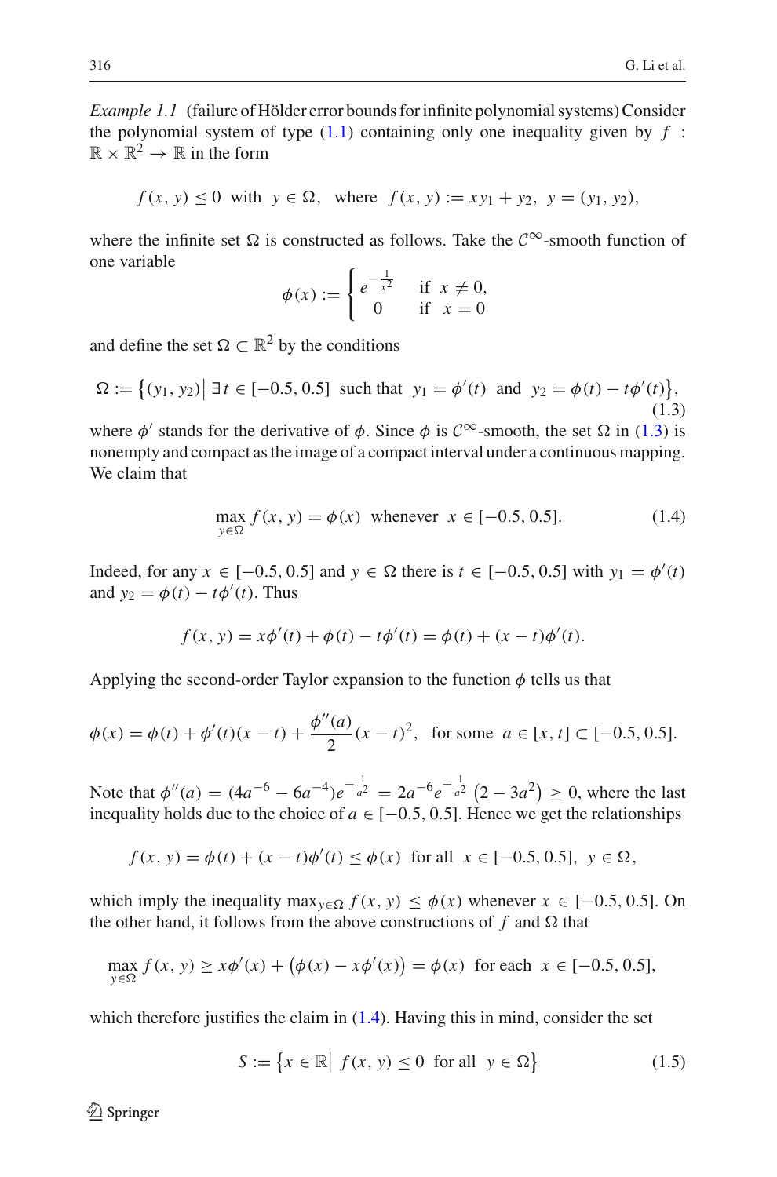*Example 1.1* (failure of Hölder error bounds for infinite polynomial systems) Consider the polynomial system of type (1.1) containing only one inequality given by $f : \mathbb{R} \times \mathbb{R}^2 \to \mathbb{R}$ in the form

$$f(x, y) \le 0 \text{ with } y \in \Omega, \text{ where } f(x, y) := xy_1 + y_2, \; y = (y_1, y_2),$$

where the infinite set $\Omega$ is constructed as follows. Take the $\mathcal{C}^\infty$-smooth function of one variable

$$\phi(x) := \begin{cases} e^{-\frac{1}{x^2}} & \text{if } x \neq 0, \\ 0 & \text{if } x = 0 \end{cases}$$

and define the set $\Omega \subset \mathbb{R}^2$ by the conditions

$$\Omega := \left\{(y_1, y_2) \middle| \; \exists\, t \in [-0.5, 0.5] \text{ such that } y_1 = \phi'(t) \text{ and } y_2 = \phi(t) - t\phi'(t)\right\}, \tag{1.3}$$

where $\phi'$ stands for the derivative of $\phi$. Since $\phi$ is $\mathcal{C}^\infty$-smooth, the set $\Omega$ in (1.3) is nonempty and compact as the image of a compact interval under a continuous mapping. We claim that

$$\max_{y \in \Omega} f(x, y) = \phi(x) \text{ whenever } x \in [-0.5, 0.5]. \tag{1.4}$$

Indeed, for any $x \in [-0.5, 0.5]$ and $y \in \Omega$ there is $t \in [-0.5, 0.5]$ with $y_1 = \phi'(t)$ and $y_2 = \phi(t) - t\phi'(t)$. Thus

$$f(x, y) = x\phi'(t) + \phi(t) - t\phi'(t) = \phi(t) + (x - t)\phi'(t).$$

Applying the second-order Taylor expansion to the function $\phi$ tells us that

$$\phi(x) = \phi(t) + \phi'(t)(x - t) + \frac{\phi''(a)}{2}(x - t)^2, \text{ for some } a \in [x, t] \subset [-0.5, 0.5].$$

Note that $\phi''(a) = (4a^{-6} - 6a^{-4})e^{-\frac{1}{a^2}} = 2a^{-6}e^{-\frac{1}{a^2}}\left(2 - 3a^2\right) \ge 0$, where the last inequality holds due to the choice of $a \in [-0.5, 0.5]$. Hence we get the relationships

$$f(x, y) = \phi(t) + (x - t)\phi'(t) \le \phi(x) \text{ for all } x \in [-0.5, 0.5], \; y \in \Omega,$$

which imply the inequality $\max_{y \in \Omega} f(x, y) \le \phi(x)$ whenever $x \in [-0.5, 0.5]$. On the other hand, it follows from the above constructions of $f$ and $\Omega$ that

$$\max_{y \in \Omega} f(x, y) \ge x\phi'(x) + \left(\phi(x) - x\phi'(x)\right) = \phi(x) \text{ for each } x \in [-0.5, 0.5],$$

which therefore justifies the claim in (1.4). Having this in mind, consider the set

$$S := \left\{x \in \mathbb{R} \middle| \; f(x, y) \le 0 \text{ for all } y \in \Omega\right\} \tag{1.5}$$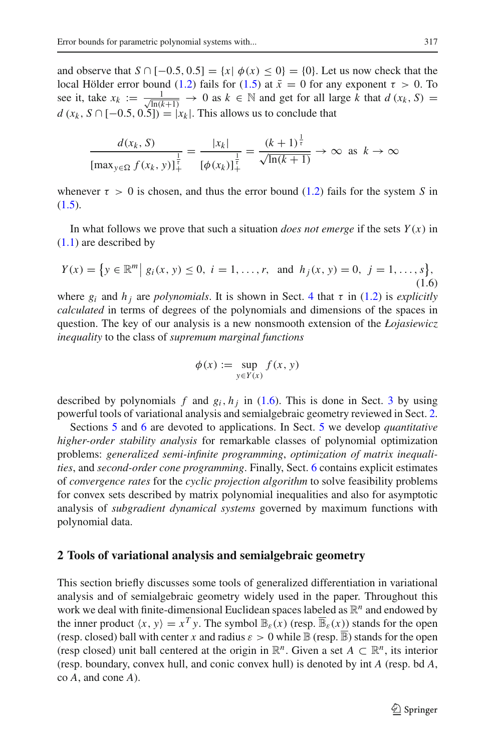and observe that $S \cap [-0.5, 0.5] = \{x|\ \phi(x) \le 0\} = \{0\}$. Let us now check that the local Hölder error bound (1.2) fails for (1.5) at $\bar{x} = 0$ for any exponent $\tau > 0$. To see it, take $x_k := \frac{1}{\sqrt{\ln(k+1)}} \to 0$ as $k \in \mathbb{N}$ and get for all large $k$ that $d(x_k, S) = d(x_k, S \cap [-0.5, 0.5]) = |x_k|$. This allows us to conclude that

$$\frac{d(x_k, S)}{[\max_{y\in\Omega} f(x_k, y)]_+^{\frac{1}{\tau}}} = \frac{|x_k|}{[\phi(x_k)]_+^{\frac{1}{\tau}}} = \frac{(k+1)^{\frac{1}{\tau}}}{\sqrt{\ln(k+1)}} \to \infty \text{ as } k \to \infty$$

whenever $\tau > 0$ is chosen, and thus the error bound (1.2) fails for the system $S$ in (1.5).

In what follows we prove that such a situation *does not emerge* if the sets $Y(x)$ in (1.1) are described by

$$Y(x) = \left\{ y \in \mathbb{R}^m \middle|\ g_i(x, y) \le 0,\ i = 1, \ldots, r, \text{ and } h_j(x, y) = 0,\ j = 1, \ldots, s \right\}, \tag{1.6}$$

where $g_i$ and $h_j$ are *polynomials*. It is shown in Sect. 4 that $\tau$ in (1.2) is *explicitly calculated* in terms of degrees of the polynomials and dimensions of the spaces in question. The key of our analysis is a new nonsmooth extension of the *Łojasiewicz inequality* to the class of *supremum marginal functions*

$$\phi(x) := \sup_{y\in Y(x)} f(x, y)$$

described by polynomials $f$ and $g_i, h_j$ in (1.6). This is done in Sect. 3 by using powerful tools of variational analysis and semialgebraic geometry reviewed in Sect. 2.

Sections 5 and 6 are devoted to applications. In Sect. 5 we develop *quantitative higher-order stability analysis* for remarkable classes of polynomial optimization problems: *generalized semi-infinite programming*, *optimization of matrix inequalities*, and *second-order cone programming*. Finally, Sect. 6 contains explicit estimates of *convergence rates* for the *cyclic projection algorithm* to solve feasibility problems for convex sets described by matrix polynomial inequalities and also for asymptotic analysis of *subgradient dynamical systems* governed by maximum functions with polynomial data.

## 2 Tools of variational analysis and semialgebraic geometry

This section briefly discusses some tools of generalized differentiation in variational analysis and of semialgebraic geometry widely used in the paper. Throughout this work we deal with finite-dimensional Euclidean spaces labeled as $\mathbb{R}^n$ and endowed by the inner product $\langle x, y\rangle = x^T y$. The symbol $\mathbb{B}_\varepsilon(x)$ (resp. $\overline{\mathbb{B}}_\varepsilon(x)$) stands for the open (resp. closed) ball with center $x$ and radius $\varepsilon > 0$ while $\mathbb{B}$ (resp. $\overline{\mathbb{B}}$) stands for the open (resp closed) unit ball centered at the origin in $\mathbb{R}^n$. Given a set $A \subset \mathbb{R}^n$, its interior (resp. boundary, convex hull, and conic convex hull) is denoted by int $A$ (resp. bd $A$, co $A$, and cone $A$).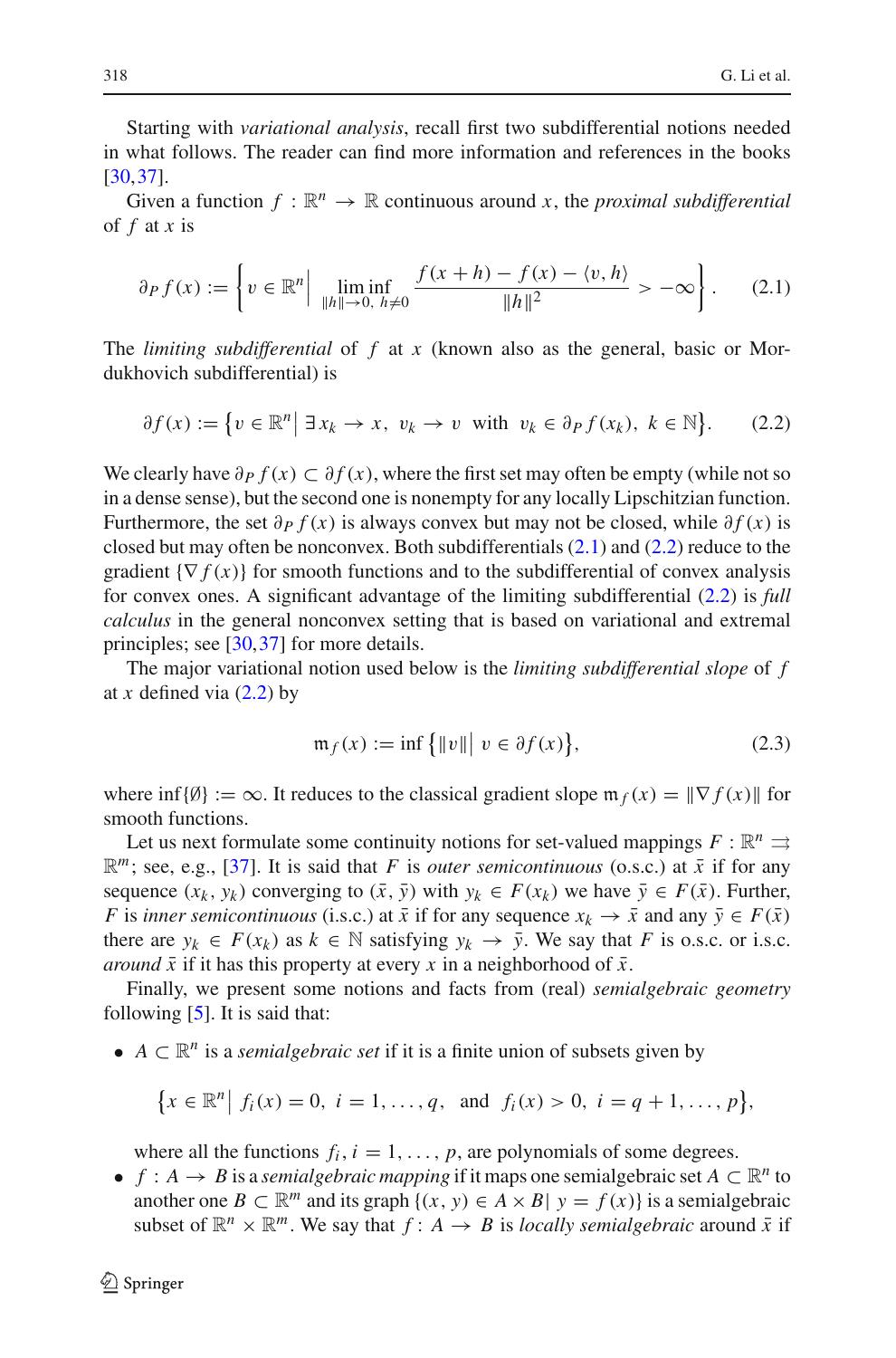Starting with *variational analysis*, recall first two subdifferential notions needed in what follows. The reader can find more information and references in the books [30,37].

Given a function $f : \mathbb{R}^n \to \mathbb{R}$ continuous around $x$, the *proximal subdifferential* of $f$ at $x$ is

$$\partial_P f(x) := \left\{ v \in \mathbb{R}^n \Big| \liminf_{\|h\|\to 0,\ h\neq 0} \frac{f(x+h) - f(x) - \langle v, h\rangle}{\|h\|^2} > -\infty \right\}. \tag{2.1}$$

The *limiting subdifferential* of $f$ at $x$ (known also as the general, basic or Mordukhovich subdifferential) is

$$\partial f(x) := \left\{ v \in \mathbb{R}^n \big| \, \exists\, x_k \to x,\ v_k \to v \ \text{ with } \ v_k \in \partial_P f(x_k),\ k \in \mathbb{N} \right\}. \tag{2.2}$$

We clearly have $\partial_P f(x) \subset \partial f(x)$, where the first set may often be empty (while not so in a dense sense), but the second one is nonempty for any locally Lipschitzian function. Furthermore, the set $\partial_P f(x)$ is always convex but may not be closed, while $\partial f(x)$ is closed but may often be nonconvex. Both subdifferentials (2.1) and (2.2) reduce to the gradient $\{\nabla f(x)\}$ for smooth functions and to the subdifferential of convex analysis for convex ones. A significant advantage of the limiting subdifferential (2.2) is *full calculus* in the general nonconvex setting that is based on variational and extremal principles; see [30,37] for more details.

The major variational notion used below is the *limiting subdifferential slope* of $f$ at $x$ defined via (2.2) by

$$\mathfrak{m}_f(x) := \inf \left\{ \|v\| \big| \ v \in \partial f(x) \right\}, \tag{2.3}$$

where $\inf\{\emptyset\} := \infty$. It reduces to the classical gradient slope $\mathfrak{m}_f(x) = \|\nabla f(x)\|$ for smooth functions.

Let us next formulate some continuity notions for set-valued mappings $F : \mathbb{R}^n \rightrightarrows \mathbb{R}^m$; see, e.g., [37]. It is said that $F$ is *outer semicontinuous* (o.s.c.) at $\bar{x}$ if for any sequence $(x_k, y_k)$ converging to $(\bar{x}, \bar{y})$ with $y_k \in F(x_k)$ we have $\bar{y} \in F(\bar{x})$. Further, $F$ is *inner semicontinuous* (i.s.c.) at $\bar{x}$ if for any sequence $x_k \to \bar{x}$ and any $\bar{y} \in F(\bar{x})$ there are $y_k \in F(x_k)$ as $k \in \mathbb{N}$ satisfying $y_k \to \bar{y}$. We say that $F$ is o.s.c. or i.s.c. *around* $\bar{x}$ if it has this property at every $x$ in a neighborhood of $\bar{x}$.

Finally, we present some notions and facts from (real) *semialgebraic geometry* following [5]. It is said that:

- $A \subset \mathbb{R}^n$ is a *semialgebraic set* if it is a finite union of subsets given by

  $$\left\{ x \in \mathbb{R}^n \big| \ f_i(x) = 0,\ i = 1, \ldots, q, \ \text{ and } \ f_i(x) > 0,\ i = q+1, \ldots, p \right\},$$

  where all the functions $f_i, i = 1, \ldots, p$, are polynomials of some degrees.
- $f : A \to B$ is a *semialgebraic mapping* if it maps one semialgebraic set $A \subset \mathbb{R}^n$ to another one $B \subset \mathbb{R}^m$ and its graph $\{(x, y) \in A \times B | \ y = f(x)\}$ is a semialgebraic subset of $\mathbb{R}^n \times \mathbb{R}^m$. We say that $f : A \to B$ is *locally semialgebraic* around $\bar{x}$ if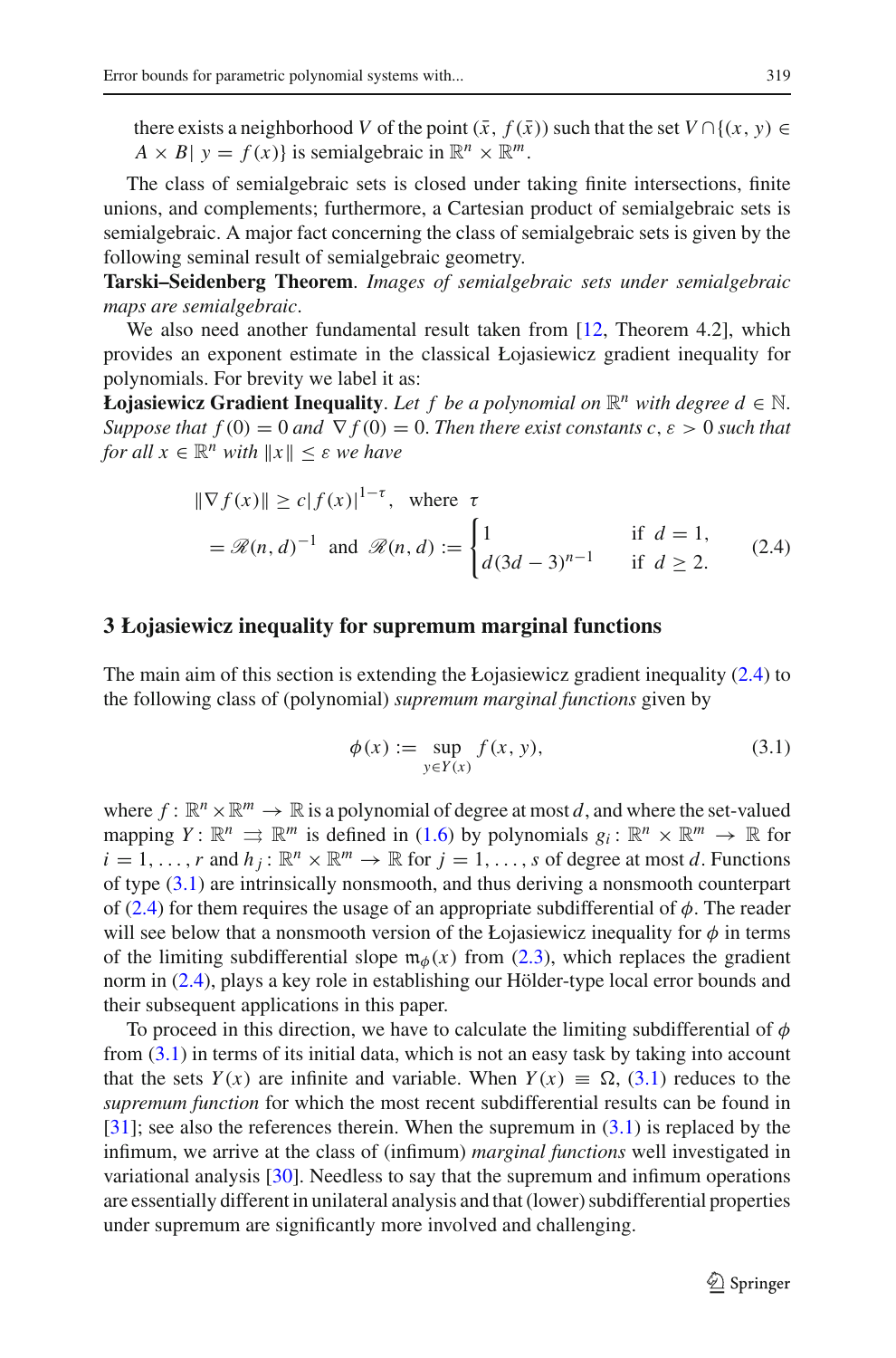there exists a neighborhood $V$ of the point $(\bar{x}, f(\bar{x}))$ such that the set $V \cap \{(x, y) \in A \times B \mid y = f(x)\}$ is semialgebraic in $\mathbb{R}^n \times \mathbb{R}^m$.

The class of semialgebraic sets is closed under taking finite intersections, finite unions, and complements; furthermore, a Cartesian product of semialgebraic sets is semialgebraic. A major fact concerning the class of semialgebraic sets is given by the following seminal result of semialgebraic geometry.

**Tarski–Seidenberg Theorem**. *Images of semialgebraic sets under semialgebraic maps are semialgebraic.*

We also need another fundamental result taken from [12, Theorem 4.2], which provides an exponent estimate in the classical Łojasiewicz gradient inequality for polynomials. For brevity we label it as:

**Łojasiewicz Gradient Inequality**. *Let $f$ be a polynomial on $\mathbb{R}^n$ with degree $d \in \mathbb{N}$. Suppose that $f(0) = 0$ and $\nabla f(0) = 0$. Then there exist constants $c, \varepsilon > 0$ such that for all $x \in \mathbb{R}^n$ with $\|x\| \leq \varepsilon$ we have*

$$\|\nabla f(x)\| \geq c|f(x)|^{1-\tau}, \quad \text{where} \quad \tau = \mathscr{R}(n, d)^{-1} \quad \text{and} \quad \mathscr{R}(n, d) := \begin{cases} 1 & \text{if } d = 1, \\ d(3d-3)^{n-1} & \text{if } d \geq 2. \end{cases} \tag{2.4}$$

## 3 Łojasiewicz inequality for supremum marginal functions

The main aim of this section is extending the Łojasiewicz gradient inequality (2.4) to the following class of (polynomial) *supremum marginal functions* given by

$$\phi(x) := \sup_{y \in Y(x)} f(x, y), \tag{3.1}$$

where $f : \mathbb{R}^n \times \mathbb{R}^m \to \mathbb{R}$ is a polynomial of degree at most $d$, and where the set-valued mapping $Y : \mathbb{R}^n \rightrightarrows \mathbb{R}^m$ is defined in (1.6) by polynomials $g_i : \mathbb{R}^n \times \mathbb{R}^m \to \mathbb{R}$ for $i = 1, \ldots, r$ and $h_j : \mathbb{R}^n \times \mathbb{R}^m \to \mathbb{R}$ for $j = 1, \ldots, s$ of degree at most $d$. Functions of type (3.1) are intrinsically nonsmooth, and thus deriving a nonsmooth counterpart of (2.4) for them requires the usage of an appropriate subdifferential of $\phi$. The reader will see below that a nonsmooth version of the Łojasiewicz inequality for $\phi$ in terms of the limiting subdifferential slope $\mathfrak{m}_\phi(x)$ from (2.3), which replaces the gradient norm in (2.4), plays a key role in establishing our Hölder-type local error bounds and their subsequent applications in this paper.

To proceed in this direction, we have to calculate the limiting subdifferential of $\phi$ from (3.1) in terms of its initial data, which is not an easy task by taking into account that the sets $Y(x)$ are infinite and variable. When $Y(x) \equiv \Omega$, (3.1) reduces to the *supremum function* for which the most recent subdifferential results can be found in [31]; see also the references therein. When the supremum in (3.1) is replaced by the infimum, we arrive at the class of (infimum) *marginal functions* well investigated in variational analysis [30]. Needless to say that the supremum and infimum operations are essentially different in unilateral analysis and that (lower) subdifferential properties under supremum are significantly more involved and challenging.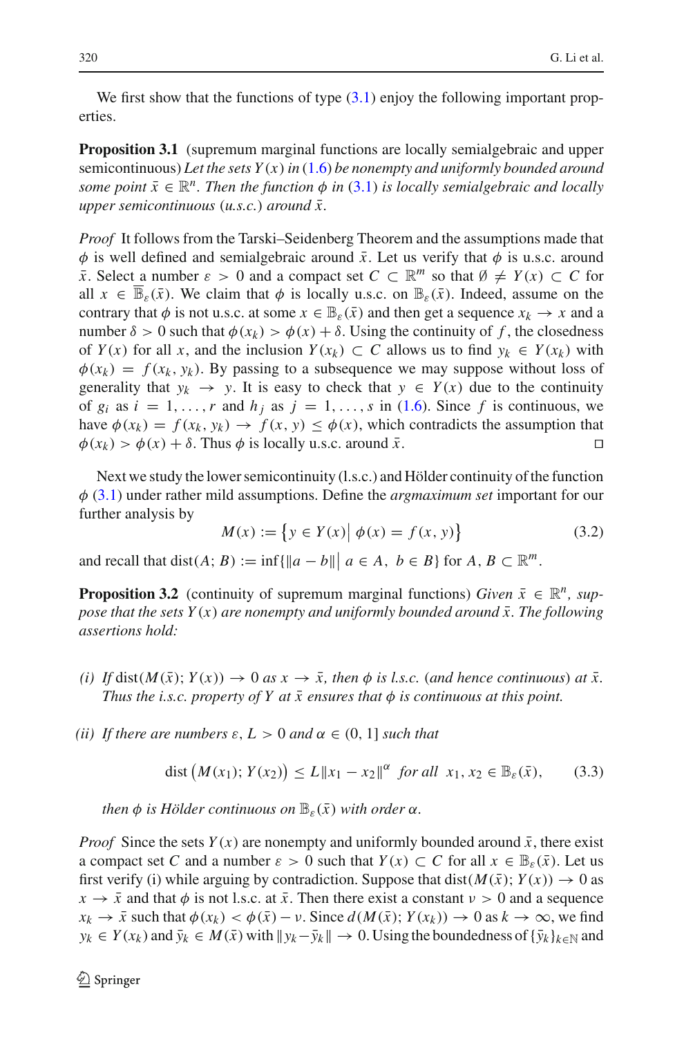We first show that the functions of type (3.1) enjoy the following important properties.

**Proposition 3.1** (supremum marginal functions are locally semialgebraic and upper semicontinuous) *Let the sets $Y(x)$ in (1.6) be nonempty and uniformly bounded around some point $\bar{x} \in \mathbb{R}^n$. Then the function $\phi$ in (3.1) is locally semialgebraic and locally upper semicontinuous (u.s.c.) around $\bar{x}$.*

*Proof* It follows from the Tarski–Seidenberg Theorem and the assumptions made that $\phi$ is well defined and semialgebraic around $\bar{x}$. Let us verify that $\phi$ is u.s.c. around $\bar{x}$. Select a number $\varepsilon > 0$ and a compact set $C \subset \mathbb{R}^m$ so that $\emptyset \neq Y(x) \subset C$ for all $x \in \overline{\mathbb{B}}_\varepsilon(\bar{x})$. We claim that $\phi$ is locally u.s.c. on $\mathbb{B}_\varepsilon(\bar{x})$. Indeed, assume on the contrary that $\phi$ is not u.s.c. at some $x \in \mathbb{B}_\varepsilon(\bar{x})$ and then get a sequence $x_k \to x$ and a number $\delta > 0$ such that $\phi(x_k) > \phi(x) + \delta$. Using the continuity of $f$, the closedness of $Y(x)$ for all $x$, and the inclusion $Y(x_k) \subset C$ allows us to find $y_k \in Y(x_k)$ with $\phi(x_k) = f(x_k, y_k)$. By passing to a subsequence we may suppose without loss of generality that $y_k \to y$. It is easy to check that $y \in Y(x)$ due to the continuity of $g_i$ as $i = 1, \ldots, r$ and $h_j$ as $j = 1, \ldots, s$ in (1.6). Since $f$ is continuous, we have $\phi(x_k) = f(x_k, y_k) \to f(x, y) \le \phi(x)$, which contradicts the assumption that $\phi(x_k) > \phi(x) + \delta$. Thus $\phi$ is locally u.s.c. around $\bar{x}$. $\square$

Next we study the lower semicontinuity (l.s.c.) and Hölder continuity of the function $\phi$ (3.1) under rather mild assumptions. Define the *argmaximum set* important for our further analysis by

$$M(x) := \left\{ y \in Y(x) \,\middle|\, \phi(x) = f(x, y) \right\} \tag{3.2}$$

and recall that $\mathrm{dist}(A; B) := \inf\{\|a - b\| \,|\, a \in A,\ b \in B\}$ for $A, B \subset \mathbb{R}^m$.

**Proposition 3.2** (continuity of supremum marginal functions) *Given $\bar{x} \in \mathbb{R}^n$, suppose that the sets $Y(x)$ are nonempty and uniformly bounded around $\bar{x}$. The following assertions hold:*

*(i) If $\mathrm{dist}(M(\bar{x}); Y(x)) \to 0$ as $x \to \bar{x}$, then $\phi$ is l.s.c. (and hence continuous) at $\bar{x}$. Thus the i.s.c. property of $Y$ at $\bar{x}$ ensures that $\phi$ is continuous at this point.*

*(ii) If there are numbers $\varepsilon, L > 0$ and $\alpha \in (0, 1]$ such that*

$$\mathrm{dist}\left(M(x_1); Y(x_2)\right) \le L\|x_1 - x_2\|^\alpha \ \textit{ for all } \ x_1, x_2 \in \mathbb{B}_\varepsilon(\bar{x}), \tag{3.3}$$

*then $\phi$ is Hölder continuous on $\mathbb{B}_\varepsilon(\bar{x})$ with order $\alpha$.*

*Proof* Since the sets $Y(x)$ are nonempty and uniformly bounded around $\bar{x}$, there exist a compact set $C$ and a number $\varepsilon > 0$ such that $Y(x) \subset C$ for all $x \in \mathbb{B}_\varepsilon(\bar{x})$. Let us first verify (i) while arguing by contradiction. Suppose that $\mathrm{dist}(M(\bar{x}); Y(x)) \to 0$ as $x \to \bar{x}$ and that $\phi$ is not l.s.c. at $\bar{x}$. Then there exist a constant $\nu > 0$ and a sequence $x_k \to \bar{x}$ such that $\phi(x_k) < \phi(\bar{x}) - \nu$. Since $d(M(\bar{x}); Y(x_k)) \to 0$ as $k \to \infty$, we find $y_k \in Y(x_k)$ and $\bar{y}_k \in M(\bar{x})$ with $\|y_k - \bar{y}_k\| \to 0$. Using the boundedness of $\{\bar{y}_k\}_{k \in \mathbb{N}}$ and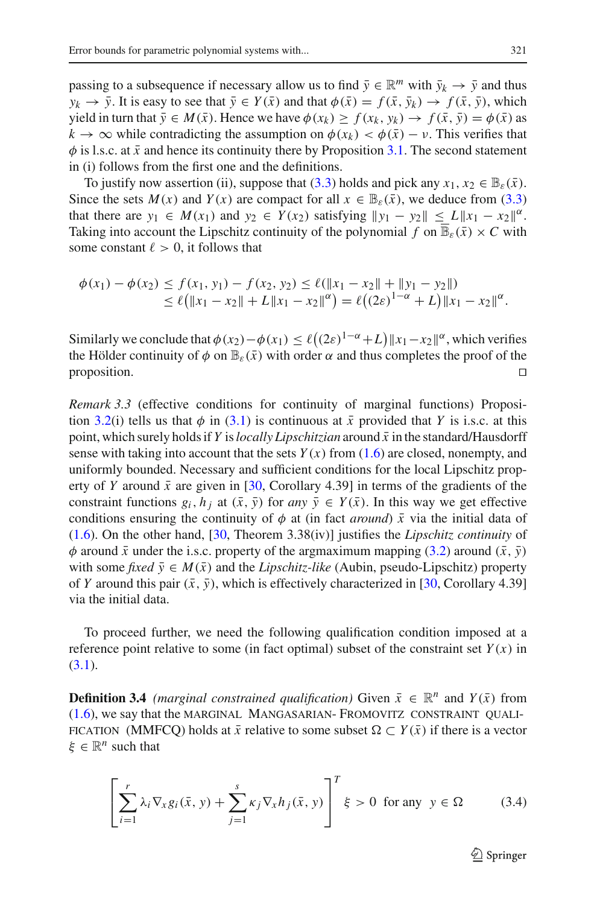passing to a subsequence if necessary allow us to find $\bar{y} \in \mathbb{R}^m$ with $\bar{y}_k \to \bar{y}$ and thus $y_k \to \bar{y}$. It is easy to see that $\bar{y} \in Y(\bar{x})$ and that $\phi(\bar{x}) = f(\bar{x}, \bar{y}_k) \to f(\bar{x}, \bar{y})$, which yield in turn that $\bar{y} \in M(\bar{x})$. Hence we have $\phi(x_k) \geq f(x_k, y_k) \to f(\bar{x}, \bar{y}) = \phi(\bar{x})$ as $k \to \infty$ while contradicting the assumption on $\phi(x_k) < \phi(\bar{x}) - \nu$. This verifies that $\phi$ is l.s.c. at $\bar{x}$ and hence its continuity there by Proposition 3.1. The second statement in (i) follows from the first one and the definitions.

To justify now assertion (ii), suppose that (3.3) holds and pick any $x_1, x_2 \in \mathbb{B}_\varepsilon(\bar{x})$. Since the sets $M(x)$ and $Y(x)$ are compact for all $x \in \mathbb{B}_\varepsilon(\bar{x})$, we deduce from (3.3) that there are $y_1 \in M(x_1)$ and $y_2 \in Y(x_2)$ satisfying $\|y_1 - y_2\| \leq L\|x_1 - x_2\|^\alpha$. Taking into account the Lipschitz continuity of the polynomial $f$ on $\overline{\mathbb{B}}_\varepsilon(\bar{x}) \times C$ with some constant $\ell > 0$, it follows that

$$
\begin{aligned}
\phi(x_1) - \phi(x_2) &\leq f(x_1, y_1) - f(x_2, y_2) \leq \ell(\|x_1 - x_2\| + \|y_1 - y_2\|) \\
&\leq \ell\big(\|x_1 - x_2\| + L\|x_1 - x_2\|^\alpha\big) = \ell\big((2\varepsilon)^{1-\alpha} + L\big)\|x_1 - x_2\|^\alpha.
\end{aligned}
$$

Similarly we conclude that $\phi(x_2) - \phi(x_1) \leq \ell\big((2\varepsilon)^{1-\alpha} + L\big)\|x_1 - x_2\|^\alpha$, which verifies the Hölder continuity of $\phi$ on $\mathbb{B}_\varepsilon(\bar{x})$ with order $\alpha$ and thus completes the proof of the proposition. □

*Remark 3.3* (effective conditions for continuity of marginal functions) Proposition 3.2(i) tells us that $\phi$ in (3.1) is continuous at $\bar{x}$ provided that $Y$ is i.s.c. at this point, which surely holds if $Y$ is *locally Lipschitzian* around $\bar{x}$ in the standard/Hausdorff sense with taking into account that the sets $Y(x)$ from (1.6) are closed, nonempty, and uniformly bounded. Necessary and sufficient conditions for the local Lipschitz property of $Y$ around $\bar{x}$ are given in [30, Corollary 4.39] in terms of the gradients of the constraint functions $g_i, h_j$ at $(\bar{x}, \bar{y})$ for *any* $\bar{y} \in Y(\bar{x})$. In this way we get effective conditions ensuring the continuity of $\phi$ at (in fact *around*) $\bar{x}$ via the initial data of (1.6). On the other hand, [30, Theorem 3.38(iv)] justifies the *Lipschitz continuity* of $\phi$ around $\bar{x}$ under the i.s.c. property of the argmaximum mapping (3.2) around $(\bar{x}, \bar{y})$ with some *fixed* $\bar{y} \in M(\bar{x})$ and the *Lipschitz-like* (Aubin, pseudo-Lipschitz) property of $Y$ around this pair $(\bar{x}, \bar{y})$, which is effectively characterized in [30, Corollary 4.39] via the initial data.

To proceed further, we need the following qualification condition imposed at a reference point relative to some (in fact optimal) subset of the constraint set $Y(x)$ in (3.1).

**Definition 3.4** *(marginal constrained qualification)* Given $\bar{x} \in \mathbb{R}^n$ and $Y(\bar{x})$ from (1.6), we say that the MARGINAL MANGASARIAN- FROMOVITZ CONSTRAINT QUALIFICATION (MMFCQ) holds at $\bar{x}$ relative to some subset $\Omega \subset Y(\bar{x})$ if there is a vector $\xi \in \mathbb{R}^n$ such that

$$
\left[\sum_{i=1}^{r} \lambda_i \nabla_x g_i(\bar{x}, y) + \sum_{j=1}^{s} \kappa_j \nabla_x h_j(\bar{x}, y)\right]^T \xi > 0 \quad \text{for any} \quad y \in \Omega \tag{3.4}
$$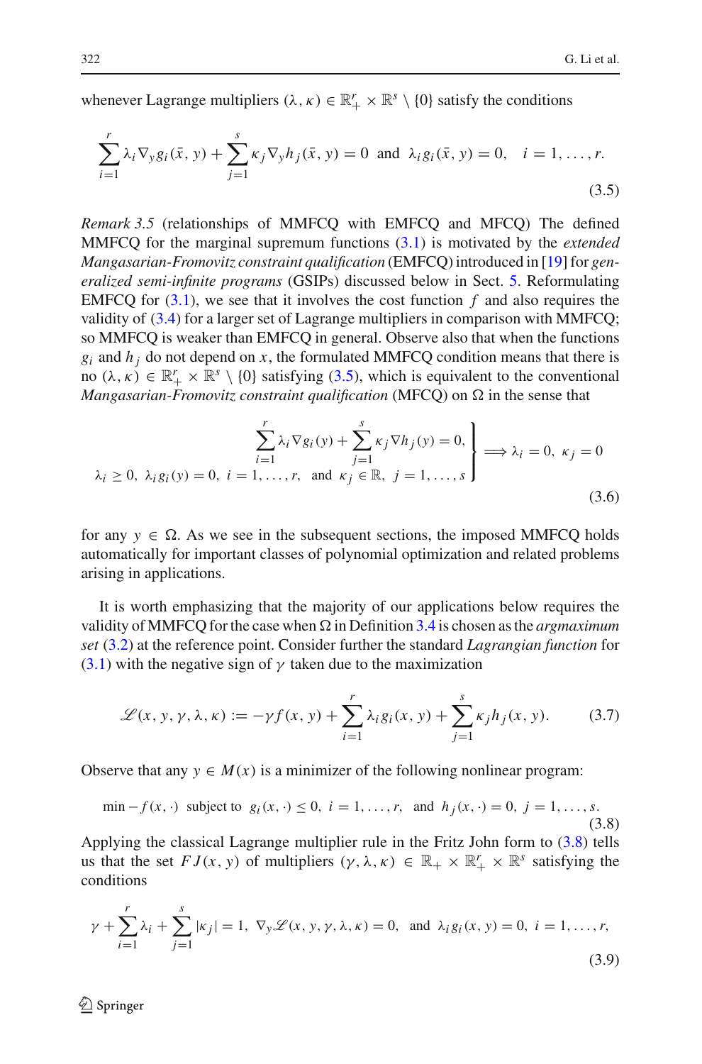whenever Lagrange multipliers $(\lambda, \kappa) \in \mathbb{R}^r_+ \times \mathbb{R}^s \setminus \{0\}$ satisfy the conditions

$$\sum_{i=1}^r \lambda_i \nabla_y g_i(\bar{x}, y) + \sum_{j=1}^s \kappa_j \nabla_y h_j(\bar{x}, y) = 0 \;\text{ and }\; \lambda_i g_i(\bar{x}, y) = 0, \quad i = 1, \ldots, r. \tag{3.5}$$

*Remark 3.5* (relationships of MMFCQ with EMFCQ and MFCQ) The defined MMFCQ for the marginal supremum functions (3.1) is motivated by the *extended Mangasarian-Fromovitz constraint qualification* (EMFCQ) introduced in [19] for *generalized semi-infinite programs* (GSIPs) discussed below in Sect. 5. Reformulating EMFCQ for (3.1), we see that it involves the cost function $f$ and also requires the validity of (3.4) for a larger set of Lagrange multipliers in comparison with MMFCQ; so MMFCQ is weaker than EMFCQ in general. Observe also that when the functions $g_i$ and $h_j$ do not depend on $x$, the formulated MMFCQ condition means that there is no $(\lambda, \kappa) \in \mathbb{R}^r_+ \times \mathbb{R}^s \setminus \{0\}$ satisfying (3.5), which is equivalent to the conventional *Mangasarian-Fromovitz constraint qualification* (MFCQ) on $\Omega$ in the sense that

$$\left.\begin{array}{r} \sum_{i=1}^r \lambda_i \nabla g_i(y) + \sum_{j=1}^s \kappa_j \nabla h_j(y) = 0, \\ \lambda_i \geq 0,\ \lambda_i g_i(y) = 0,\ i = 1, \ldots, r, \;\text{ and }\; \kappa_j \in \mathbb{R},\ j = 1, \ldots, s \end{array}\right\} \Longrightarrow \lambda_i = 0,\ \kappa_j = 0 \tag{3.6}$$

for any $y \in \Omega$. As we see in the subsequent sections, the imposed MMFCQ holds automatically for important classes of polynomial optimization and related problems arising in applications.

It is worth emphasizing that the majority of our applications below requires the validity of MMFCQ for the case when $\Omega$ in Definition 3.4 is chosen as the *argmaximum set* (3.2) at the reference point. Consider further the standard *Lagrangian function* for (3.1) with the negative sign of $\gamma$ taken due to the maximization

$$\mathscr{L}(x, y, \gamma, \lambda, \kappa) := -\gamma f(x, y) + \sum_{i=1}^r \lambda_i g_i(x, y) + \sum_{j=1}^s \kappa_j h_j(x, y). \tag{3.7}$$

Observe that any $y \in M(x)$ is a minimizer of the following nonlinear program:

$$\min -f(x, \cdot) \;\text{ subject to }\; g_i(x, \cdot) \leq 0,\ i = 1, \ldots, r, \;\text{ and }\; h_j(x, \cdot) = 0,\ j = 1, \ldots, s. \tag{3.8}$$

Applying the classical Lagrange multiplier rule in the Fritz John form to (3.8) tells us that the set $FJ(x, y)$ of multipliers $(\gamma, \lambda, \kappa) \in \mathbb{R}_+ \times \mathbb{R}^r_+ \times \mathbb{R}^s$ satisfying the conditions

$$\gamma + \sum_{i=1}^r \lambda_i + \sum_{j=1}^s |\kappa_j| = 1,\ \nabla_y \mathscr{L}(x, y, \gamma, \lambda, \kappa) = 0, \;\text{ and }\; \lambda_i g_i(x, y) = 0,\ i = 1, \ldots, r, \tag{3.9}$$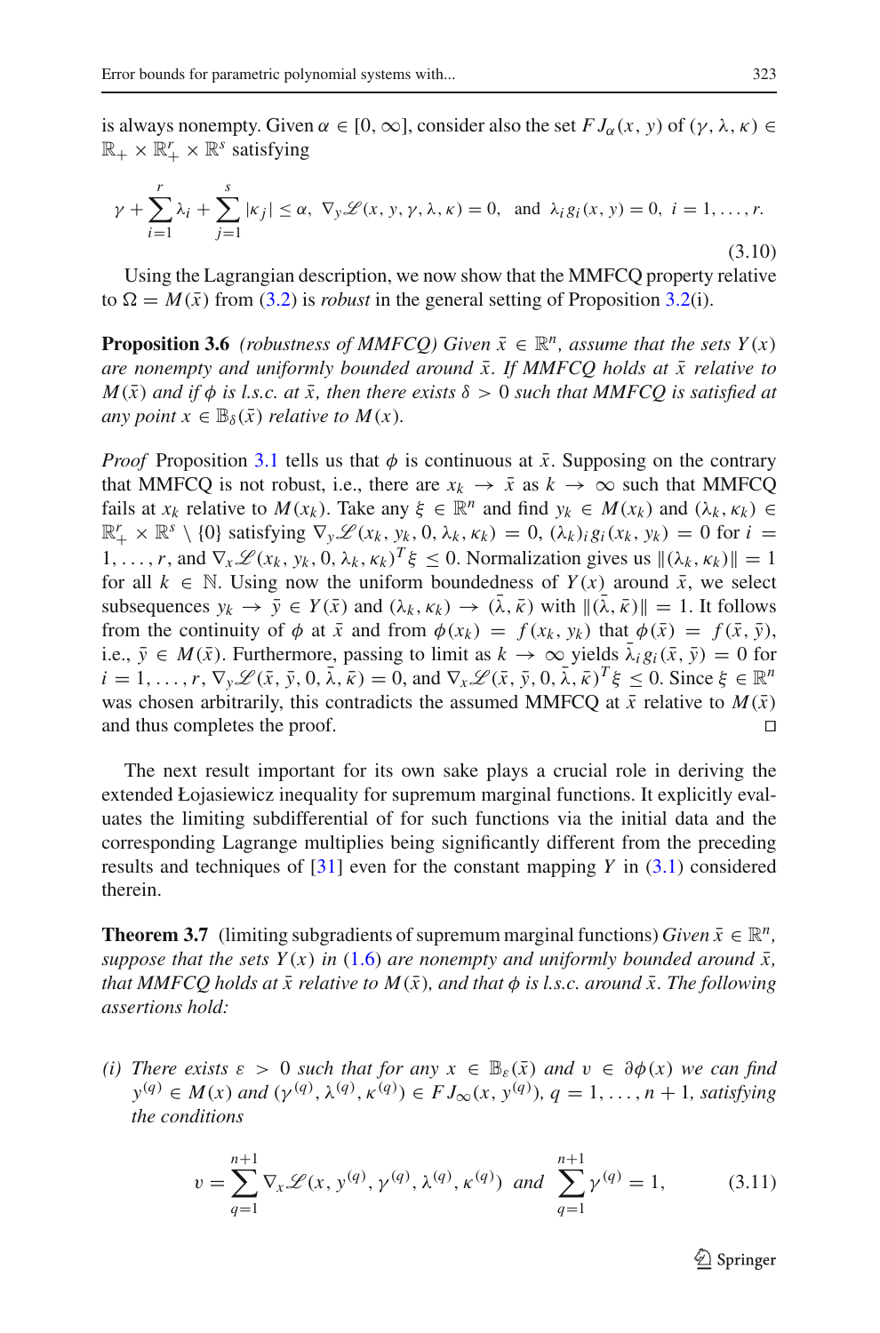is always nonempty. Given $\alpha \in [0, \infty]$, consider also the set $FJ_\alpha(x, y)$ of $(\gamma, \lambda, \kappa) \in \mathbb{R}_+ \times \mathbb{R}^r_+ \times \mathbb{R}^s$ satisfying

$$
\gamma + \sum_{i=1}^{r} \lambda_i + \sum_{j=1}^{s} |\kappa_j| \le \alpha, \;\; \nabla_y \mathscr{L}(x, y, \gamma, \lambda, \kappa) = 0, \;\; \text{and} \;\; \lambda_i g_i(x, y) = 0, \; i = 1, \ldots, r. \tag{3.10}
$$

Using the Lagrangian description, we now show that the MMFCQ property relative to $\Omega = M(\bar{x})$ from (3.2) is *robust* in the general setting of Proposition 3.2(i).

**Proposition 3.6** *(robustness of MMFCQ) Given $\bar{x} \in \mathbb{R}^n$, assume that the sets $Y(x)$ are nonempty and uniformly bounded around $\bar{x}$. If MMFCQ holds at $\bar{x}$ relative to $M(\bar{x})$ and if $\phi$ is l.s.c. at $\bar{x}$, then there exists $\delta > 0$ such that MMFCQ is satisfied at any point $x \in \mathbb{B}_\delta(\bar{x})$ relative to $M(x)$.*

*Proof* Proposition 3.1 tells us that $\phi$ is continuous at $\bar{x}$. Supposing on the contrary that MMFCQ is not robust, i.e., there are $x_k \to \bar{x}$ as $k \to \infty$ such that MMFCQ fails at $x_k$ relative to $M(x_k)$. Take any $\xi \in \mathbb{R}^n$ and find $y_k \in M(x_k)$ and $(\lambda_k, \kappa_k) \in \mathbb{R}^r_+ \times \mathbb{R}^s \setminus \{0\}$ satisfying $\nabla_y \mathscr{L}(x_k, y_k, 0, \lambda_k, \kappa_k) = 0$, $(\lambda_k)_i g_i(x_k, y_k) = 0$ for $i = 1, \ldots, r$, and $\nabla_x \mathscr{L}(x_k, y_k, 0, \lambda_k, \kappa_k)^T \xi \le 0$. Normalization gives us $\|(\lambda_k, \kappa_k)\| = 1$ for all $k \in \mathbb{N}$. Using now the uniform boundedness of $Y(x)$ around $\bar{x}$, we select subsequences $y_k \to \bar{y} \in Y(\bar{x})$ and $(\lambda_k, \kappa_k) \to (\bar{\lambda}, \bar{\kappa})$ with $\|(\bar{\lambda}, \bar{\kappa})\| = 1$. It follows from the continuity of $\phi$ at $\bar{x}$ and from $\phi(x_k) = f(x_k, y_k)$ that $\phi(\bar{x}) = f(\bar{x}, \bar{y})$, i.e., $\bar{y} \in M(\bar{x})$. Furthermore, passing to limit as $k \to \infty$ yields $\bar{\lambda}_i g_i(\bar{x}, \bar{y}) = 0$ for $i = 1, \ldots, r$, $\nabla_y \mathscr{L}(\bar{x}, \bar{y}, 0, \bar{\lambda}, \bar{\kappa}) = 0$, and $\nabla_x \mathscr{L}(\bar{x}, \bar{y}, 0, \bar{\lambda}, \bar{\kappa})^T \xi \le 0$. Since $\xi \in \mathbb{R}^n$ was chosen arbitrarily, this contradicts the assumed MMFCQ at $\bar{x}$ relative to $M(\bar{x})$ and thus completes the proof. □

The next result important for its own sake plays a crucial role in deriving the extended Łojasiewicz inequality for supremum marginal functions. It explicitly evaluates the limiting subdifferential of for such functions via the initial data and the corresponding Lagrange multipliers being significantly different from the preceding results and techniques of [31] even for the constant mapping $Y$ in (3.1) considered therein.

**Theorem 3.7** (limiting subgradients of supremum marginal functions) *Given $\bar{x} \in \mathbb{R}^n$, suppose that the sets $Y(x)$ in (1.6) are nonempty and uniformly bounded around $\bar{x}$, that MMFCQ holds at $\bar{x}$ relative to $M(\bar{x})$, and that $\phi$ is l.s.c. around $\bar{x}$. The following assertions hold:*

*(i) There exists $\varepsilon > 0$ such that for any $x \in \mathbb{B}_\varepsilon(\bar{x})$ and $v \in \partial\phi(x)$ we can find $y^{(q)} \in M(x)$ and $(\gamma^{(q)}, \lambda^{(q)}, \kappa^{(q)}) \in FJ_\infty(x, y^{(q)})$, $q = 1, \ldots, n+1$, satisfying the conditions*

$$
v = \sum_{q=1}^{n+1} \nabla_x \mathscr{L}(x, y^{(q)}, \gamma^{(q)}, \lambda^{(q)}, \kappa^{(q)}) \;\; \text{and} \;\; \sum_{q=1}^{n+1} \gamma^{(q)} = 1, \tag{3.11}
$$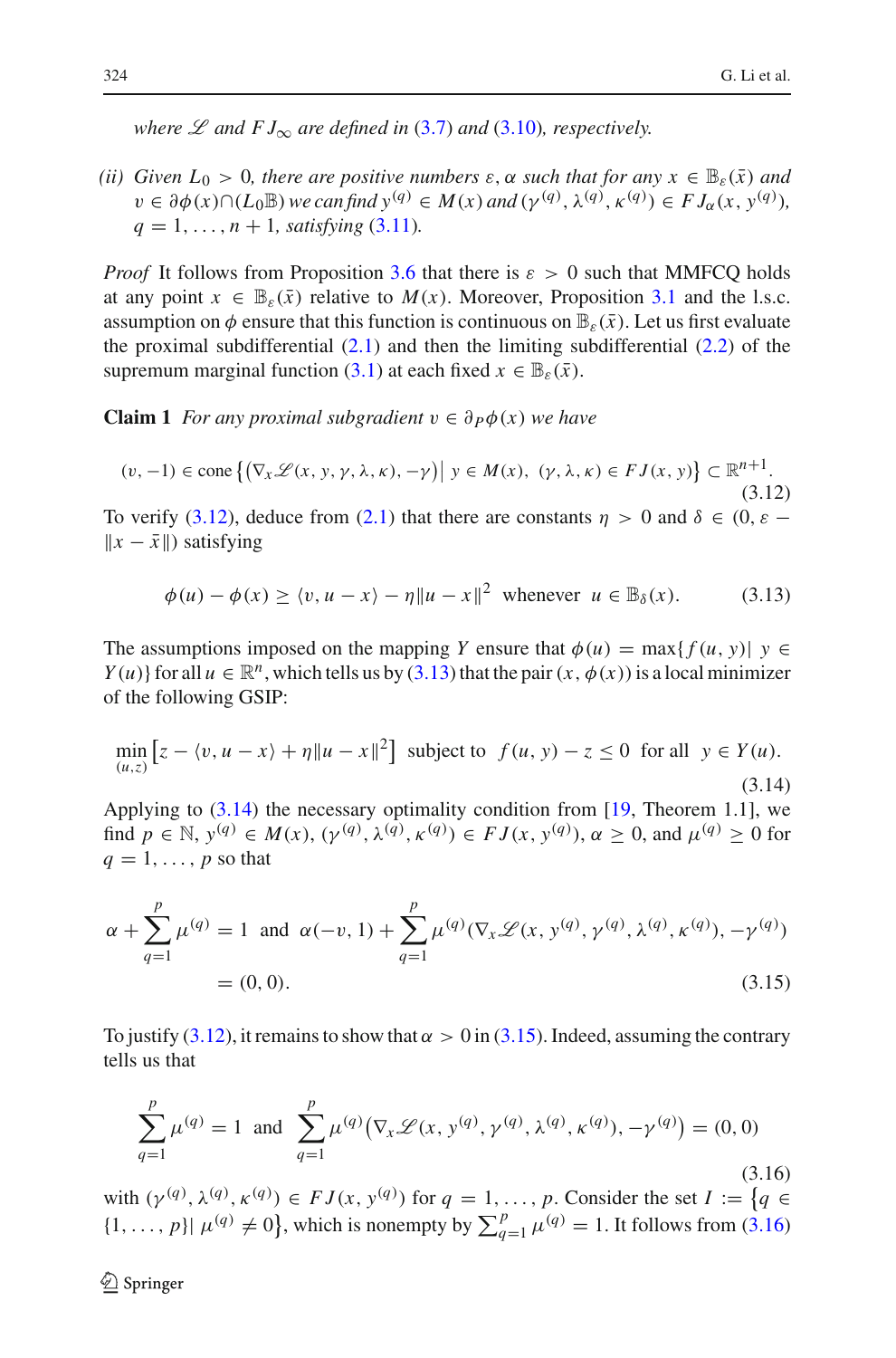*where $\mathscr{L}$ and $FJ_\infty$ are defined in (3.7) and (3.10), respectively.*

(ii) *Given $L_0 > 0$, there are positive numbers $\varepsilon, \alpha$ such that for any $x \in \mathbb{B}_\varepsilon(\bar{x})$ and $v \in \partial\phi(x) \cap (L_0\mathbb{B})$ we can find $y^{(q)} \in M(x)$ and $(\gamma^{(q)}, \lambda^{(q)}, \kappa^{(q)}) \in FJ_\alpha(x, y^{(q)})$, $q = 1, \ldots, n+1$, satisfying (3.11).*

*Proof* It follows from Proposition 3.6 that there is $\varepsilon > 0$ such that MMFCQ holds at any point $x \in \mathbb{B}_\varepsilon(\bar{x})$ relative to $M(x)$. Moreover, Proposition 3.1 and the l.s.c. assumption on $\phi$ ensure that this function is continuous on $\mathbb{B}_\varepsilon(\bar{x})$. Let us first evaluate the proximal subdifferential (2.1) and then the limiting subdifferential (2.2) of the supremum marginal function (3.1) at each fixed $x \in \mathbb{B}_\varepsilon(\bar{x})$.

**Claim 1** *For any proximal subgradient $v \in \partial_P\phi(x)$ we have*

$$(v, -1) \in \text{cone}\left\{\left(\nabla_x \mathscr{L}(x, y, \gamma, \lambda, \kappa), -\gamma\right) \middle|\ y \in M(x),\ (\gamma, \lambda, \kappa) \in FJ(x, y)\right\} \subset \mathbb{R}^{n+1}. \tag{3.12}$$

To verify (3.12), deduce from (2.1) that there are constants $\eta > 0$ and $\delta \in (0, \varepsilon - \|x - \bar{x}\|)$ satisfying

$$\phi(u) - \phi(x) \geq \langle v, u - x\rangle - \eta\|u - x\|^2 \ \text{ whenever } \ u \in \mathbb{B}_\delta(x). \tag{3.13}$$

The assumptions imposed on the mapping $Y$ ensure that $\phi(u) = \max\{f(u, y) |\ y \in Y(u)\}$ for all $u \in \mathbb{R}^n$, which tells us by (3.13) that the pair $(x, \phi(x))$ is a local minimizer of the following GSIP:

$$\min_{(u,z)} \left[z - \langle v, u - x\rangle + \eta\|u - x\|^2\right] \ \text{subject to} \ \ f(u, y) - z \leq 0 \ \text{ for all } \ y \in Y(u). \tag{3.14}$$

Applying to (3.14) the necessary optimality condition from [19, Theorem 1.1], we find $p \in \mathbb{N}$, $y^{(q)} \in M(x)$, $(\gamma^{(q)}, \lambda^{(q)}, \kappa^{(q)}) \in FJ(x, y^{(q)})$, $\alpha \geq 0$, and $\mu^{(q)} \geq 0$ for $q = 1, \ldots, p$ so that

$$\begin{aligned} \alpha + \sum_{q=1}^{p} \mu^{(q)} = 1 \ \text{ and } \ \alpha(-v, 1) + \sum_{q=1}^{p} \mu^{(q)}(\nabla_x \mathscr{L}(x, y^{(q)}, \gamma^{(q)}, \lambda^{(q)}, \kappa^{(q)}), -\gamma^{(q)}) \\ = (0, 0). \end{aligned} \tag{3.15}$$

To justify (3.12), it remains to show that $\alpha > 0$ in (3.15). Indeed, assuming the contrary tells us that

$$\sum_{q=1}^{p} \mu^{(q)} = 1 \ \text{ and } \ \sum_{q=1}^{p} \mu^{(q)}\left(\nabla_x \mathscr{L}(x, y^{(q)}, \gamma^{(q)}, \lambda^{(q)}, \kappa^{(q)}), -\gamma^{(q)}\right) = (0, 0) \tag{3.16}$$

with $(\gamma^{(q)}, \lambda^{(q)}, \kappa^{(q)}) \in FJ(x, y^{(q)})$ for $q = 1, \ldots, p$. Consider the set $I := \{q \in \{1, \ldots, p\} |\ \mu^{(q)} \neq 0\}$, which is nonempty by $\sum_{q=1}^{p} \mu^{(q)} = 1$. It follows from (3.16)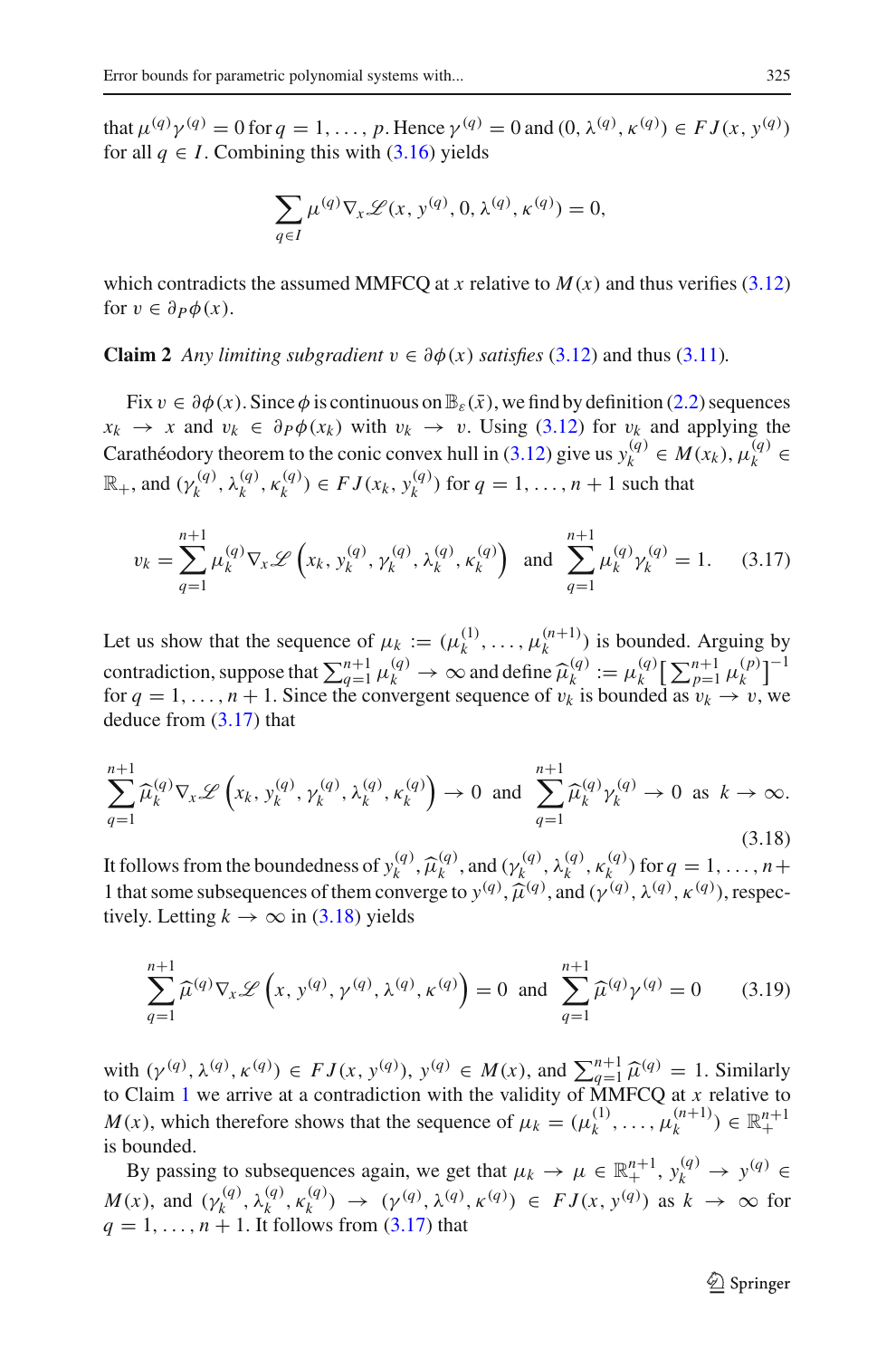that $\mu^{(q)}\gamma^{(q)} = 0$ for $q = 1, \ldots, p$. Hence $\gamma^{(q)} = 0$ and $(0, \lambda^{(q)}, \kappa^{(q)}) \in FJ(x, y^{(q)})$ for all $q \in I$. Combining this with (3.16) yields

$$\sum_{q \in I} \mu^{(q)} \nabla_x \mathscr{L}(x, y^{(q)}, 0, \lambda^{(q)}, \kappa^{(q)}) = 0,$$

which contradicts the assumed MMFCQ at $x$ relative to $M(x)$ and thus verifies (3.12) for $v \in \partial_P \phi(x)$.

**Claim 2** *Any limiting subgradient $v \in \partial\phi(x)$ satisfies* (3.12) and thus (3.11).

Fix $v \in \partial\phi(x)$. Since $\phi$ is continuous on $\mathbb{B}_\varepsilon(\bar{x})$, we find by definition (2.2) sequences $x_k \to x$ and $v_k \in \partial_P \phi(x_k)$ with $v_k \to v$. Using (3.12) for $v_k$ and applying the Carathéodory theorem to the conic convex hull in (3.12) give us $y_k^{(q)} \in M(x_k)$, $\mu_k^{(q)} \in \mathbb{R}_+$, and $(\gamma_k^{(q)}, \lambda_k^{(q)}, \kappa_k^{(q)}) \in FJ(x_k, y_k^{(q)})$ for $q = 1, \ldots, n+1$ such that

$$v_k = \sum_{q=1}^{n+1} \mu_k^{(q)} \nabla_x \mathscr{L}\left(x_k, y_k^{(q)}, \gamma_k^{(q)}, \lambda_k^{(q)}, \kappa_k^{(q)}\right) \quad \text{and} \quad \sum_{q=1}^{n+1} \mu_k^{(q)} \gamma_k^{(q)} = 1. \tag{3.17}$$

Let us show that the sequence of $\mu_k := (\mu_k^{(1)}, \ldots, \mu_k^{(n+1)})$ is bounded. Arguing by contradiction, suppose that $\sum_{q=1}^{n+1} \mu_k^{(q)} \to \infty$ and define $\widehat{\mu}_k^{(q)} := \mu_k^{(q)} \left[\sum_{p=1}^{n+1} \mu_k^{(p)}\right]^{-1}$ for $q = 1, \ldots, n+1$. Since the convergent sequence of $v_k$ is bounded as $v_k \to v$, we deduce from (3.17) that

$$\sum_{q=1}^{n+1} \widehat{\mu}_k^{(q)} \nabla_x \mathscr{L}\left(x_k, y_k^{(q)}, \gamma_k^{(q)}, \lambda_k^{(q)}, \kappa_k^{(q)}\right) \to 0 \quad \text{and} \quad \sum_{q=1}^{n+1} \widehat{\mu}_k^{(q)} \gamma_k^{(q)} \to 0 \quad \text{as} \quad k \to \infty. \tag{3.18}$$

It follows from the boundedness of $y_k^{(q)}$, $\widehat{\mu}_k^{(q)}$, and $(\gamma_k^{(q)}, \lambda_k^{(q)}, \kappa_k^{(q)})$ for $q = 1, \ldots, n+1$ that some subsequences of them converge to $y^{(q)}$, $\widehat{\mu}^{(q)}$, and $(\gamma^{(q)}, \lambda^{(q)}, \kappa^{(q)})$, respectively. Letting $k \to \infty$ in (3.18) yields

$$\sum_{q=1}^{n+1} \widehat{\mu}^{(q)} \nabla_x \mathscr{L}\left(x, y^{(q)}, \gamma^{(q)}, \lambda^{(q)}, \kappa^{(q)}\right) = 0 \quad \text{and} \quad \sum_{q=1}^{n+1} \widehat{\mu}^{(q)} \gamma^{(q)} = 0 \tag{3.19}$$

with $(\gamma^{(q)}, \lambda^{(q)}, \kappa^{(q)}) \in FJ(x, y^{(q)})$, $y^{(q)} \in M(x)$, and $\sum_{q=1}^{n+1} \widehat{\mu}^{(q)} = 1$. Similarly to Claim 1 we arrive at a contradiction with the validity of MMFCQ at $x$ relative to $M(x)$, which therefore shows that the sequence of $\mu_k = (\mu_k^{(1)}, \ldots, \mu_k^{(n+1)}) \in \mathbb{R}_+^{n+1}$ is bounded.

By passing to subsequences again, we get that $\mu_k \to \mu \in \mathbb{R}_+^{n+1}$, $y_k^{(q)} \to y^{(q)} \in M(x)$, and $(\gamma_k^{(q)}, \lambda_k^{(q)}, \kappa_k^{(q)}) \to (\gamma^{(q)}, \lambda^{(q)}, \kappa^{(q)}) \in FJ(x, y^{(q)})$ as $k \to \infty$ for $q = 1, \ldots, n+1$. It follows from (3.17) that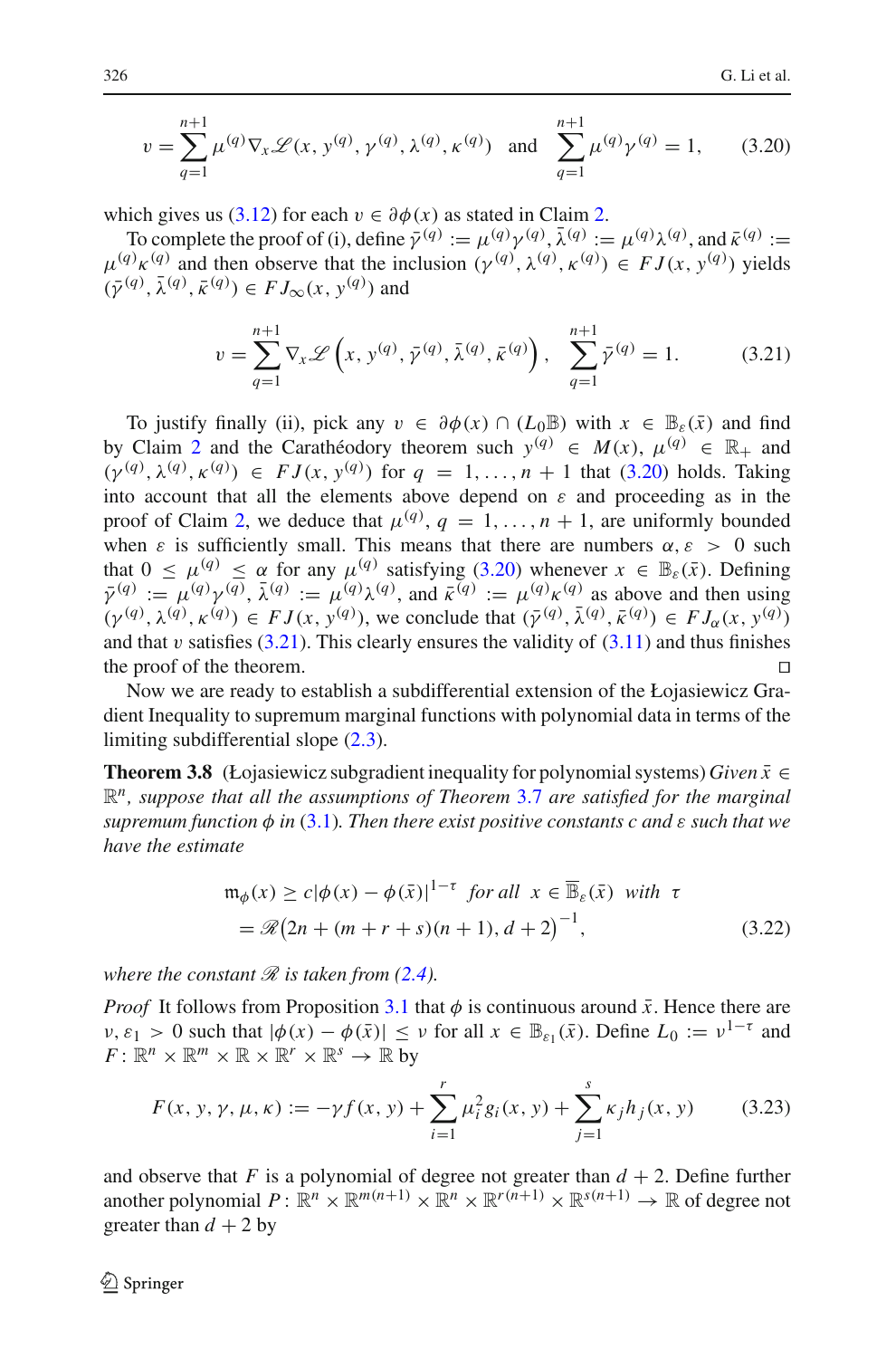$$v = \sum_{q=1}^{n+1} \mu^{(q)} \nabla_x \mathscr{L}(x, y^{(q)}, \gamma^{(q)}, \lambda^{(q)}, \kappa^{(q)}) \quad \text{and} \quad \sum_{q=1}^{n+1} \mu^{(q)} \gamma^{(q)} = 1, \tag{3.20}$$

which gives us (3.12) for each $v \in \partial\phi(x)$ as stated in Claim 2.

To complete the proof of (i), define $\bar{\gamma}^{(q)} := \mu^{(q)}\gamma^{(q)}$, $\bar{\lambda}^{(q)} := \mu^{(q)}\lambda^{(q)}$, and $\bar{\kappa}^{(q)} := \mu^{(q)}\kappa^{(q)}$ and then observe that the inclusion $(\gamma^{(q)}, \lambda^{(q)}, \kappa^{(q)}) \in FJ(x, y^{(q)})$ yields $(\bar{\gamma}^{(q)}, \bar{\lambda}^{(q)}, \bar{\kappa}^{(q)}) \in FJ_\infty(x, y^{(q)})$ and

$$v = \sum_{q=1}^{n+1} \nabla_x \mathscr{L}\left(x, y^{(q)}, \bar{\gamma}^{(q)}, \bar{\lambda}^{(q)}, \bar{\kappa}^{(q)}\right), \quad \sum_{q=1}^{n+1} \bar{\gamma}^{(q)} = 1. \tag{3.21}$$

To justify finally (ii), pick any $v \in \partial\phi(x) \cap (L_0\mathbb{B})$ with $x \in \mathbb{B}_\varepsilon(\bar{x})$ and find by Claim 2 and the Carathéodory theorem such $y^{(q)} \in M(x)$, $\mu^{(q)} \in \mathbb{R}_+$ and $(\gamma^{(q)}, \lambda^{(q)}, \kappa^{(q)}) \in FJ(x, y^{(q)})$ for $q = 1, \ldots, n+1$ that (3.20) holds. Taking into account that all the elements above depend on $\varepsilon$ and proceeding as in the proof of Claim 2, we deduce that $\mu^{(q)}$, $q = 1, \ldots, n+1$, are uniformly bounded when $\varepsilon$ is sufficiently small. This means that there are numbers $\alpha, \varepsilon > 0$ such that $0 \le \mu^{(q)} \le \alpha$ for any $\mu^{(q)}$ satisfying (3.20) whenever $x \in \mathbb{B}_\varepsilon(\bar{x})$. Defining $\bar{\gamma}^{(q)} := \mu^{(q)}\gamma^{(q)}$, $\bar{\lambda}^{(q)} := \mu^{(q)}\lambda^{(q)}$, and $\bar{\kappa}^{(q)} := \mu^{(q)}\kappa^{(q)}$ as above and then using $(\gamma^{(q)}, \lambda^{(q)}, \kappa^{(q)}) \in FJ(x, y^{(q)})$, we conclude that $(\bar{\gamma}^{(q)}, \bar{\lambda}^{(q)}, \bar{\kappa}^{(q)}) \in FJ_\alpha(x, y^{(q)})$ and that $v$ satisfies (3.21). This clearly ensures the validity of (3.11) and thus finishes the proof of the theorem. $\square$

Now we are ready to establish a subdifferential extension of the Łojasiewicz Gradient Inequality to supremum marginal functions with polynomial data in terms of the limiting subdifferential slope (2.3).

**Theorem 3.8** (Łojasiewicz subgradient inequality for polynomial systems) *Given $\bar{x} \in \mathbb{R}^n$, suppose that all the assumptions of Theorem 3.7 are satisfied for the marginal supremum function $\phi$ in (3.1). Then there exist positive constants $c$ and $\varepsilon$ such that we have the estimate*

$$\begin{aligned} \mathfrak{m}_\phi(x) \ge c|\phi(x) - \phi(\bar{x})|^{1-\tau} \ \textit{for all} \ x \in \overline{\mathbb{B}}_\varepsilon(\bar{x}) \ \textit{with} \ \tau \\ = \mathscr{R}\big(2n + (m + r + s)(n+1), d+2\big)^{-1}, \end{aligned} \tag{3.22}$$

*where the constant $\mathscr{R}$ is taken from (2.4).*

*Proof* It follows from Proposition 3.1 that $\phi$ is continuous around $\bar{x}$. Hence there are $\nu, \varepsilon_1 > 0$ such that $|\phi(x) - \phi(\bar{x})| \le \nu$ for all $x \in \mathbb{B}_{\varepsilon_1}(\bar{x})$. Define $L_0 := \nu^{1-\tau}$ and $F : \mathbb{R}^n \times \mathbb{R}^m \times \mathbb{R} \times \mathbb{R}^r \times \mathbb{R}^s \to \mathbb{R}$ by

$$F(x, y, \gamma, \mu, \kappa) := -\gamma f(x, y) + \sum_{i=1}^{r} \mu_i^2 g_i(x, y) + \sum_{j=1}^{s} \kappa_j h_j(x, y) \tag{3.23}$$

and observe that $F$ is a polynomial of degree not greater than $d + 2$. Define further another polynomial $P : \mathbb{R}^n \times \mathbb{R}^{m(n+1)} \times \mathbb{R}^n \times \mathbb{R}^{r(n+1)} \times \mathbb{R}^{s(n+1)} \to \mathbb{R}$ of degree not greater than $d + 2$ by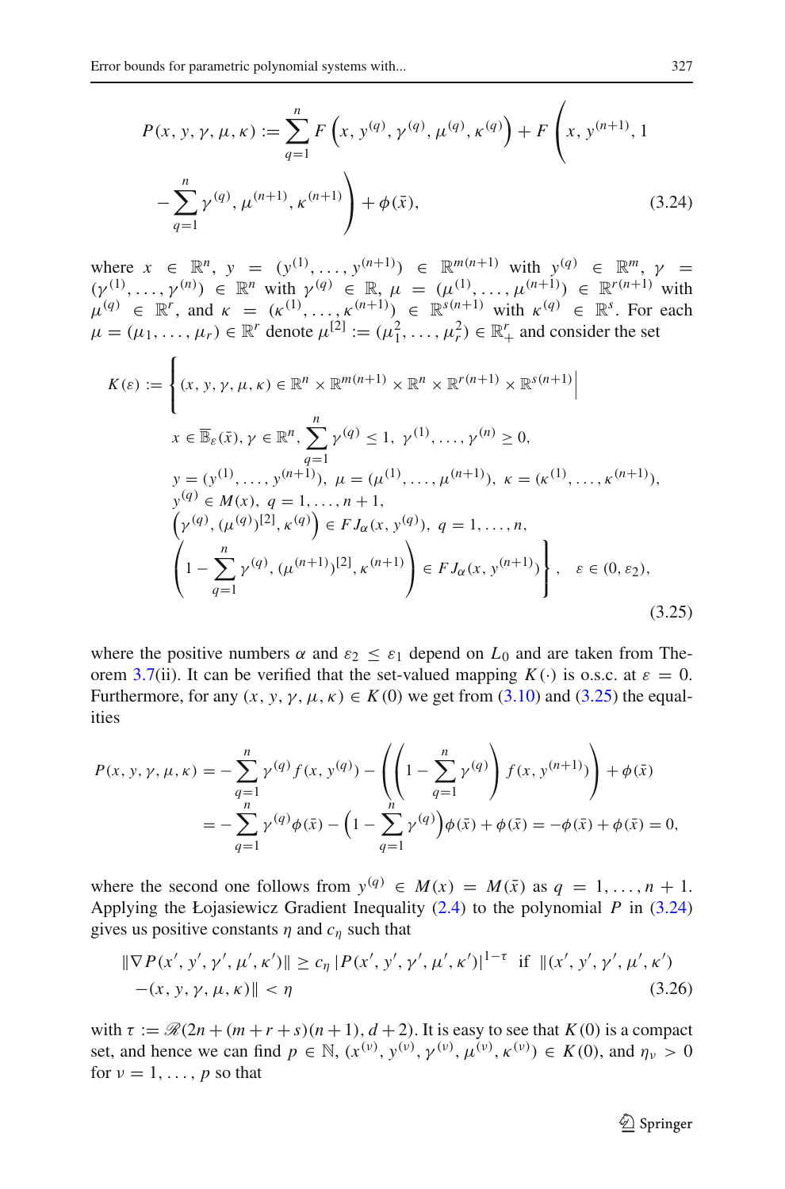$$P(x, y, \gamma, \mu, \kappa) := \sum_{q=1}^{n} F\left(x, y^{(q)}, \gamma^{(q)}, \mu^{(q)}, \kappa^{(q)}\right) + F\left(x, y^{(n+1)}, 1 - \sum_{q=1}^{n} \gamma^{(q)}, \mu^{(n+1)}, \kappa^{(n+1)}\right) + \phi(\bar{x}), \tag{3.24}$$

where $x \in \mathbb{R}^n$, $y = (y^{(1)}, \ldots, y^{(n+1)}) \in \mathbb{R}^{m(n+1)}$ with $y^{(q)} \in \mathbb{R}^m$, $\gamma = (\gamma^{(1)}, \ldots, \gamma^{(n)}) \in \mathbb{R}^n$ with $\gamma^{(q)} \in \mathbb{R}$, $\mu = (\mu^{(1)}, \ldots, \mu^{(n+1)}) \in \mathbb{R}^{r(n+1)}$ with $\mu^{(q)} \in \mathbb{R}^r$, and $\kappa = (\kappa^{(1)}, \ldots, \kappa^{(n+1)}) \in \mathbb{R}^{s(n+1)}$ with $\kappa^{(q)} \in \mathbb{R}^s$. For each $\mu = (\mu_1, \ldots, \mu_r) \in \mathbb{R}^r$ denote $\mu^{[2]} := (\mu_1^2, \ldots, \mu_r^2) \in \mathbb{R}^r_+$ and consider the set

$$K(\varepsilon) := \Bigg\{ (x, y, \gamma, \mu, \kappa) \in \mathbb{R}^n \times \mathbb{R}^{m(n+1)} \times \mathbb{R}^n \times \mathbb{R}^{r(n+1)} \times \mathbb{R}^{s(n+1)} \,\Bigg|\, x \in \overline{\mathbb{B}}_\varepsilon(\bar{x}), \gamma \in \mathbb{R}^n, \sum_{q=1}^{n} \gamma^{(q)} \le 1,\ \gamma^{(1)}, \ldots, \gamma^{(n)} \ge 0,$$
$$y = (y^{(1)}, \ldots, y^{(n+1)}),\ \mu = (\mu^{(1)}, \ldots, \mu^{(n+1)}),\ \kappa = (\kappa^{(1)}, \ldots, \kappa^{(n+1)}),$$
$$y^{(q)} \in M(x),\ q = 1, \ldots, n+1,$$
$$\left(\gamma^{(q)}, (\mu^{(q)})^{[2]}, \kappa^{(q)}\right) \in FJ_\alpha(x, y^{(q)}),\ q = 1, \ldots, n,$$
$$\left(1 - \sum_{q=1}^{n} \gamma^{(q)}, (\mu^{(n+1)})^{[2]}, \kappa^{(n+1)}\right) \in FJ_\alpha(x, y^{(n+1)}) \Bigg\}, \quad \varepsilon \in (0, \varepsilon_2), \tag{3.25}$$

where the positive numbers $\alpha$ and $\varepsilon_2 \le \varepsilon_1$ depend on $L_0$ and are taken from Theorem 3.7(ii). It can be verified that the set-valued mapping $K(\cdot)$ is o.s.c. at $\varepsilon = 0$. Furthermore, for any $(x, y, \gamma, \mu, \kappa) \in K(0)$ we get from (3.10) and (3.25) the equalities

$$\begin{aligned}
P(x, y, \gamma, \mu, \kappa) &= -\sum_{q=1}^{n} \gamma^{(q)} f(x, y^{(q)}) - \left(\left(1 - \sum_{q=1}^{n} \gamma^{(q)}\right) f(x, y^{(n+1)})\right) + \phi(\bar{x}) \\
&= -\sum_{q=1}^{n} \gamma^{(q)} \phi(\bar{x}) - \left(1 - \sum_{q=1}^{n} \gamma^{(q)}\right)\phi(\bar{x}) + \phi(\bar{x}) = -\phi(\bar{x}) + \phi(\bar{x}) = 0,
\end{aligned}$$

where the second one follows from $y^{(q)} \in M(x) = M(\bar{x})$ as $q = 1, \ldots, n+1$. Applying the Łojasiewicz Gradient Inequality (2.4) to the polynomial $P$ in (3.24) gives us positive constants $\eta$ and $c_\eta$ such that

$$\|\nabla P(x', y', \gamma', \mu', \kappa')\| \ge c_\eta\, |P(x', y', \gamma', \mu', \kappa')|^{1-\tau} \ \text{ if } \ \|(x', y', \gamma', \mu', \kappa') - (x, y, \gamma, \mu, \kappa)\| < \eta \tag{3.26}$$

with $\tau := \mathscr{R}(2n + (m + r + s)(n + 1), d + 2)$. It is easy to see that $K(0)$ is a compact set, and hence we can find $p \in \mathbb{N}$, $(x^{(\nu)}, y^{(\nu)}, \gamma^{(\nu)}, \mu^{(\nu)}, \kappa^{(\nu)}) \in K(0)$, and $\eta_\nu > 0$ for $\nu = 1, \ldots, p$ so that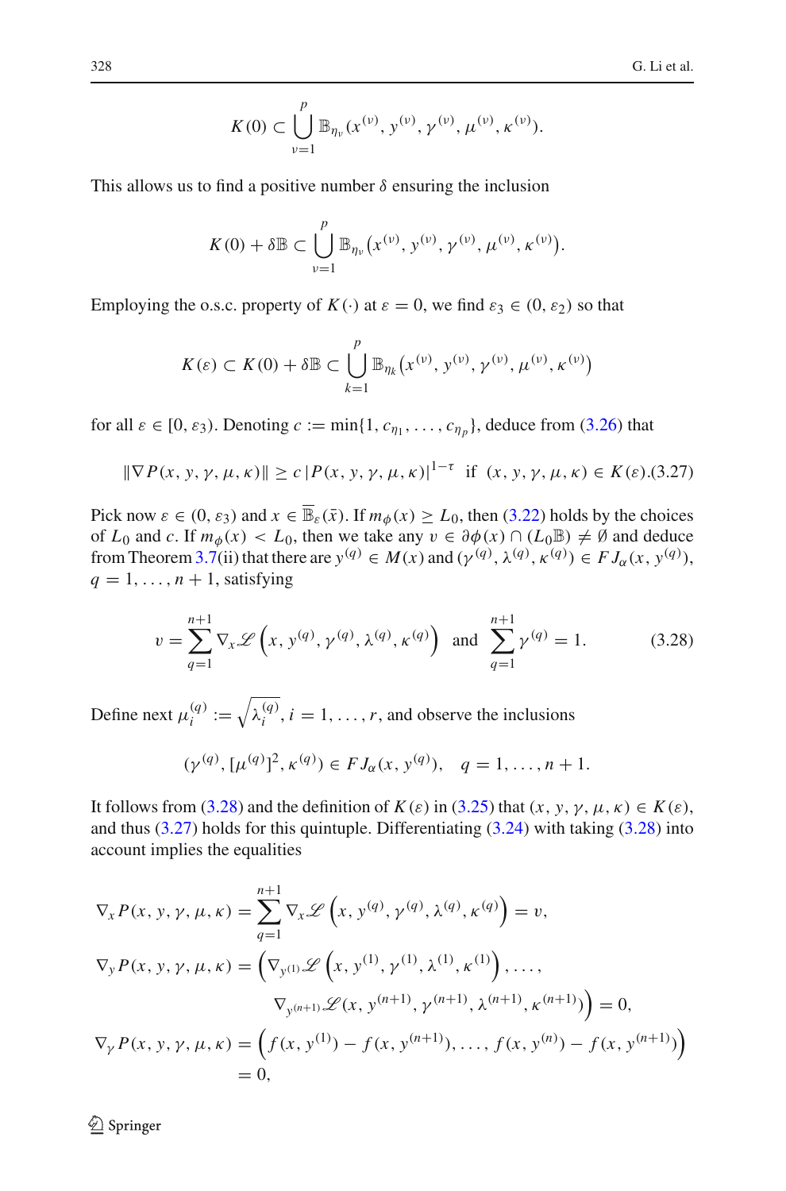$$K(0) \subset \bigcup_{\nu=1}^{p} \mathbb{B}_{\eta_\nu}(x^{(\nu)}, y^{(\nu)}, \gamma^{(\nu)}, \mu^{(\nu)}, \kappa^{(\nu)}).$$

This allows us to find a positive number $\delta$ ensuring the inclusion

$$K(0) + \delta\mathbb{B} \subset \bigcup_{\nu=1}^{p} \mathbb{B}_{\eta_\nu}\big(x^{(\nu)}, y^{(\nu)}, \gamma^{(\nu)}, \mu^{(\nu)}, \kappa^{(\nu)}\big).$$

Employing the o.s.c. property of $K(\cdot)$ at $\varepsilon = 0$, we find $\varepsilon_3 \in (0, \varepsilon_2)$ so that

$$K(\varepsilon) \subset K(0) + \delta\mathbb{B} \subset \bigcup_{k=1}^{p} \mathbb{B}_{\eta_k}\big(x^{(\nu)}, y^{(\nu)}, \gamma^{(\nu)}, \mu^{(\nu)}, \kappa^{(\nu)}\big)$$

for all $\varepsilon \in [0, \varepsilon_3)$. Denoting $c := \min\{1, c_{\eta_1}, \ldots, c_{\eta_p}\}$, deduce from (3.26) that

$$\|\nabla P(x, y, \gamma, \mu, \kappa)\| \geq c\,|P(x, y, \gamma, \mu, \kappa)|^{1-\tau} \ \text{ if } \ (x, y, \gamma, \mu, \kappa) \in K(\varepsilon). \tag{3.27}$$

Pick now $\varepsilon \in (0, \varepsilon_3)$ and $x \in \overline{\mathbb{B}}_\varepsilon(\bar{x})$. If $m_\phi(x) \geq L_0$, then (3.22) holds by the choices of $L_0$ and $c$. If $m_\phi(x) < L_0$, then we take any $v \in \partial\phi(x) \cap (L_0\mathbb{B}) \neq \emptyset$ and deduce from Theorem 3.7(ii) that there are $y^{(q)} \in M(x)$ and $(\gamma^{(q)}, \lambda^{(q)}, \kappa^{(q)}) \in FJ_\alpha(x, y^{(q)})$, $q = 1, \ldots, n+1$, satisfying

$$v = \sum_{q=1}^{n+1} \nabla_x \mathscr{L}\left(x, y^{(q)}, \gamma^{(q)}, \lambda^{(q)}, \kappa^{(q)}\right) \ \text{ and } \ \sum_{q=1}^{n+1} \gamma^{(q)} = 1. \tag{3.28}$$

Define next $\mu_i^{(q)} := \sqrt{\lambda_i^{(q)}}$, $i = 1, \ldots, r$, and observe the inclusions

$$(\gamma^{(q)}, [\mu^{(q)}]^2, \kappa^{(q)}) \in FJ_\alpha(x, y^{(q)}), \quad q = 1, \ldots, n+1.$$

It follows from (3.28) and the definition of $K(\varepsilon)$ in (3.25) that $(x, y, \gamma, \mu, \kappa) \in K(\varepsilon)$, and thus (3.27) holds for this quintuple. Differentiating (3.24) with taking (3.28) into account implies the equalities

$$\begin{aligned}
\nabla_x P(x, y, \gamma, \mu, \kappa) &= \sum_{q=1}^{n+1} \nabla_x \mathscr{L}\left(x, y^{(q)}, \gamma^{(q)}, \lambda^{(q)}, \kappa^{(q)}\right) = v,\\
\nabla_y P(x, y, \gamma, \mu, \kappa) &= \Big(\nabla_{y^{(1)}} \mathscr{L}\left(x, y^{(1)}, \gamma^{(1)}, \lambda^{(1)}, \kappa^{(1)}\right), \ldots,\\
&\qquad \nabla_{y^{(n+1)}} \mathscr{L}(x, y^{(n+1)}, \gamma^{(n+1)}, \lambda^{(n+1)}, \kappa^{(n+1)})\Big) = 0,\\
\nabla_\gamma P(x, y, \gamma, \mu, \kappa) &= \Big(f(x, y^{(1)}) - f(x, y^{(n+1)}), \ldots, f(x, y^{(n)}) - f(x, y^{(n+1)})\Big)\\
&= 0,
\end{aligned}$$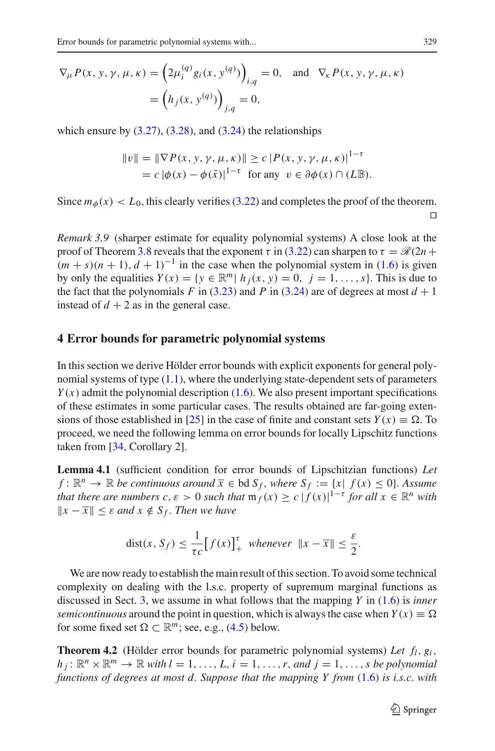$$\nabla_\mu P(x, y, \gamma, \mu, \kappa) = \left(2\mu_i^{(q)} g_i(x, y^{(q)})\right)_{i,q} = 0, \quad \text{and} \quad \nabla_\kappa P(x, y, \gamma, \mu, \kappa)$$
$$= \left(h_j(x, y^{(q)})\right)_{j,q} = 0,$$

which ensure by (3.27), (3.28), and (3.24) the relationships

$$\|v\| = \|\nabla P(x, y, \gamma, \mu, \kappa)\| \geq c\,|P(x, y, \gamma, \mu, \kappa)|^{1-\tau}$$
$$= c\,|\phi(x) - \phi(\bar{x})|^{1-\tau} \quad \text{for any} \quad v \in \partial\phi(x) \cap (L\mathbb{B}).$$

Since $m_\phi(x) < L_0$, this clearly verifies (3.22) and completes the proof of the theorem. □

*Remark 3.9* (sharper estimate for equality polynomial systems) A close look at the proof of Theorem 3.8 reveals that the exponent $\tau$ in (3.22) can sharpen to $\tau = \mathscr{R}(2n + (m+s)(n+1), d+1)^{-1}$ in the case when the polynomial system in (1.6) is given by only the equalities $Y(x) = \{y \in \mathbb{R}^m \mid h_j(x, y) = 0,\ j = 1, \ldots, s\}$. This is due to the fact that the polynomials $F$ in (3.23) and $P$ in (3.24) are of degrees at most $d+1$ instead of $d+2$ as in the general case.

## 4 Error bounds for parametric polynomial systems

In this section we derive Hölder error bounds with explicit exponents for general polynomial systems of type (1.1), where the underlying state-dependent sets of parameters $Y(x)$ admit the polynomial description (1.6). We also present important specifications of these estimates in some particular cases. The results obtained are far-going extensions of those established in [25] in the case of finite and constant sets $Y(x) \equiv \Omega$. To proceed, we need the following lemma on error bounds for locally Lipschitz functions taken from [34, Corollary 2].

**Lemma 4.1** (sufficient condition for error bounds of Lipschitzian functions) *Let $f : \mathbb{R}^n \to \mathbb{R}$ be continuous around $\bar{x} \in \operatorname{bd} S_f$, where $S_f := \{x \mid f(x) \leq 0\}$. Assume that there are numbers $c, \varepsilon > 0$ such that $\mathfrak{m}_f(x) \geq c\,|f(x)|^{1-\tau}$ for all $x \in \mathbb{R}^n$ with $\|x - \bar{x}\| \leq \varepsilon$ and $x \notin S_f$. Then we have*

$$\operatorname{dist}(x, S_f) \leq \frac{1}{\tau c}\big[f(x)\big]_+^\tau \quad \textit{whenever} \quad \|x - \bar{x}\| \leq \frac{\varepsilon}{2}.$$

We are now ready to establish the main result of this section. To avoid some technical complexity on dealing with the l.s.c. property of supremum marginal functions as discussed in Sect. 3, we assume in what follows that the mapping $Y$ in (1.6) is *inner semicontinuous* around the point in question, which is always the case when $Y(x) \equiv \Omega$ for some fixed set $\Omega \subset \mathbb{R}^m$; see, e.g., (4.5) below.

**Theorem 4.2** (Hölder error bounds for parametric polynomial systems) *Let $f_l, g_i, h_j : \mathbb{R}^n \times \mathbb{R}^m \to \mathbb{R}$ with $l = 1, \ldots, L$, $i = 1, \ldots, r$, and $j = 1, \ldots, s$ be polynomial functions of degrees at most $d$. Suppose that the mapping $Y$ from (1.6) is i.s.c. with*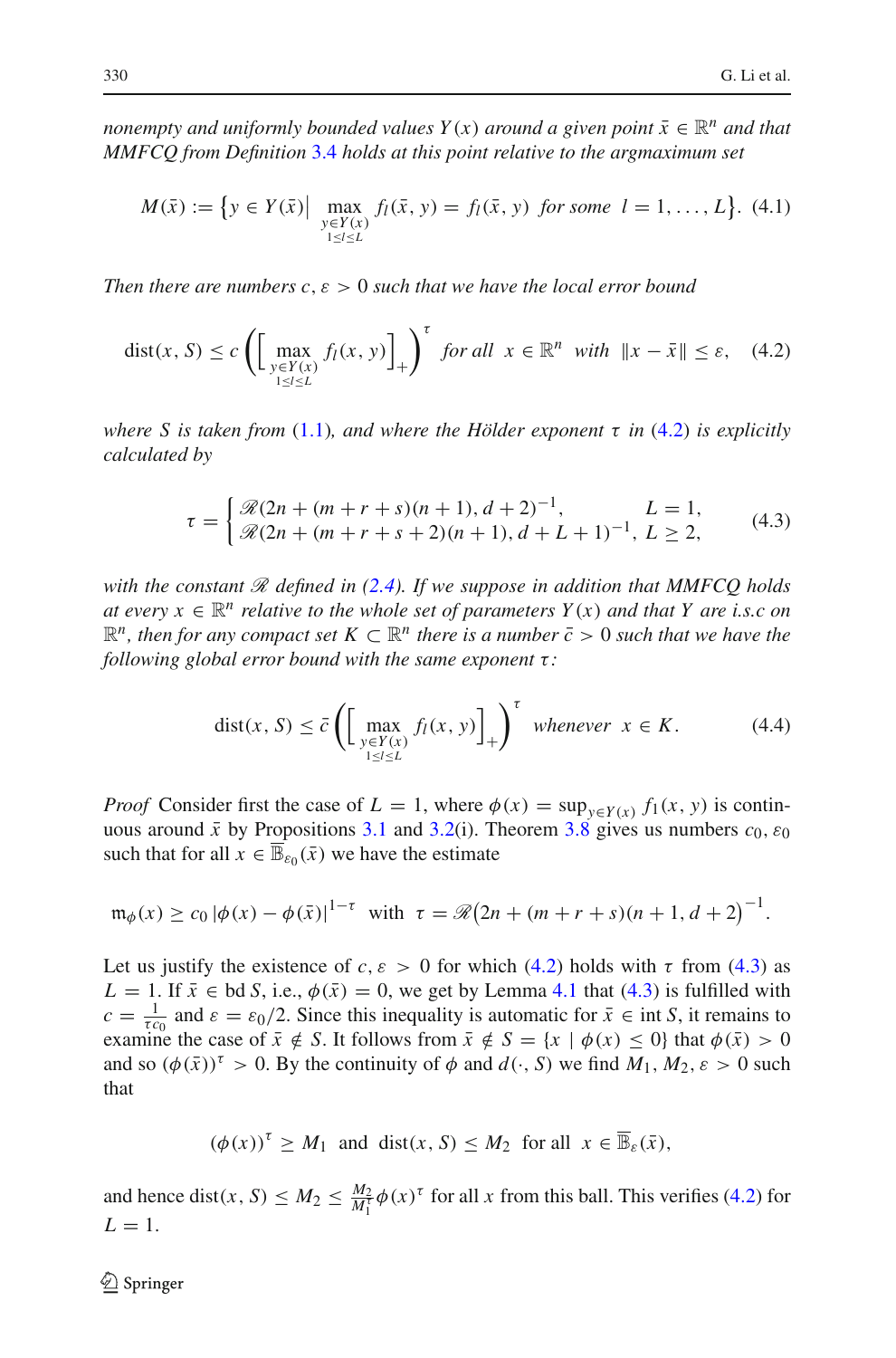*nonempty and uniformly bounded values $Y(x)$ around a given point $\bar{x} \in \mathbb{R}^n$ and that MMFCQ from Definition 3.4 holds at this point relative to the argmaximum set*

$$M(\bar{x}) := \big\{ y \in Y(\bar{x}) \big| \max_{\substack{y \in Y(x) \\ 1 \le l \le L}} f_l(\bar{x}, y) = f_l(\bar{x}, y) \ \ \textit{for some} \ \ l = 1, \ldots, L \big\}. \quad (4.1)$$

*Then there are numbers $c, \varepsilon > 0$ such that we have the local error bound*

$$\operatorname{dist}(x, S) \le c \left( \Big[ \max_{\substack{y \in Y(x) \\ 1 \le l \le L}} f_l(x, y) \Big]_+ \right)^{\tau} \ \ \textit{for all} \ \ x \in \mathbb{R}^n \ \ \textit{with} \ \ \|x - \bar{x}\| \le \varepsilon, \quad (4.2)$$

*where $S$ is taken from (1.1), and where the Hölder exponent $\tau$ in (4.2) is explicitly calculated by*

$$\tau = \begin{cases} \mathscr{R}(2n + (m + r + s)(n + 1), d + 2)^{-1}, & L = 1, \\ \mathscr{R}(2n + (m + r + s + 2)(n + 1), d + L + 1)^{-1}, & L \ge 2, \end{cases} \quad (4.3)$$

*with the constant $\mathscr{R}$ defined in (2.4). If we suppose in addition that MMFCQ holds at every $x \in \mathbb{R}^n$ relative to the whole set of parameters $Y(x)$ and that $Y$ are i.s.c on $\mathbb{R}^n$, then for any compact set $K \subset \mathbb{R}^n$ there is a number $\bar{c} > 0$ such that we have the following global error bound with the same exponent $\tau$:*

$$\operatorname{dist}(x, S) \le \bar{c} \left( \Big[ \max_{\substack{y \in Y(x) \\ 1 \le l \le L}} f_l(x, y) \Big]_+ \right)^{\tau} \ \ \textit{whenever} \ \ x \in K. \quad (4.4)$$

*Proof* Consider first the case of $L = 1$, where $\phi(x) = \sup_{y \in Y(x)} f_1(x, y)$ is continuous around $\bar{x}$ by Propositions 3.1 and 3.2(i). Theorem 3.8 gives us numbers $c_0, \varepsilon_0$ such that for all $x \in \overline{\mathbb{B}}_{\varepsilon_0}(\bar{x})$ we have the estimate

$$\mathfrak{m}_\phi(x) \ge c_0 \, |\phi(x) - \phi(\bar{x})|^{1 - \tau} \ \ \text{with} \ \ \tau = \mathscr{R}\big(2n + (m + r + s)(n + 1, d + 2\big)^{-1}.$$

Let us justify the existence of $c, \varepsilon > 0$ for which (4.2) holds with $\tau$ from (4.3) as $L = 1$. If $\bar{x} \in \operatorname{bd} S$, i.e., $\phi(\bar{x}) = 0$, we get by Lemma 4.1 that (4.3) is fulfilled with $c = \frac{1}{\tau c_0}$ and $\varepsilon = \varepsilon_0/2$. Since this inequality is automatic for $\bar{x} \in \operatorname{int} S$, it remains to examine the case of $\bar{x} \notin S$. It follows from $\bar{x} \notin S = \{x \mid \phi(x) \le 0\}$ that $\phi(\bar{x}) > 0$ and so $(\phi(\bar{x}))^\tau > 0$. By the continuity of $\phi$ and $d(\cdot, S)$ we find $M_1, M_2, \varepsilon > 0$ such that

$$(\phi(x))^\tau \ge M_1 \ \ \text{and} \ \ \operatorname{dist}(x, S) \le M_2 \ \ \text{for all} \ \ x \in \overline{\mathbb{B}}_\varepsilon(\bar{x}),$$

and hence $\operatorname{dist}(x, S) \le M_2 \le \frac{M_2}{M_1^\tau} \phi(x)^\tau$ for all $x$ from this ball. This verifies (4.2) for $L = 1$.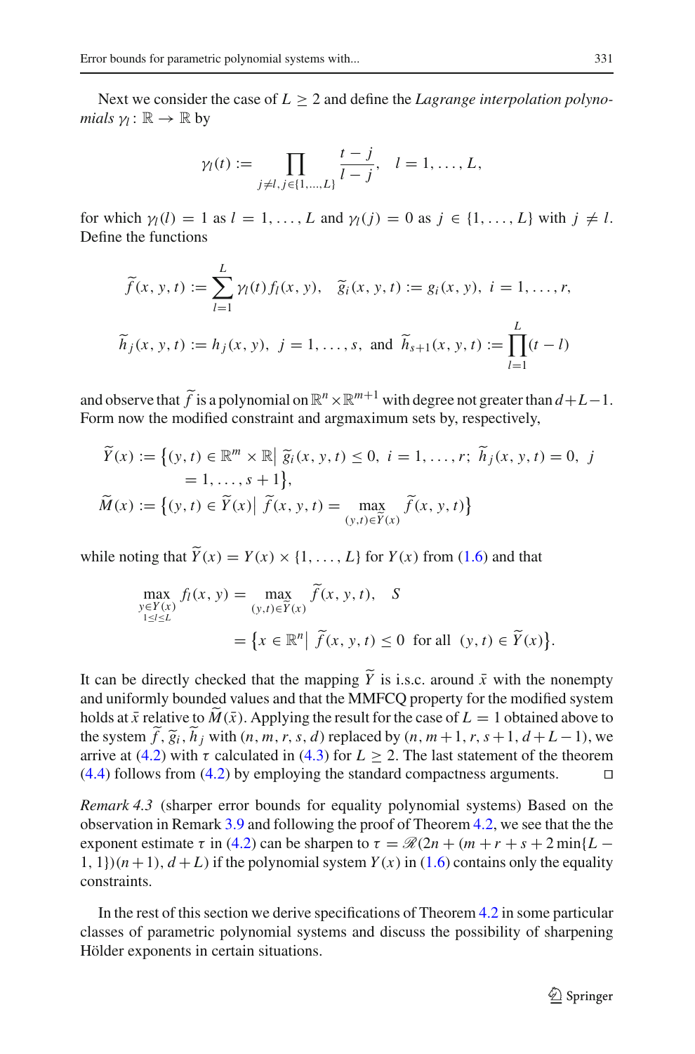Next we consider the case of $L \geq 2$ and define the *Lagrange interpolation polynomials* $\gamma_l\colon \mathbb{R} \to \mathbb{R}$ by

$$\gamma_l(t) := \prod_{j \neq l,\, j \in \{1,\ldots,L\}} \frac{t-j}{l-j}, \quad l = 1, \ldots, L,$$

for which $\gamma_l(l) = 1$ as $l = 1, \ldots, L$ and $\gamma_l(j) = 0$ as $j \in \{1, \ldots, L\}$ with $j \neq l$. Define the functions

$$\widetilde{f}(x, y, t) := \sum_{l=1}^{L} \gamma_l(t) f_l(x, y), \quad \widetilde{g}_i(x, y, t) := g_i(x, y), \ i = 1, \ldots, r,$$

$$\widetilde{h}_j(x, y, t) := h_j(x, y), \ j = 1, \ldots, s, \ \text{and} \ \widetilde{h}_{s+1}(x, y, t) := \prod_{l=1}^{L}(t-l)$$

and observe that $\widetilde{f}$ is a polynomial on $\mathbb{R}^n \times \mathbb{R}^{m+1}$ with degree not greater than $d+L-1$. Form now the modified constraint and argmaximum sets by, respectively,

$$\widetilde{Y}(x) := \big\{(y, t) \in \mathbb{R}^m \times \mathbb{R} \big|\ \widetilde{g}_i(x, y, t) \leq 0, \ i = 1, \ldots, r; \ \widetilde{h}_j(x, y, t) = 0, \ j = 1, \ldots, s+1\big\},$$

$$\widetilde{M}(x) := \big\{(y, t) \in \widetilde{Y}(x) \big|\ \widetilde{f}(x, y, t) = \max_{(y,t) \in \widetilde{Y}(x)} \widetilde{f}(x, y, t)\big\}$$

while noting that $\widetilde{Y}(x) = Y(x) \times \{1, \ldots, L\}$ for $Y(x)$ from (1.6) and that

$$\max_{\substack{y \in Y(x) \\ 1 \leq l \leq L}} f_l(x, y) = \max_{(y,t) \in \widetilde{Y}(x)} \widetilde{f}(x, y, t), \quad S$$

$$= \big\{x \in \mathbb{R}^n \big|\ \widetilde{f}(x, y, t) \leq 0 \ \text{ for all } \ (y, t) \in \widetilde{Y}(x)\big\}.$$

It can be directly checked that the mapping $\widetilde{Y}$ is i.s.c. around $\bar{x}$ with the nonempty and uniformly bounded values and that the MMFCQ property for the modified system holds at $\bar{x}$ relative to $\widetilde{M}(\bar{x})$. Applying the result for the case of $L = 1$ obtained above to the system $\widetilde{f}, \widetilde{g}_i, \widetilde{h}_j$ with $(n, m, r, s, d)$ replaced by $(n, m+1, r, s+1, d+L-1)$, we arrive at (4.2) with $\tau$ calculated in (4.3) for $L \geq 2$. The last statement of the theorem (4.4) follows from (4.2) by employing the standard compactness arguments. $\square$

*Remark 4.3* (sharper error bounds for equality polynomial systems) Based on the observation in Remark 3.9 and following the proof of Theorem 4.2, we see that the the exponent estimate $\tau$ in (4.2) can be sharpen to $\tau = \mathscr{R}(2n + (m + r + s + 2\min\{L - 1, 1\})(n+1), d + L)$ if the polynomial system $Y(x)$ in (1.6) contains only the equality constraints.

In the rest of this section we derive specifications of Theorem 4.2 in some particular classes of parametric polynomial systems and discuss the possibility of sharpening Hölder exponents in certain situations.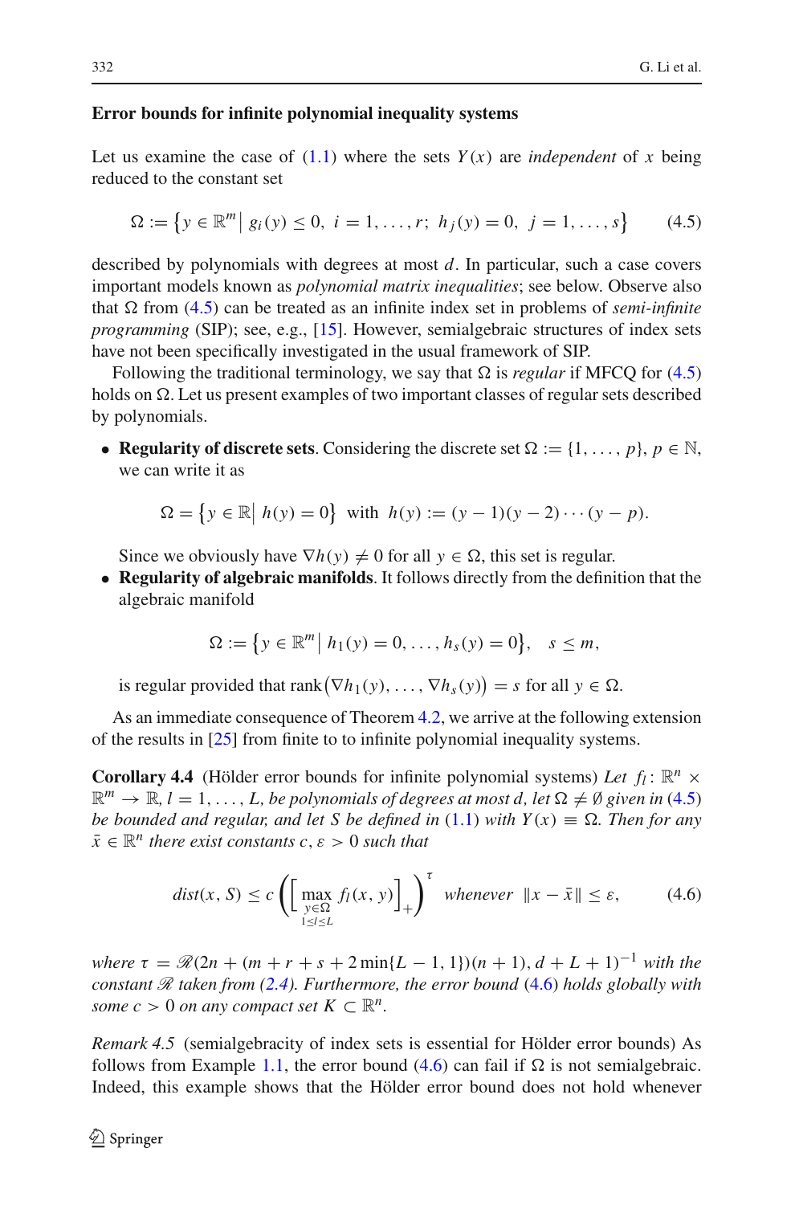**Error bounds for infinite polynomial inequality systems**

Let us examine the case of (1.1) where the sets $Y(x)$ are *independent* of $x$ being reduced to the constant set

$$\Omega := \left\{ y \in \mathbb{R}^m \middle|\, g_i(y) \le 0,\ i = 1, \ldots, r;\ h_j(y) = 0,\ j = 1, \ldots, s \right\} \tag{4.5}$$

described by polynomials with degrees at most $d$. In particular, such a case covers important models known as *polynomial matrix inequalities*; see below. Observe also that $\Omega$ from (4.5) can be treated as an infinite index set in problems of *semi-infinite programming* (SIP); see, e.g., [15]. However, semialgebraic structures of index sets have not been specifically investigated in the usual framework of SIP.

Following the traditional terminology, we say that $\Omega$ is *regular* if MFCQ for (4.5) holds on $\Omega$. Let us present examples of two important classes of regular sets described by polynomials.

- **Regularity of discrete sets**. Considering the discrete set $\Omega := \{1, \ldots, p\}$, $p \in \mathbb{N}$, we can write it as

  $$\Omega = \left\{ y \in \mathbb{R} \middle|\, h(y) = 0 \right\} \ \text{with}\ \ h(y) := (y-1)(y-2)\cdots(y-p).$$

  Since we obviously have $\nabla h(y) \neq 0$ for all $y \in \Omega$, this set is regular.
- **Regularity of algebraic manifolds**. It follows directly from the definition that the algebraic manifold

  $$\Omega := \left\{ y \in \mathbb{R}^m \middle|\, h_1(y) = 0, \ldots, h_s(y) = 0 \right\}, \quad s \le m,$$

  is regular provided that $\operatorname{rank}\big(\nabla h_1(y), \ldots, \nabla h_s(y)\big) = s$ for all $y \in \Omega$.

As an immediate consequence of Theorem 4.2, we arrive at the following extension of the results in [25] from finite to to infinite polynomial inequality systems.

**Corollary 4.4** (Hölder error bounds for infinite polynomial systems) *Let $f_l : \mathbb{R}^n \times \mathbb{R}^m \to \mathbb{R}$, $l = 1, \ldots, L$, be polynomials of degrees at most $d$, let $\Omega \neq \emptyset$ given in (4.5) be bounded and regular, and let $S$ be defined in (1.1) with $Y(x) \equiv \Omega$. Then for any $\bar{x} \in \mathbb{R}^n$ there exist constants $c, \varepsilon > 0$ such that*

$$dist(x, S) \le c \left( \Big[ \max_{\substack{y \in \Omega \\ 1 \le l \le L}} f_l(x, y) \Big]_+ \right)^{\tau} \ \textit{whenever}\ \ \|x - \bar{x}\| \le \varepsilon, \tag{4.6}$$

*where $\tau = \mathscr{R}(2n + (m + r + s + 2\min\{L-1, 1\})(n+1), d + L + 1)^{-1}$ with the constant $\mathscr{R}$ taken from (2.4). Furthermore, the error bound (4.6) holds globally with some $c > 0$ on any compact set $K \subset \mathbb{R}^n$.*

*Remark 4.5* (semialgebracity of index sets is essential for Hölder error bounds) As follows from Example 1.1, the error bound (4.6) can fail if $\Omega$ is not semialgebraic. Indeed, this example shows that the Hölder error bound does not hold whenever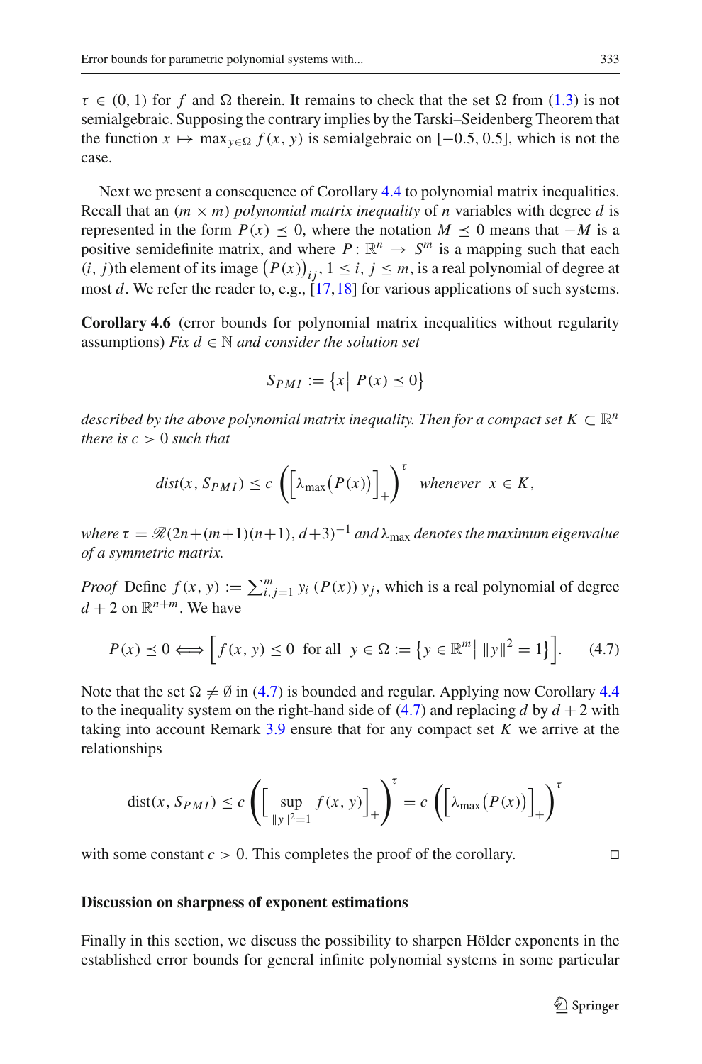$\tau \in (0, 1)$ for $f$ and $\Omega$ therein. It remains to check that the set $\Omega$ from (1.3) is not semialgebraic. Supposing the contrary implies by the Tarski–Seidenberg Theorem that the function $x \mapsto \max_{y\in\Omega} f(x, y)$ is semialgebraic on $[-0.5, 0.5]$, which is not the case.

Next we present a consequence of Corollary 4.4 to polynomial matrix inequalities. Recall that an $(m \times m)$ *polynomial matrix inequality* of $n$ variables with degree $d$ is represented in the form $P(x) \preceq 0$, where the notation $M \preceq 0$ means that $-M$ is a positive semidefinite matrix, and where $P : \mathbb{R}^n \to S^m$ is a mapping such that each $(i, j)$th element of its image $\big(P(x)\big)_{ij}$, $1 \le i, j \le m$, is a real polynomial of degree at most $d$. We refer the reader to, e.g., [17,18] for various applications of such systems.

**Corollary 4.6** (error bounds for polynomial matrix inequalities without regularity assumptions) *Fix $d \in \mathbb{N}$ and consider the solution set*

$$S_{PMI} := \big\{x \big|\; P(x) \preceq 0\big\}$$

*described by the above polynomial matrix inequality. Then for a compact set $K \subset \mathbb{R}^n$ there is $c > 0$ such that*

$$dist(x, S_{PMI}) \le c\left(\Big[\lambda_{\max}\big(P(x)\big)\Big]_+\right)^{\tau} \quad whenever \;\; x \in K,$$

*where $\tau = \mathscr{R}(2n+(m+1)(n+1), d+3)^{-1}$ and $\lambda_{\max}$ denotes the maximum eigenvalue of a symmetric matrix.*

*Proof* Define $f(x, y) := \sum_{i,j=1}^{m} y_i \,(P(x))\, y_j$, which is a real polynomial of degree $d+2$ on $\mathbb{R}^{n+m}$. We have

$$P(x) \preceq 0 \Longleftrightarrow \Big[f(x, y) \le 0 \;\text{ for all }\; y \in \Omega := \big\{y \in \mathbb{R}^m \big|\; \|y\|^2 = 1\big\}\Big]. \tag{4.7}$$

Note that the set $\Omega \neq \emptyset$ in (4.7) is bounded and regular. Applying now Corollary 4.4 to the inequality system on the right-hand side of (4.7) and replacing $d$ by $d+2$ with taking into account Remark 3.9 ensure that for any compact set $K$ we arrive at the relationships

$$\mathrm{dist}(x, S_{PMI}) \le c\left(\Big[\sup_{\|y\|^2=1} f(x, y)\Big]_+\right)^{\tau} = c\left(\Big[\lambda_{\max}\big(P(x)\big)\Big]_+\right)^{\tau}$$

with some constant $c > 0$. This completes the proof of the corollary. □

**Discussion on sharpness of exponent estimations**

Finally in this section, we discuss the possibility to sharpen Hölder exponents in the established error bounds for general infinite polynomial systems in some particular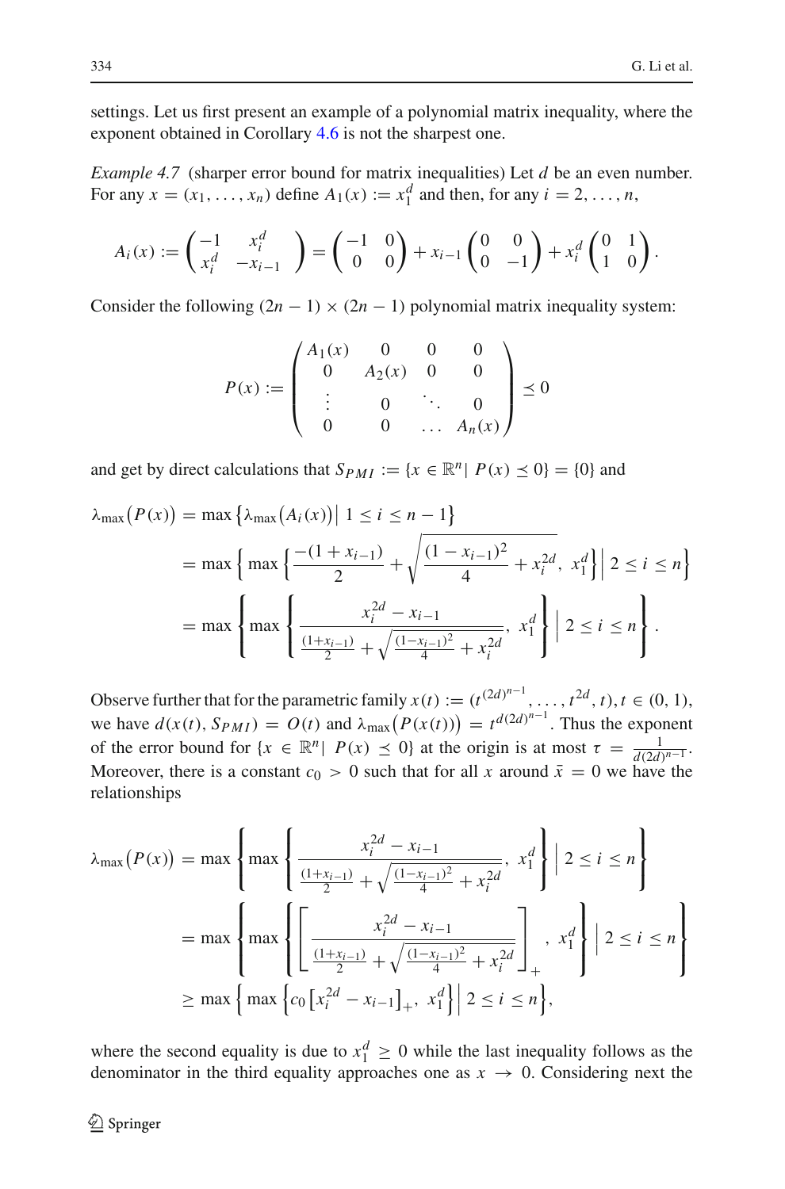settings. Let us first present an example of a polynomial matrix inequality, where the exponent obtained in Corollary 4.6 is not the sharpest one.

*Example 4.7* (sharper error bound for matrix inequalities) Let $d$ be an even number. For any $x = (x_1, \ldots, x_n)$ define $A_1(x) := x_1^d$ and then, for any $i = 2, \ldots, n$,

$$
A_i(x) := \begin{pmatrix} -1 & x_i^d \\ x_i^d & -x_{i-1} \end{pmatrix} = \begin{pmatrix} -1 & 0 \\ 0 & 0 \end{pmatrix} + x_{i-1} \begin{pmatrix} 0 & 0 \\ 0 & -1 \end{pmatrix} + x_i^d \begin{pmatrix} 0 & 1 \\ 1 & 0 \end{pmatrix}.
$$

Consider the following $(2n-1) \times (2n-1)$ polynomial matrix inequality system:

$$
P(x) := \begin{pmatrix} A_1(x) & 0 & 0 & 0 \\ 0 & A_2(x) & 0 & 0 \\ \vdots & 0 & \ddots & 0 \\ 0 & 0 & \ldots & A_n(x) \end{pmatrix} \preceq 0
$$

and get by direct calculations that $S_{PMI} := \{x \in \mathbb{R}^n |\ P(x) \preceq 0\} = \{0\}$ and

$$
\begin{aligned}
\lambda_{\max}\big(P(x)\big) &= \max\left\{\lambda_{\max}\big(A_i(x)\big) \,\big|\, 1 \le i \le n-1\right\} \\
&= \max\left\{ \max\left\{ \frac{-(1+x_{i-1})}{2} + \sqrt{\frac{(1-x_{i-1})^2}{4} + x_i^{2d}},\ x_1^d \right\} \Big|\ 2 \le i \le n \right\} \\
&= \max\left\{ \max\left\{ \frac{x_i^{2d} - x_{i-1}}{\frac{(1+x_{i-1})}{2} + \sqrt{\frac{(1-x_{i-1})^2}{4} + x_i^{2d}}},\ x_1^d \right\} \Big|\ 2 \le i \le n \right\}.
\end{aligned}
$$

Observe further that for the parametric family $x(t) := (t^{(2d)^{n-1}}, \ldots, t^{2d}, t), t \in (0,1)$, we have $d(x(t), S_{PMI}) = O(t)$ and $\lambda_{\max}\big(P(x(t))\big) = t^{d(2d)^{n-1}}$. Thus the exponent of the error bound for $\{x \in \mathbb{R}^n |\ P(x) \preceq 0\}$ at the origin is at most $\tau = \frac{1}{d(2d)^{n-1}}$. Moreover, there is a constant $c_0 > 0$ such that for all $x$ around $\bar{x} = 0$ we have the relationships

$$
\begin{aligned}
\lambda_{\max}\big(P(x)\big) &= \max\left\{ \max\left\{ \frac{x_i^{2d} - x_{i-1}}{\frac{(1+x_{i-1})}{2} + \sqrt{\frac{(1-x_{i-1})^2}{4} + x_i^{2d}}},\ x_1^d \right\} \Big|\ 2 \le i \le n \right\} \\
&= \max\left\{ \max\left\{ \left[ \frac{x_i^{2d} - x_{i-1}}{\frac{(1+x_{i-1})}{2} + \sqrt{\frac{(1-x_{i-1})^2}{4} + x_i^{2d}}} \right]_+,\ x_1^d \right\} \Big|\ 2 \le i \le n \right\} \\
&\ge \max\left\{ \max\left\{ c_0 \left[x_i^{2d} - x_{i-1}\right]_+,\ x_1^d \right\} \Big|\ 2 \le i \le n \right\},
\end{aligned}
$$

where the second equality is due to $x_1^d \ge 0$ while the last inequality follows as the denominator in the third equality approaches one as $x \to 0$. Considering next the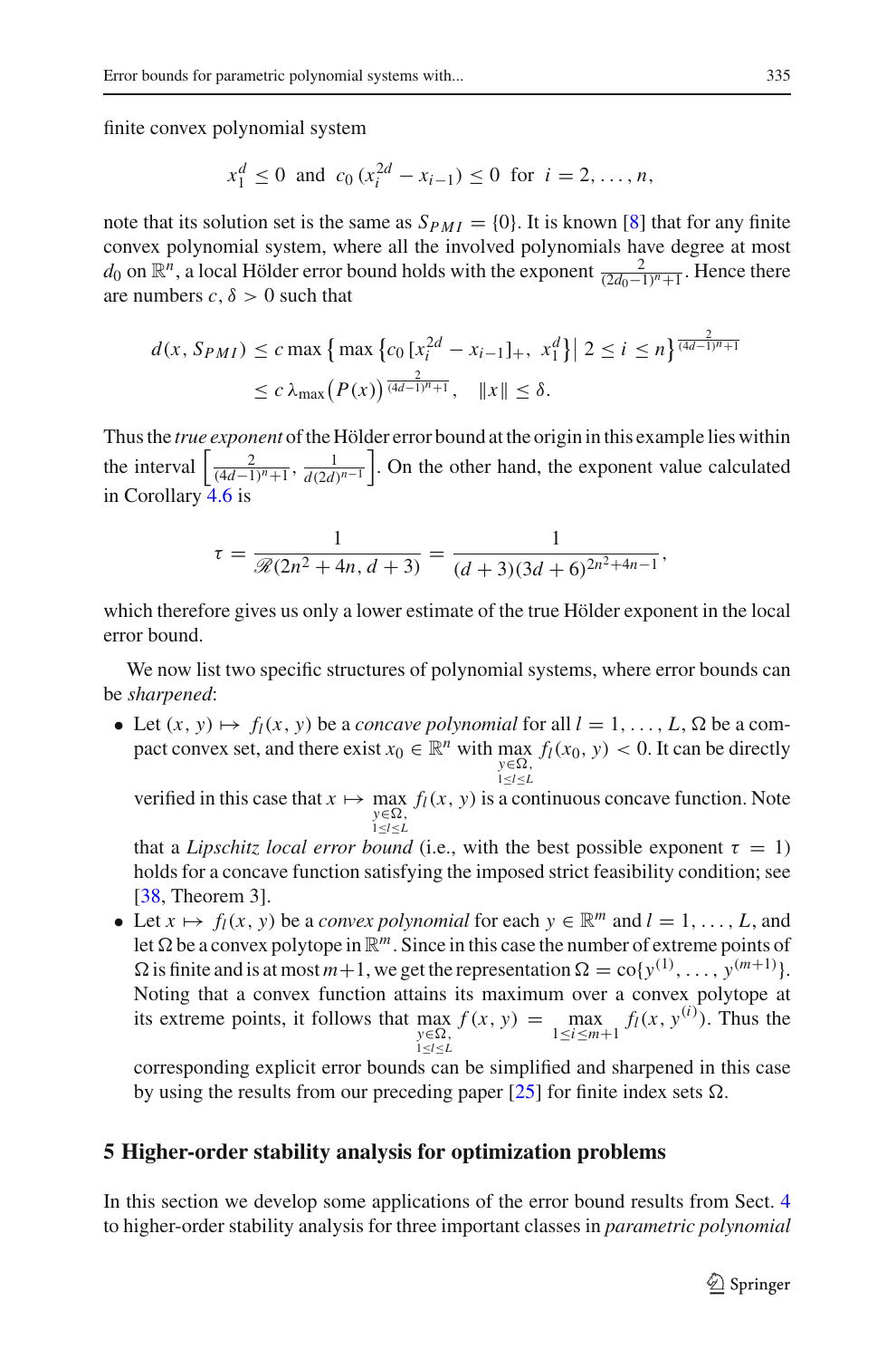finite convex polynomial system

$$x_1^d \le 0 \text{ and } c_0\,(x_i^{2d} - x_{i-1}) \le 0 \text{ for } i = 2, \ldots, n,$$

note that its solution set is the same as $S_{PMI} = \{0\}$. It is known [8] that for any finite convex polynomial system, where all the involved polynomials have degree at most $d_0$ on $\mathbb{R}^n$, a local Hölder error bound holds with the exponent $\frac{2}{(2d_0-1)^n+1}$. Hence there are numbers $c, \delta > 0$ such that

$$\begin{aligned} d(x, S_{PMI}) &\le c \max\left\{ \max\left\{ c_0\,[x_i^{2d} - x_{i-1}]_+,\ x_1^d \right\} \Big|\ 2 \le i \le n \right\}^{\frac{2}{(4d-1)^n+1}} \\ &\le c\, \lambda_{\max}\big(P(x)\big)^{\frac{2}{(4d-1)^n+1}}, \quad \|x\| \le \delta. \end{aligned}$$

Thus the *true exponent* of the Hölder error bound at the origin in this example lies within the interval $\left[\frac{2}{(4d-1)^n+1}, \frac{1}{d(2d)^{n-1}}\right]$. On the other hand, the exponent value calculated in Corollary 4.6 is

$$\tau = \frac{1}{\mathscr{R}(2n^2+4n, d+3)} = \frac{1}{(d+3)(3d+6)^{2n^2+4n-1}},$$

which therefore gives us only a lower estimate of the true Hölder exponent in the local error bound.

We now list two specific structures of polynomial systems, where error bounds can be *sharpened*:

- Let $(x, y) \mapsto f_l(x, y)$ be a *concave polynomial* for all $l = 1, \ldots, L$, $\Omega$ be a compact convex set, and there exist $x_0 \in \mathbb{R}^n$ with $\max_{y \in \Omega, 1 \le l \le L} f_l(x_0, y) < 0$. It can be directly verified in this case that $x \mapsto \max_{y \in \Omega, 1 \le l \le L} f_l(x, y)$ is a continuous concave function. Note that a *Lipschitz local error bound* (i.e., with the best possible exponent $\tau = 1$) holds for a concave function satisfying the imposed strict feasibility condition; see [38, Theorem 3].
- Let $x \mapsto f_l(x, y)$ be a *convex polynomial* for each $y \in \mathbb{R}^m$ and $l = 1, \ldots, L$, and let $\Omega$ be a convex polytope in $\mathbb{R}^m$. Since in this case the number of extreme points of $\Omega$ is finite and is at most $m+1$, we get the representation $\Omega = \mathrm{co}\{y^{(1)}, \ldots, y^{(m+1)}\}$. Noting that a convex function attains its maximum over a convex polytope at its extreme points, it follows that $\max_{y \in \Omega, 1 \le l \le L} f(x, y) = \max_{1 \le i \le m+1} f_l(x, y^{(i)})$. Thus the corresponding explicit error bounds can be simplified and sharpened in this case by using the results from our preceding paper [25] for finite index sets $\Omega$.

## 5 Higher-order stability analysis for optimization problems

In this section we develop some applications of the error bound results from Sect. 4 to higher-order stability analysis for three important classes in *parametric polynomial*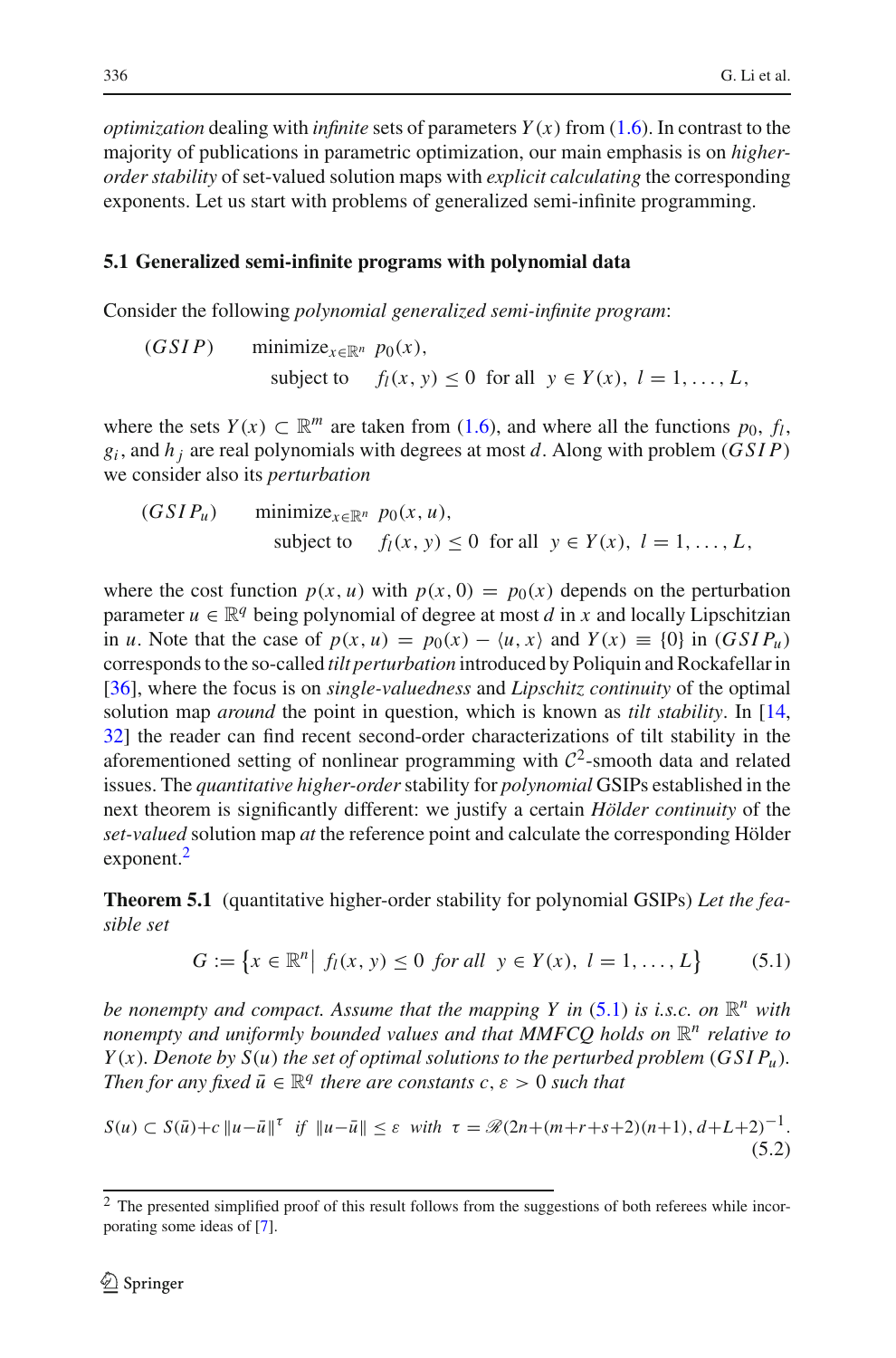*optimization* dealing with *infinite* sets of parameters $Y(x)$ from (1.6). In contrast to the majority of publications in parametric optimization, our main emphasis is on *higher-order stability* of set-valued solution maps with *explicit calculating* the corresponding exponents. Let us start with problems of generalized semi-infinite programming.

### 5.1 Generalized semi-infinite programs with polynomial data

Consider the following *polynomial generalized semi-infinite program*:

$$
\begin{aligned}
(GSIP) \qquad & \text{minimize}_{x \in \mathbb{R}^n} \; p_0(x), \\
& \text{subject to} \quad f_l(x, y) \le 0 \;\; \text{for all} \;\; y \in Y(x), \; l = 1, \ldots, L,
\end{aligned}
$$

where the sets $Y(x) \subset \mathbb{R}^m$ are taken from (1.6), and where all the functions $p_0$, $f_l$, $g_i$, and $h_j$ are real polynomials with degrees at most $d$. Along with problem $(GSIP)$ we consider also its *perturbation*

$$
\begin{aligned}
(GSIP_u) \qquad & \text{minimize}_{x \in \mathbb{R}^n} \; p_0(x, u), \\
& \text{subject to} \quad f_l(x, y) \le 0 \;\; \text{for all} \;\; y \in Y(x), \; l = 1, \ldots, L,
\end{aligned}
$$

where the cost function $p(x, u)$ with $p(x, 0) = p_0(x)$ depends on the perturbation parameter $u \in \mathbb{R}^q$ being polynomial of degree at most $d$ in $x$ and locally Lipschitzian in $u$. Note that the case of $p(x, u) = p_0(x) - \langle u, x \rangle$ and $Y(x) \equiv \{0\}$ in $(GSIP_u)$ corresponds to the so-called *tilt perturbation* introduced by Poliquin and Rockafellar in [36], where the focus is on *single-valuedness* and *Lipschitz continuity* of the optimal solution map *around* the point in question, which is known as *tilt stability*. In [14, 32] the reader can find recent second-order characterizations of tilt stability in the aforementioned setting of nonlinear programming with $\mathcal{C}^2$-smooth data and related issues. The *quantitative higher-order* stability for *polynomial* GSIPs established in the next theorem is significantly different: we justify a certain *Hölder continuity* of the *set-valued* solution map *at* the reference point and calculate the corresponding Hölder exponent.[2]

**Theorem 5.1** (quantitative higher-order stability for polynomial GSIPs) *Let the feasible set*

$$
G := \left\{ x \in \mathbb{R}^n \,\middle|\, f_l(x, y) \le 0 \;\; \textit{for all} \;\; y \in Y(x), \; l = 1, \ldots, L \right\} \tag{5.1}
$$

*be nonempty and compact. Assume that the mapping $Y$ in (5.1) is i.s.c. on $\mathbb{R}^n$ with nonempty and uniformly bounded values and that MMFCQ holds on $\mathbb{R}^n$ relative to $Y(x)$. Denote by $S(u)$ the set of optimal solutions to the perturbed problem $(GSIP_u)$. Then for any fixed $\bar{u} \in \mathbb{R}^q$ there are constants $c, \varepsilon > 0$ such that*

$$
S(u) \subset S(\bar{u}) + c\,\|u - \bar{u}\|^{\tau} \;\; \textit{if} \;\; \|u - \bar{u}\| \le \varepsilon \;\; \textit{with} \;\; \tau = \mathscr{R}(2n + (m + r + s + 2)(n + 1), d + L + 2)^{-1}. \tag{5.2}
$$

---

[2] The presented simplified proof of this result follows from the suggestions of both referees while incorporating some ideas of [7].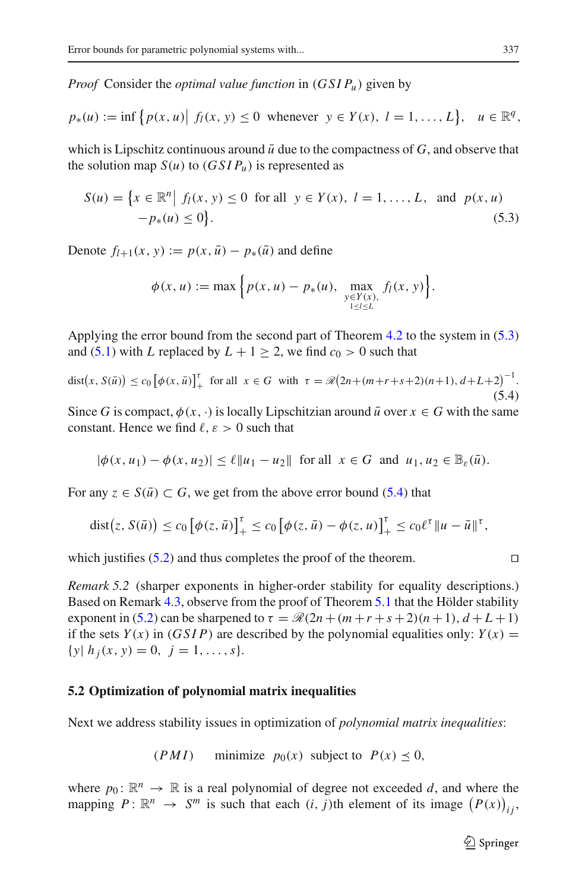*Proof* Consider the *optimal value function* in $(GSIP_u)$ given by

$$p_*(u) := \inf\left\{p(x,u)\big|\ f_l(x,y) \le 0 \ \text{ whenever } \ y \in Y(x),\ l = 1,\ldots,L\right\},\quad u \in \mathbb{R}^q,$$

which is Lipschitz continuous around $\bar{u}$ due to the compactness of $G$, and observe that the solution map $S(u)$ to $(GSIP_u)$ is represented as

$$S(u) = \left\{x \in \mathbb{R}^n \big|\ f_l(x,y) \le 0 \ \text{ for all } \ y \in Y(x),\ l = 1,\ldots,L, \ \text{ and } \ p(x,u) - p_*(u) \le 0\right\}. \tag{5.3}$$

Denote $f_{l+1}(x,y) := p(x,\bar{u}) - p_*(\bar{u})$ and define

$$\phi(x,u) := \max\left\{p(x,u) - p_*(u),\ \max_{\substack{y \in Y(x),\\ 1 \le l \le L}} f_l(x,y)\right\}.$$

Applying the error bound from the second part of Theorem 4.2 to the system in (5.3) and (5.1) with $L$ replaced by $L+1 \ge 2$, we find $c_0 > 0$ such that

$$\text{dist}\big(x, S(\bar{u})\big) \le c_0\left[\phi(x,\bar{u})\right]_+^\tau \ \text{ for all } \ x \in G \ \text{ with } \ \tau = \mathscr{R}\big(2n+(m+r+s+2)(n+1), d+L+2\big)^{-1}. \tag{5.4}$$

Since $G$ is compact, $\phi(x,\cdot)$ is locally Lipschitzian around $\bar{u}$ over $x \in G$ with the same constant. Hence we find $\ell, \varepsilon > 0$ such that

$$|\phi(x,u_1) - \phi(x,u_2)| \le \ell\|u_1 - u_2\| \ \text{ for all } \ x \in G \ \text{ and } \ u_1, u_2 \in \mathbb{B}_\varepsilon(\bar{u}).$$

For any $z \in S(\bar{u}) \subset G$, we get from the above error bound (5.4) that

$$\text{dist}\big(z, S(\bar{u})\big) \le c_0\left[\phi(z,\bar{u})\right]_+^\tau \le c_0\left[\phi(z,\bar{u}) - \phi(z,u)\right]_+^\tau \le c_0\ell^\tau\|u - \bar{u}\|^\tau,$$

which justifies (5.2) and thus completes the proof of the theorem. □

*Remark 5.2* (sharper exponents in higher-order stability for equality descriptions.) Based on Remark 4.3, observe from the proof of Theorem 5.1 that the Hölder stability exponent in (5.2) can be sharpened to $\tau = \mathscr{R}(2n+(m+r+s+2)(n+1), d+L+1)$ if the sets $Y(x)$ in $(GSIP)$ are described by the polynomial equalities only: $Y(x) = \{y|\ h_j(x,y) = 0,\ j = 1,\ldots,s\}$.

### 5.2 Optimization of polynomial matrix inequalities

Next we address stability issues in optimization of *polynomial matrix inequalities*:

$$(PMI) \qquad \text{minimize } \ p_0(x) \ \text{ subject to } \ P(x) \preceq 0,$$

where $p_0\colon \mathbb{R}^n \to \mathbb{R}$ is a real polynomial of degree not exceeded $d$, and where the mapping $P\colon \mathbb{R}^n \to S^m$ is such that each $(i,j)$th element of its image $\big(P(x)\big)_{ij}$,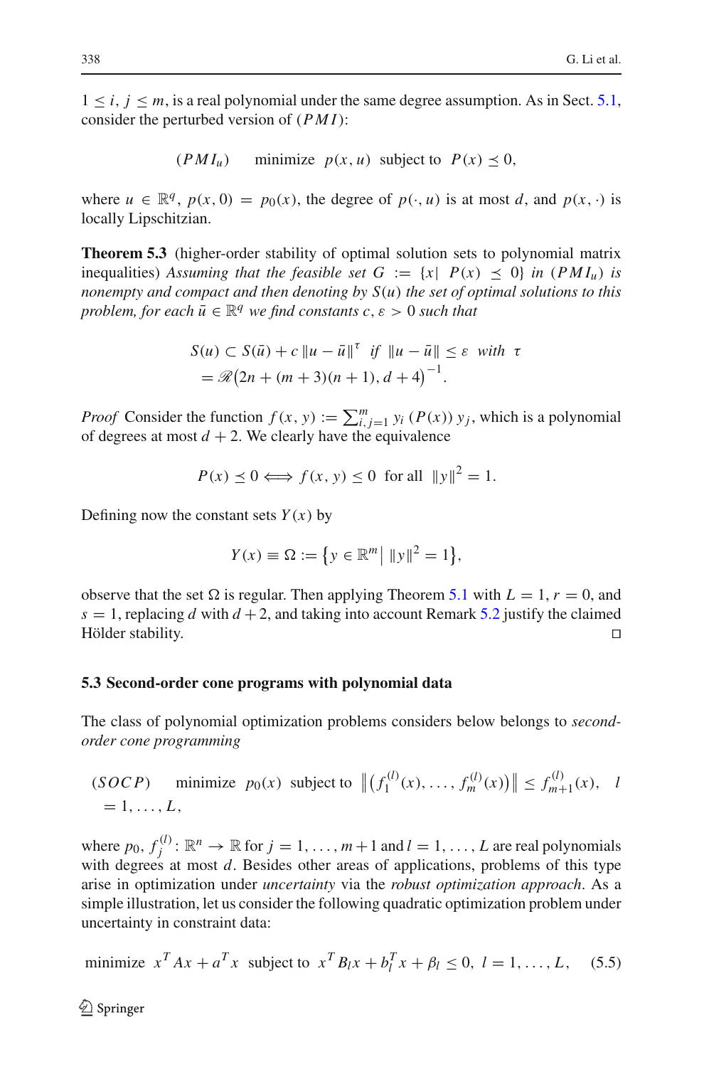$1 \leq i, j \leq m$, is a real polynomial under the same degree assumption. As in Sect. 5.1, consider the perturbed version of $(PMI)$:

$$(PMI_u) \quad \text{minimize } \; p(x,u) \; \text{ subject to } \; P(x) \preceq 0,$$

where $u \in \mathbb{R}^q$, $p(x,0) = p_0(x)$, the degree of $p(\cdot,u)$ is at most $d$, and $p(x,\cdot)$ is locally Lipschitzian.

**Theorem 5.3** (higher-order stability of optimal solution sets to polynomial matrix inequalities) *Assuming that the feasible set $G := \{x \mid P(x) \preceq 0\}$ in $(PMI_u)$ is nonempty and compact and then denoting by $S(u)$ the set of optimal solutions to this problem, for each $\bar{u} \in \mathbb{R}^q$ we find constants $c, \varepsilon > 0$ such that*

$$S(u) \subset S(\bar{u}) + c\,\|u - \bar{u}\|^{\tau} \;\; \text{if } \; \|u - \bar{u}\| \leq \varepsilon \; \text{ with } \; \tau = \mathscr{R}\big(2n + (m+3)(n+1), d+4\big)^{-1}.$$

*Proof* Consider the function $f(x,y) := \sum_{i,j=1}^{m} y_i\,(P(x))\,y_j$, which is a polynomial of degrees at most $d+2$. We clearly have the equivalence

$$P(x) \preceq 0 \Longleftrightarrow f(x,y) \leq 0 \;\text{ for all }\; \|y\|^2 = 1.$$

Defining now the constant sets $Y(x)$ by

$$Y(x) \equiv \Omega := \big\{y \in \mathbb{R}^m \big|\; \|y\|^2 = 1\big\},$$

observe that the set $\Omega$ is regular. Then applying Theorem 5.1 with $L = 1$, $r = 0$, and $s = 1$, replacing $d$ with $d+2$, and taking into account Remark 5.2 justify the claimed Hölder stability. $\square$

### 5.3 Second-order cone programs with polynomial data

The class of polynomial optimization problems considers below belongs to *second-order cone programming*

$$(SOCP) \quad \text{minimize } \; p_0(x) \; \text{ subject to } \; \big\|\big(f_1^{(l)}(x), \ldots, f_m^{(l)}(x)\big)\big\| \leq f_{m+1}^{(l)}(x), \quad l = 1, \ldots, L,$$

where $p_0, f_j^{(l)} : \mathbb{R}^n \to \mathbb{R}$ for $j = 1, \ldots, m+1$ and $l = 1, \ldots, L$ are real polynomials with degrees at most $d$. Besides other areas of applications, problems of this type arise in optimization under *uncertainty* via the *robust optimization approach*. As a simple illustration, let us consider the following quadratic optimization problem under uncertainty in constraint data:

$$\text{minimize } \; x^T A x + a^T x \; \text{ subject to } \; x^T B_l x + b_l^T x + \beta_l \leq 0, \;\; l = 1, \ldots, L, \tag{5.5}$$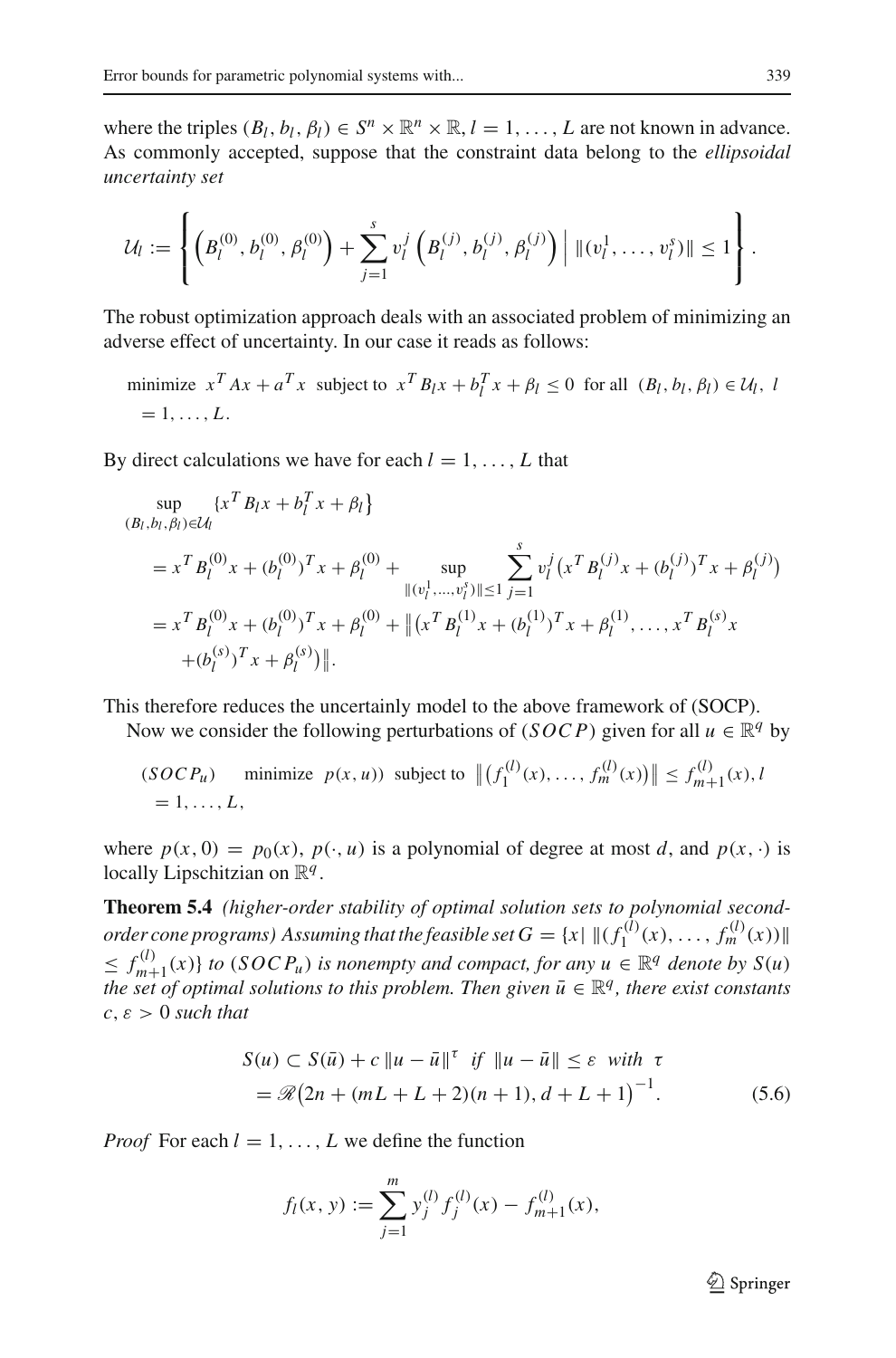where the triples $(B_l, b_l, \beta_l) \in S^n \times \mathbb{R}^n \times \mathbb{R}$, $l = 1, \ldots, L$ are not known in advance. As commonly accepted, suppose that the constraint data belong to the *ellipsoidal uncertainty set*

$$\mathcal{U}_l := \left\{ \left(B_l^{(0)}, b_l^{(0)}, \beta_l^{(0)}\right) + \sum_{j=1}^{s} v_l^j \left(B_l^{(j)}, b_l^{(j)}, \beta_l^{(j)}\right) \,\middle|\, \|(v_l^1, \ldots, v_l^s)\| \le 1 \right\}.$$

The robust optimization approach deals with an associated problem of minimizing an adverse effect of uncertainty. In our case it reads as follows:

$$\text{minimize } \; x^T Ax + a^T x \; \text{ subject to } \; x^T B_l x + b_l^T x + \beta_l \le 0 \; \text{ for all } \; (B_l, b_l, \beta_l) \in \mathcal{U}_l, \; l = 1, \ldots, L.$$

By direct calculations we have for each $l = 1, \ldots, L$ that

$$\begin{aligned}
&\sup_{(B_l, b_l, \beta_l) \in \mathcal{U}_l} \{x^T B_l x + b_l^T x + \beta_l\} \\
&= x^T B_l^{(0)} x + (b_l^{(0)})^T x + \beta_l^{(0)} + \sup_{\|(v_l^1, \ldots, v_l^s)\| \le 1} \sum_{j=1}^{s} v_l^j \left(x^T B_l^{(j)} x + (b_l^{(j)})^T x + \beta_l^{(j)}\right) \\
&= x^T B_l^{(0)} x + (b_l^{(0)})^T x + \beta_l^{(0)} + \left\| \left(x^T B_l^{(1)} x + (b_l^{(1)})^T x + \beta_l^{(1)}, \ldots, x^T B_l^{(s)} x \right.\right. \\
&\quad \left.\left. + (b_l^{(s)})^T x + \beta_l^{(s)}\right) \right\|.
\end{aligned}$$

This therefore reduces the uncertainly model to the above framework of (SOCP).

Now we consider the following perturbations of $(SOCP)$ given for all $u \in \mathbb{R}^q$ by

$$(SOCP_u) \qquad \text{minimize } \; p(x, u)) \; \text{ subject to } \; \left\|\left(f_1^{(l)}(x), \ldots, f_m^{(l)}(x)\right)\right\| \le f_{m+1}^{(l)}(x), \; l = 1, \ldots, L,$$

where $p(x, 0) = p_0(x)$, $p(\cdot, u)$ is a polynomial of degree at most $d$, and $p(x, \cdot)$ is locally Lipschitzian on $\mathbb{R}^q$.

**Theorem 5.4** *(higher-order stability of optimal solution sets to polynomial second-order cone programs) Assuming that the feasible set $G = \{x \mid \|(f_1^{(l)}(x), \ldots, f_m^{(l)}(x))\| \le f_{m+1}^{(l)}(x)\}$ to $(SOCP_u)$ is nonempty and compact, for any $u \in \mathbb{R}^q$ denote by $S(u)$ the set of optimal solutions to this problem. Then given $\bar{u} \in \mathbb{R}^q$, there exist constants $c, \varepsilon > 0$ such that*

$$S(u) \subset S(\bar{u}) + c\,\|u - \bar{u}\|^{\tau} \;\text{ if }\; \|u - \bar{u}\| \le \varepsilon \;\text{ with }\; \tau = \mathscr{R}\big(2n + (mL + L + 2)(n + 1), d + L + 1\big)^{-1}. \tag{5.6}$$

*Proof* For each $l = 1, \ldots, L$ we define the function

$$f_l(x, y) := \sum_{j=1}^{m} y_j^{(l)} f_j^{(l)}(x) - f_{m+1}^{(l)}(x),$$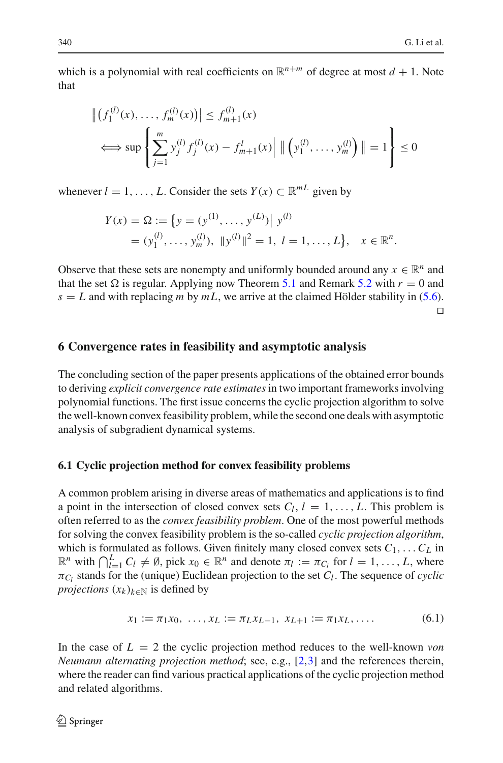which is a polynomial with real coefficients on $\mathbb{R}^{n+m}$ of degree at most $d+1$. Note that

$$
\begin{aligned}
&\left\| \left(f_1^{(l)}(x), \ldots, f_m^{(l)}(x)\right) \right| \le f_{m+1}^{(l)}(x) \\
&\iff \sup \left\{ \sum_{j=1}^{m} y_j^{(l)} f_j^{(l)}(x) - f_{m+1}^{l}(x) \,\middle|\, \left\| \left(y_1^{(l)}, \ldots, y_m^{(l)}\right) \right\| = 1 \right\} \le 0
\end{aligned}
$$

whenever $l = 1, \ldots, L$. Consider the sets $Y(x) \subset \mathbb{R}^{mL}$ given by

$$
\begin{aligned}
Y(x) = \Omega := \big\{ y = (y^{(1)}, \ldots, y^{(L)}) \big|\ & y^{(l)} \\
&= (y_1^{(l)}, \ldots, y_m^{(l)}),\ \|y^{(l)}\|^2 = 1,\ l = 1, \ldots, L \big\}, \quad x \in \mathbb{R}^n.
\end{aligned}
$$

Observe that these sets are nonempty and uniformly bounded around any $x \in \mathbb{R}^n$ and that the set $\Omega$ is regular. Applying now Theorem 5.1 and Remark 5.2 with $r = 0$ and $s = L$ and with replacing $m$ by $mL$, we arrive at the claimed Hölder stability in (5.6). $\square$

## 6 Convergence rates in feasibility and asymptotic analysis

The concluding section of the paper presents applications of the obtained error bounds to deriving *explicit convergence rate estimates* in two important frameworks involving polynomial functions. The first issue concerns the cyclic projection algorithm to solve the well-known convex feasibility problem, while the second one deals with asymptotic analysis of subgradient dynamical systems.

### 6.1 Cyclic projection method for convex feasibility problems

A common problem arising in diverse areas of mathematics and applications is to find a point in the intersection of closed convex sets $C_l$, $l = 1, \ldots, L$. This problem is often referred to as the *convex feasibility problem*. One of the most powerful methods for solving the convex feasibility problem is the so-called *cyclic projection algorithm*, which is formulated as follows. Given finitely many closed convex sets $C_1, \ldots C_L$ in $\mathbb{R}^n$ with $\bigcap_{l=1}^{L} C_l \neq \emptyset$, pick $x_0 \in \mathbb{R}^n$ and denote $\pi_l := \pi_{C_l}$ for $l = 1, \ldots, L$, where $\pi_{C_l}$ stands for the (unique) Euclidean projection to the set $C_l$. The sequence of *cyclic projections* $(x_k)_{k \in \mathbb{N}}$ is defined by

$$
x_1 := \pi_1 x_0,\ \ldots, x_L := \pi_L x_{L-1},\ x_{L+1} := \pi_1 x_L, \ldots. \tag{6.1}
$$

In the case of $L = 2$ the cyclic projection method reduces to the well-known *von Neumann alternating projection method*; see, e.g., [2,3] and the references therein, where the reader can find various practical applications of the cyclic projection method and related algorithms.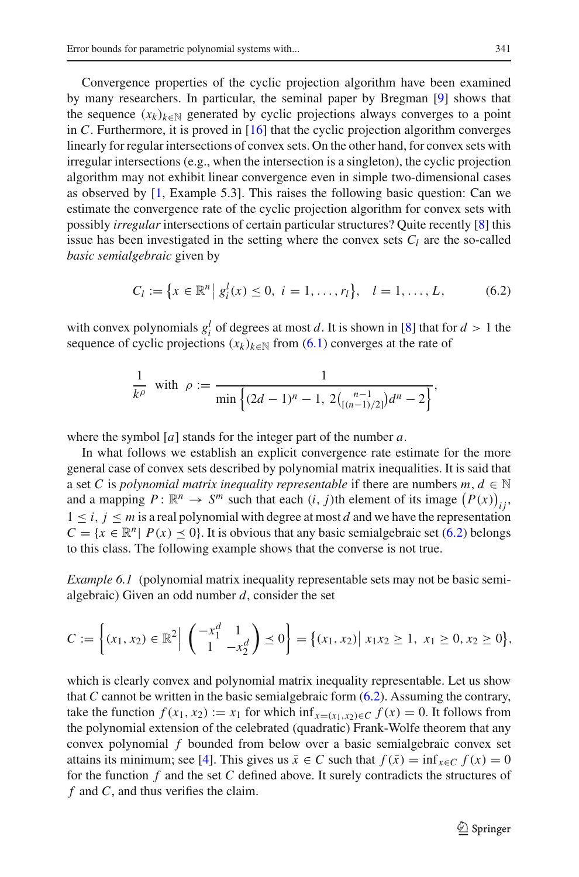Convergence properties of the cyclic projection algorithm have been examined by many researchers. In particular, the seminal paper by Bregman [9] shows that the sequence $(x_k)_{k\in\mathbb{N}}$ generated by cyclic projections always converges to a point in $C$. Furthermore, it is proved in [16] that the cyclic projection algorithm converges linearly for regular intersections of convex sets. On the other hand, for convex sets with irregular intersections (e.g., when the intersection is a singleton), the cyclic projection algorithm may not exhibit linear convergence even in simple two-dimensional cases as observed by [1, Example 5.3]. This raises the following basic question: Can we estimate the convergence rate of the cyclic projection algorithm for convex sets with possibly *irregular* intersections of certain particular structures? Quite recently [8] this issue has been investigated in the setting where the convex sets $C_l$ are the so-called *basic semialgebraic* given by

$$C_l := \left\{x \in \mathbb{R}^n \middle|\ g_i^l(x) \le 0,\ i = 1, \ldots, r_l\right\}, \quad l = 1, \ldots, L, \tag{6.2}$$

with convex polynomials $g_i^l$ of degrees at most $d$. It is shown in [8] that for $d > 1$ the sequence of cyclic projections $(x_k)_{k\in\mathbb{N}}$ from (6.1) converges at the rate of

$$\frac{1}{k^\rho} \quad \text{with} \quad \rho := \frac{1}{\min\left\{(2d-1)^n - 1,\ 2\binom{n-1}{[(n-1)/2]}d^n - 2\right\}},$$

where the symbol $[a]$ stands for the integer part of the number $a$.

In what follows we establish an explicit convergence rate estimate for the more general case of convex sets described by polynomial matrix inequalities. It is said that a set $C$ is *polynomial matrix inequality representable* if there are numbers $m, d \in \mathbb{N}$ and a mapping $P\colon \mathbb{R}^n \to S^m$ such that each $(i, j)$th element of its image $\left(P(x)\right)_{ij}$, $1 \le i, j \le m$ is a real polynomial with degree at most $d$ and we have the representation $C = \{x \in \mathbb{R}^n |\ P(x) \preceq 0\}$. It is obvious that any basic semialgebraic set (6.2) belongs to this class. The following example shows that the converse is not true.

*Example 6.1* (polynomial matrix inequality representable sets may not be basic semialgebraic) Given an odd number $d$, consider the set

$$C := \left\{(x_1, x_2) \in \mathbb{R}^2 \middle|\ \begin{pmatrix} -x_1^d & 1 \\ 1 & -x_2^d \end{pmatrix} \preceq 0\right\} = \left\{(x_1, x_2) \middle|\ x_1x_2 \ge 1,\ x_1 \ge 0, x_2 \ge 0\right\},$$

which is clearly convex and polynomial matrix inequality representable. Let us show that $C$ cannot be written in the basic semialgebraic form (6.2). Assuming the contrary, take the function $f(x_1, x_2) := x_1$ for which $\inf_{x=(x_1,x_2)\in C} f(x) = 0$. It follows from the polynomial extension of the celebrated (quadratic) Frank-Wolfe theorem that any convex polynomial $f$ bounded from below over a basic semialgebraic convex set attains its minimum; see [4]. This gives us $\bar{x} \in C$ such that $f(\bar{x}) = \inf_{x\in C} f(x) = 0$ for the function $f$ and the set $C$ defined above. It surely contradicts the structures of $f$ and $C$, and thus verifies the claim.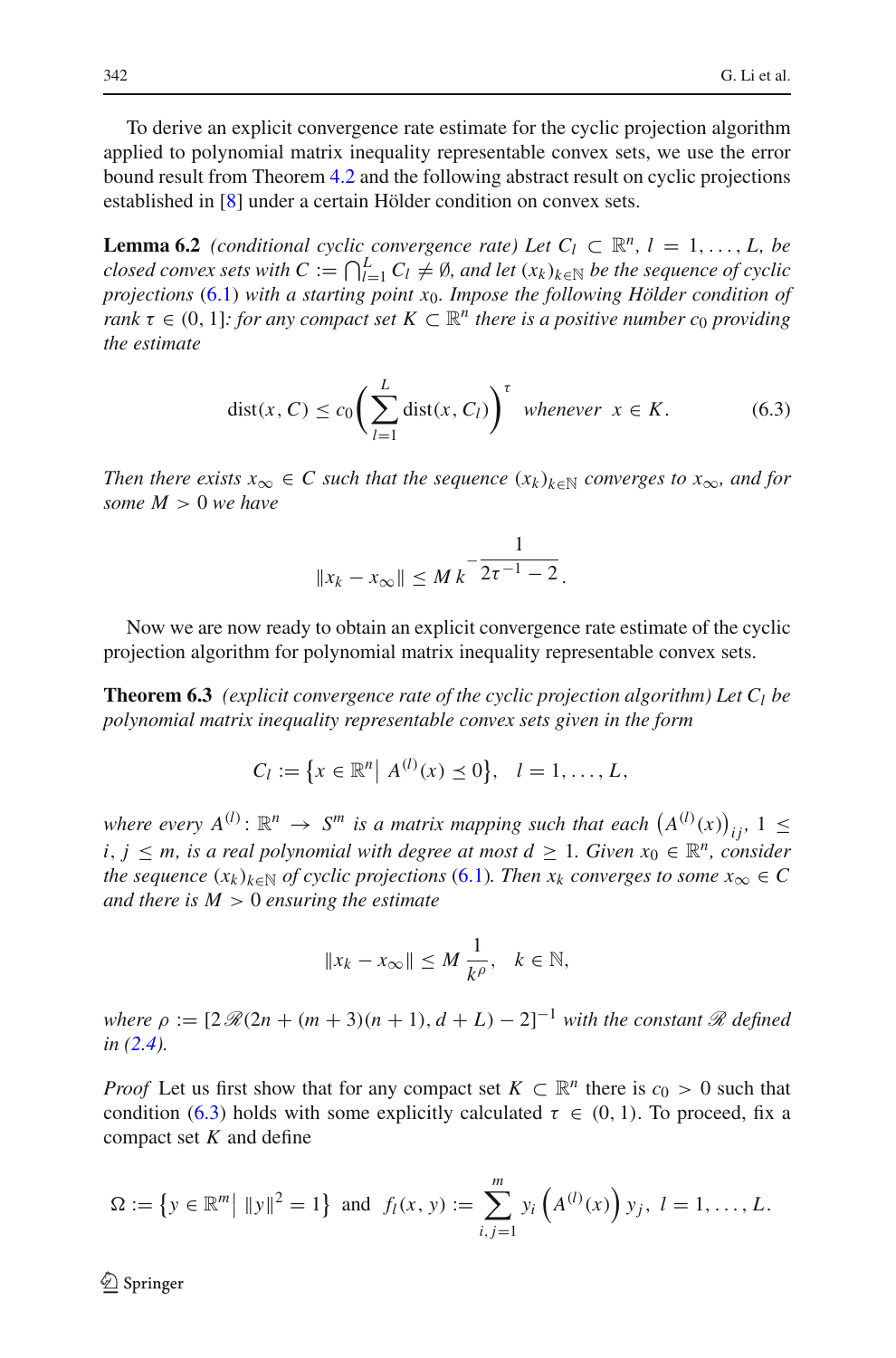To derive an explicit convergence rate estimate for the cyclic projection algorithm applied to polynomial matrix inequality representable convex sets, we use the error bound result from Theorem 4.2 and the following abstract result on cyclic projections established in [8] under a certain Hölder condition on convex sets.

**Lemma 6.2** *(conditional cyclic convergence rate) Let $C_l \subset \mathbb{R}^n$, $l = 1, \ldots, L$, be closed convex sets with $C := \bigcap_{l=1}^{L} C_l \neq \emptyset$, and let $(x_k)_{k \in \mathbb{N}}$ be the sequence of cyclic projections (6.1) with a starting point $x_0$. Impose the following Hölder condition of rank $\tau \in (0, 1]$: for any compact set $K \subset \mathbb{R}^n$ there is a positive number $c_0$ providing the estimate*

$$\operatorname{dist}(x, C) \leq c_0 \left( \sum_{l=1}^{L} \operatorname{dist}(x, C_l) \right)^{\tau} \quad \text{whenever} \quad x \in K. \tag{6.3}$$

*Then there exists $x_\infty \in C$ such that the sequence $(x_k)_{k \in \mathbb{N}}$ converges to $x_\infty$, and for some $M > 0$ we have*

$$\|x_k - x_\infty\| \leq M\, k^{-\dfrac{1}{2\tau^{-1} - 2}}.$$

Now we are now ready to obtain an explicit convergence rate estimate of the cyclic projection algorithm for polynomial matrix inequality representable convex sets.

**Theorem 6.3** *(explicit convergence rate of the cyclic projection algorithm) Let $C_l$ be polynomial matrix inequality representable convex sets given in the form*

$$C_l := \left\{ x \in \mathbb{R}^n \,\middle|\, A^{(l)}(x) \preceq 0 \right\}, \quad l = 1, \ldots, L,$$

*where every $A^{(l)} \colon \mathbb{R}^n \to S^m$ is a matrix mapping such that each $\left(A^{(l)}(x)\right)_{ij}$, $1 \leq i, j \leq m$, is a real polynomial with degree at most $d \geq 1$. Given $x_0 \in \mathbb{R}^n$, consider the sequence $(x_k)_{k \in \mathbb{N}}$ of cyclic projections (6.1). Then $x_k$ converges to some $x_\infty \in C$ and there is $M > 0$ ensuring the estimate*

$$\|x_k - x_\infty\| \leq M \, \frac{1}{k^{\rho}}, \quad k \in \mathbb{N},$$

*where $\rho := [2\mathscr{R}(2n + (m+3)(n+1), d + L) - 2]^{-1}$ with the constant $\mathscr{R}$ defined in (2.4).*

*Proof* Let us first show that for any compact set $K \subset \mathbb{R}^n$ there is $c_0 > 0$ such that condition (6.3) holds with some explicitly calculated $\tau \in (0, 1)$. To proceed, fix a compact set $K$ and define

$$\Omega := \left\{ y \in \mathbb{R}^m \,\middle|\, \|y\|^2 = 1 \right\} \text{ and } f_l(x, y) := \sum_{i,j=1}^{m} y_i \left( A^{(l)}(x) \right) y_j, \; l = 1, \ldots, L.$$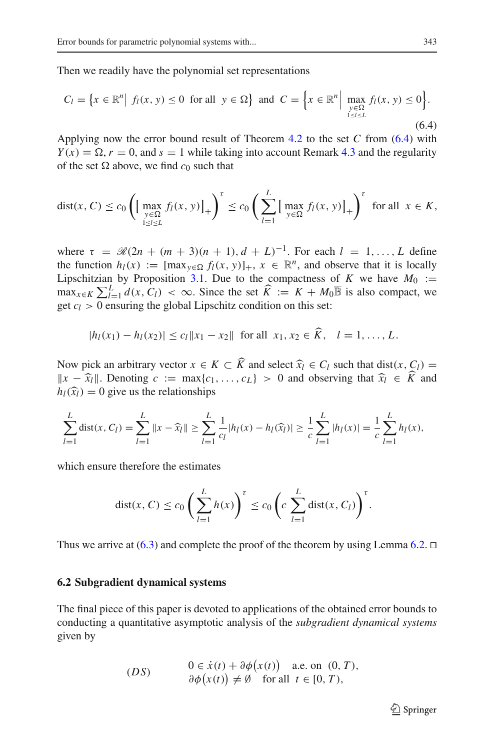Then we readily have the polynomial set representations

$$C_l = \left\{x \in \mathbb{R}^n \middle|\ f_l(x, y) \le 0 \ \text{ for all } \ y \in \Omega\right\} \ \text{ and } \ C = \left\{x \in \mathbb{R}^n \middle|\ \max_{\substack{y\in\Omega \\ 1\le l\le L}} f_l(x, y) \le 0\right\}. \tag{6.4}$$

Applying now the error bound result of Theorem 4.2 to the set $C$ from (6.4) with $Y(x) \equiv \Omega$, $r = 0$, and $s = 1$ while taking into account Remark 4.3 and the regularity of the set $\Omega$ above, we find $c_0$ such that

$$\operatorname{dist}(x, C) \le c_0 \left(\Big[\max_{\substack{y\in\Omega \\ 1\le l\le L}} f_l(x, y)\Big]_+\right)^\tau \le c_0 \left(\sum_{l=1}^{L} \Big[\max_{y\in\Omega} f_l(x, y)\Big]_+\right)^\tau \ \text{ for all } \ x \in K,$$

where $\tau = \mathscr{R}(2n + (m+3)(n+1), d + L)^{-1}$. For each $l = 1, \ldots, L$ define the function $h_l(x) := [\max_{y\in\Omega} f_l(x, y)]_+$, $x \in \mathbb{R}^n$, and observe that it is locally Lipschitzian by Proposition 3.1. Due to the compactness of $K$ we have $M_0 := \max_{x\in K} \sum_{l=1}^{L} d(x, C_l) < \infty$. Since the set $\widehat{K} := K + M_0\overline{\mathbb{B}}$ is also compact, we get $c_l > 0$ ensuring the global Lipschitz condition on this set:

$$|h_l(x_1) - h_l(x_2)| \le c_l\|x_1 - x_2\| \ \text{ for all } \ x_1, x_2 \in \widehat{K}, \quad l = 1, \ldots, L.$$

Now pick an arbitrary vector $x \in K \subset \widehat{K}$ and select $\widehat{x}_l \in C_l$ such that $\operatorname{dist}(x, C_l) = \|x - \widehat{x}_l\|$. Denoting $c := \max\{c_1, \ldots, c_L\} > 0$ and observing that $\widehat{x}_l \in \widehat{K}$ and $h_l(\widehat{x}_l) = 0$ give us the relationships

$$\sum_{l=1}^{L} \operatorname{dist}(x, C_l) = \sum_{l=1}^{L} \|x - \widehat{x}_l\| \ge \sum_{l=1}^{L} \frac{1}{c_l}|h_l(x) - h_l(\widehat{x}_l)| \ge \frac{1}{c}\sum_{l=1}^{L} |h_l(x)| = \frac{1}{c}\sum_{l=1}^{L} h_l(x),$$

which ensure therefore the estimates

$$\operatorname{dist}(x, C) \le c_0 \left(\sum_{l=1}^{L} h(x)\right)^\tau \le c_0 \left(c \sum_{l=1}^{L} \operatorname{dist}(x, C_l)\right)^\tau.$$

Thus we arrive at (6.3) and complete the proof of the theorem by using Lemma 6.2. □

### 6.2 Subgradient dynamical systems

The final piece of this paper is devoted to applications of the obtained error bounds to conducting a quantitative asymptotic analysis of the *subgradient dynamical systems* given by

$$(DS) \qquad \begin{array}{l} 0 \in \dot{x}(t) + \partial\phi\big(x(t)\big) \quad \text{a.e. on } \ (0, T), \\ \partial\phi\big(x(t)\big) \ne \emptyset \quad \text{for all } \ t \in [0, T), \end{array}$$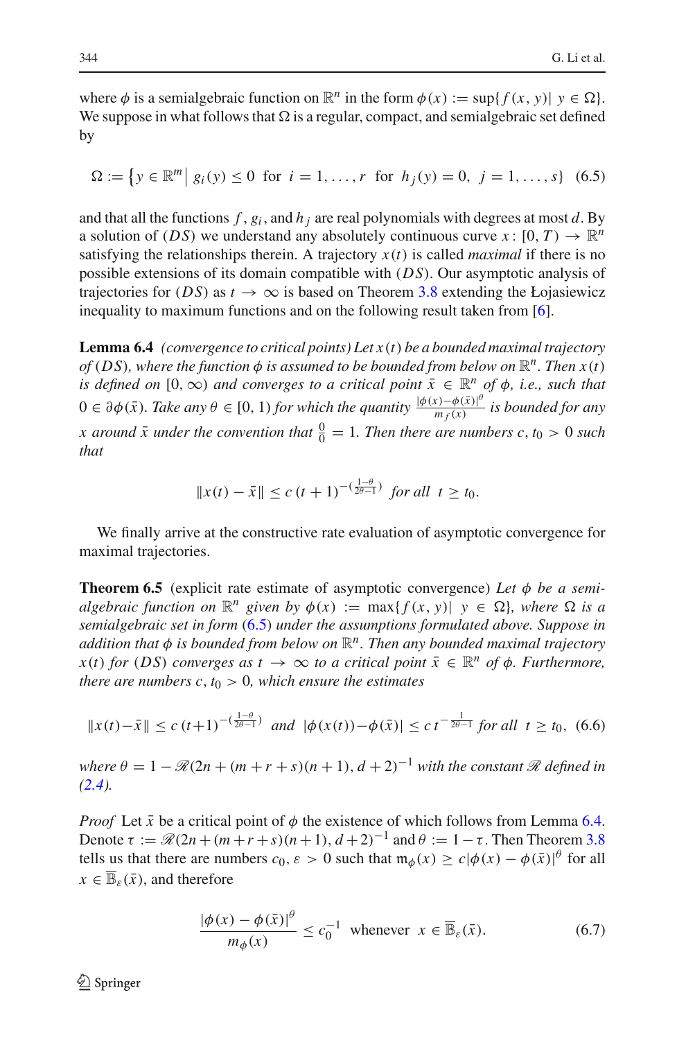where $\phi$ is a semialgebraic function on $\mathbb{R}^n$ in the form $\phi(x) := \sup\{f(x, y) |\ y \in \Omega\}$. We suppose in what follows that $\Omega$ is a regular, compact, and semialgebraic set defined by

$$\Omega := \left\{y \in \mathbb{R}^m \middle|\ g_i(y) \le 0 \ \text{ for } \ i = 1, \ldots, r \ \text{ for } \ h_j(y) = 0, \ j = 1, \ldots, s\right\} \quad (6.5)$$

and that all the functions $f$, $g_i$, and $h_j$ are real polynomials with degrees at most $d$. By a solution of $(DS)$ we understand any absolutely continuous curve $x : [0, T) \to \mathbb{R}^n$ satisfying the relationships therein. A trajectory $x(t)$ is called *maximal* if there is no possible extensions of its domain compatible with $(DS)$. Our asymptotic analysis of trajectories for $(DS)$ as $t \to \infty$ is based on Theorem 3.8 extending the Łojasiewicz inequality to maximum functions and on the following result taken from [6].

**Lemma 6.4** *(convergence to critical points) Let $x(t)$ be a bounded maximal trajectory of $(DS)$, where the function $\phi$ is assumed to be bounded from below on $\mathbb{R}^n$. Then $x(t)$ is defined on $[0, \infty)$ and converges to a critical point $\bar{x} \in \mathbb{R}^n$ of $\phi$, i.e., such that $0 \in \partial\phi(\bar{x})$. Take any $\theta \in [0, 1)$ for which the quantity $\frac{|\phi(x) - \phi(\bar{x})|^\theta}{m_f(x)}$ is bounded for any $x$ around $\bar{x}$ under the convention that $\frac{0}{0} = 1$. Then there are numbers $c, t_0 > 0$ such that*

$$\|x(t) - \bar{x}\| \le c\,(t+1)^{-(\frac{1-\theta}{2\theta-1})} \ \text{ for all } \ t \ge t_0.$$

We finally arrive at the constructive rate evaluation of asymptotic convergence for maximal trajectories.

**Theorem 6.5** (explicit rate estimate of asymptotic convergence) *Let $\phi$ be a semialgebraic function on $\mathbb{R}^n$ given by $\phi(x) := \max\{f(x, y) |\ y \in \Omega\}$, where $\Omega$ is a semialgebraic set in form (6.5) under the assumptions formulated above. Suppose in addition that $\phi$ is bounded from below on $\mathbb{R}^n$. Then any bounded maximal trajectory $x(t)$ for $(DS)$ converges as $t \to \infty$ to a critical point $\bar{x} \in \mathbb{R}^n$ of $\phi$. Furthermore, there are numbers $c, t_0 > 0$, which ensure the estimates*

$$\|x(t) - \bar{x}\| \le c\,(t+1)^{-(\frac{1-\theta}{2\theta-1})} \ \text{ and } \ |\phi(x(t)) - \phi(\bar{x})| \le c\, t^{-\frac{1}{2\theta-1}} \ \text{for all} \ t \ge t_0, \quad (6.6)$$

*where $\theta = 1 - \mathscr{R}(2n + (m + r + s)(n + 1), d + 2)^{-1}$ with the constant $\mathscr{R}$ defined in (2.4).*

*Proof* Let $\bar{x}$ be a critical point of $\phi$ the existence of which follows from Lemma 6.4. Denote $\tau := \mathscr{R}(2n + (m + r + s)(n + 1), d + 2)^{-1}$ and $\theta := 1 - \tau$. Then Theorem 3.8 tells us that there are numbers $c_0, \varepsilon > 0$ such that $\mathfrak{m}_\phi(x) \ge c|\phi(x) - \phi(\bar{x})|^\theta$ for all $x \in \overline{\mathbb{B}}_\varepsilon(\bar{x})$, and therefore

$$\frac{|\phi(x) - \phi(\bar{x})|^\theta}{m_\phi(x)} \le c_0^{-1} \ \text{ whenever } \ x \in \overline{\mathbb{B}}_\varepsilon(\bar{x}). \quad (6.7)$$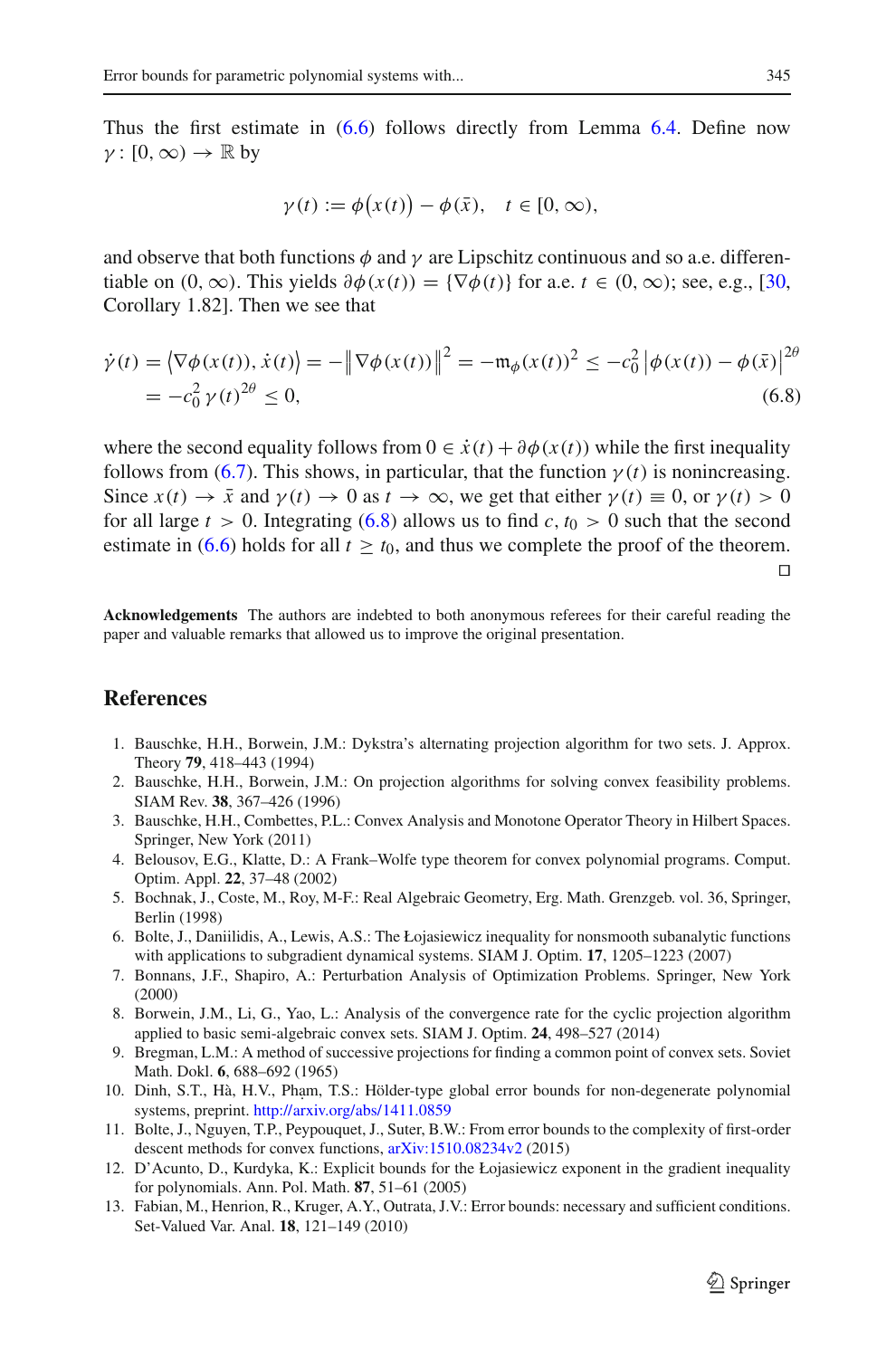Thus the first estimate in (6.6) follows directly from Lemma 6.4. Define now $\gamma : [0, \infty) \to \mathbb{R}$ by

$$\gamma(t) := \phi\big(x(t)\big) - \phi(\bar{x}), \quad t \in [0, \infty),$$

and observe that both functions $\phi$ and $\gamma$ are Lipschitz continuous and so a.e. differentiable on $(0, \infty)$. This yields $\partial\phi(x(t)) = \{\nabla\phi(t)\}$ for a.e. $t \in (0, \infty)$; see, e.g., [30, Corollary 1.82]. Then we see that

$$\begin{aligned}\dot{\gamma}(t) &= \big\langle \nabla\phi(x(t)), \dot{x}(t)\big\rangle = -\big\|\nabla\phi(x(t))\big\|^2 = -\mathfrak{m}_\phi(x(t))^2 \le -c_0^2\left|\phi(x(t)) - \phi(\bar{x})\right|^{2\theta} \\ &= -c_0^2\,\gamma(t)^{2\theta} \le 0,\end{aligned} \tag{6.8}$$

where the second equality follows from $0 \in \dot{x}(t) + \partial\phi(x(t))$ while the first inequality follows from (6.7). This shows, in particular, that the function $\gamma(t)$ is nonincreasing. Since $x(t) \to \bar{x}$ and $\gamma(t) \to 0$ as $t \to \infty$, we get that either $\gamma(t) \equiv 0$, or $\gamma(t) > 0$ for all large $t > 0$. Integrating (6.8) allows us to find $c, t_0 > 0$ such that the second estimate in (6.6) holds for all $t \ge t_0$, and thus we complete the proof of the theorem. □

**Acknowledgements** The authors are indebted to both anonymous referees for their careful reading the paper and valuable remarks that allowed us to improve the original presentation.

## References

1. Bauschke, H.H., Borwein, J.M.: Dykstra's alternating projection algorithm for two sets. J. Approx. Theory **79**, 418–443 (1994)
2. Bauschke, H.H., Borwein, J.M.: On projection algorithms for solving convex feasibility problems. SIAM Rev. **38**, 367–426 (1996)
3. Bauschke, H.H., Combettes, P.L.: Convex Analysis and Monotone Operator Theory in Hilbert Spaces. Springer, New York (2011)
4. Belousov, E.G., Klatte, D.: A Frank–Wolfe type theorem for convex polynomial programs. Comput. Optim. Appl. **22**, 37–48 (2002)
5. Bochnak, J., Coste, M., Roy, M-F.: Real Algebraic Geometry, Erg. Math. Grenzgeb. vol. 36, Springer, Berlin (1998)
6. Bolte, J., Daniilidis, A., Lewis, A.S.: The Łojasiewicz inequality for nonsmooth subanalytic functions with applications to subgradient dynamical systems. SIAM J. Optim. **17**, 1205–1223 (2007)
7. Bonnans, J.F., Shapiro, A.: Perturbation Analysis of Optimization Problems. Springer, New York (2000)
8. Borwein, J.M., Li, G., Yao, L.: Analysis of the convergence rate for the cyclic projection algorithm applied to basic semi-algebraic convex sets. SIAM J. Optim. **24**, 498–527 (2014)
9. Bregman, L.M.: A method of successive projections for finding a common point of convex sets. Soviet Math. Dokl. **6**, 688–692 (1965)
10. Dinh, S.T., Hà, H.V., Phạm, T.S.: Hölder-type global error bounds for non-degenerate polynomial systems, preprint. http://arxiv.org/abs/1411.0859
11. Bolte, J., Nguyen, T.P., Peypouquet, J., Suter, B.W.: From error bounds to the complexity of first-order descent methods for convex functions, arXiv:1510.08234v2 (2015)
12. D'Acunto, D., Kurdyka, K.: Explicit bounds for the Łojasiewicz exponent in the gradient inequality for polynomials. Ann. Pol. Math. **87**, 51–61 (2005)
13. Fabian, M., Henrion, R., Kruger, A.Y., Outrata, J.V.: Error bounds: necessary and sufficient conditions. Set-Valued Var. Anal. **18**, 121–149 (2010)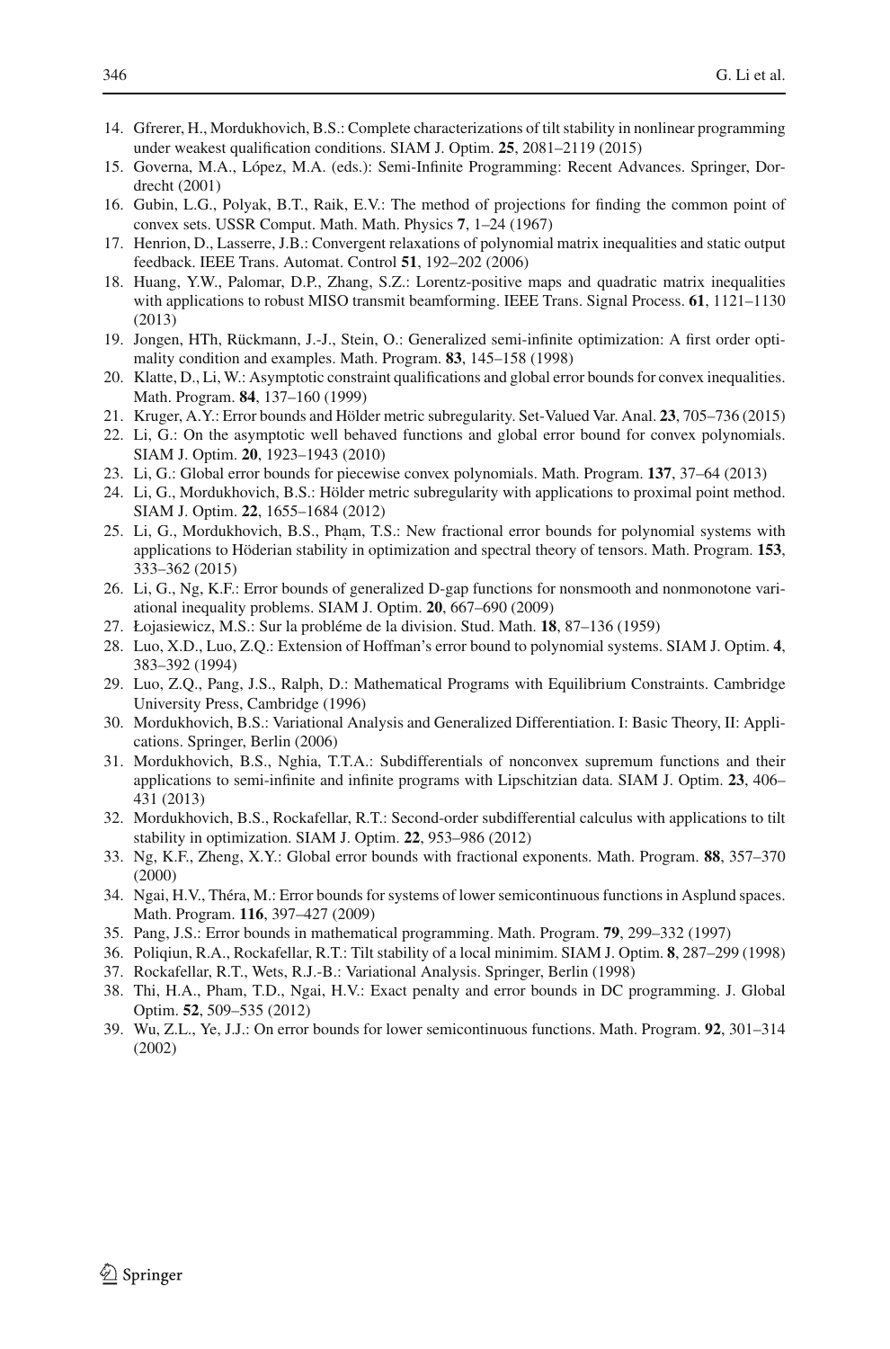14. Gfrerer, H., Mordukhovich, B.S.: Complete characterizations of tilt stability in nonlinear programming under weakest qualification conditions. SIAM J. Optim. **25**, 2081–2119 (2015)
15. Governa, M.A., López, M.A. (eds.): Semi-Infinite Programming: Recent Advances. Springer, Dordrecht (2001)
16. Gubin, L.G., Polyak, B.T., Raik, E.V.: The method of projections for finding the common point of convex sets. USSR Comput. Math. Math. Physics **7**, 1–24 (1967)
17. Henrion, D., Lasserre, J.B.: Convergent relaxations of polynomial matrix inequalities and static output feedback. IEEE Trans. Automat. Control **51**, 192–202 (2006)
18. Huang, Y.W., Palomar, D.P., Zhang, S.Z.: Lorentz-positive maps and quadratic matrix inequalities with applications to robust MISO transmit beamforming. IEEE Trans. Signal Process. **61**, 1121–1130 (2013)
19. Jongen, HTh, Rückmann, J.-J., Stein, O.: Generalized semi-infinite optimization: A first order optimality condition and examples. Math. Program. **83**, 145–158 (1998)
20. Klatte, D., Li, W.: Asymptotic constraint qualifications and global error bounds for convex inequalities. Math. Program. **84**, 137–160 (1999)
21. Kruger, A.Y.: Error bounds and Hölder metric subregularity. Set-Valued Var. Anal. **23**, 705–736 (2015)
22. Li, G.: On the asymptotic well behaved functions and global error bound for convex polynomials. SIAM J. Optim. **20**, 1923–1943 (2010)
23. Li, G.: Global error bounds for piecewise convex polynomials. Math. Program. **137**, 37–64 (2013)
24. Li, G., Mordukhovich, B.S.: Hölder metric subregularity with applications to proximal point method. SIAM J. Optim. **22**, 1655–1684 (2012)
25. Li, G., Mordukhovich, B.S., Phạm, T.S.: New fractional error bounds for polynomial systems with applications to Höderian stability in optimization and spectral theory of tensors. Math. Program. **153**, 333–362 (2015)
26. Li, G., Ng, K.F.: Error bounds of generalized D-gap functions for nonsmooth and nonmonotone variational inequality problems. SIAM J. Optim. **20**, 667–690 (2009)
27. Łojasiewicz, M.S.: Sur la probléme de la division. Stud. Math. **18**, 87–136 (1959)
28. Luo, X.D., Luo, Z.Q.: Extension of Hoffman's error bound to polynomial systems. SIAM J. Optim. **4**, 383–392 (1994)
29. Luo, Z.Q., Pang, J.S., Ralph, D.: Mathematical Programs with Equilibrium Constraints. Cambridge University Press, Cambridge (1996)
30. Mordukhovich, B.S.: Variational Analysis and Generalized Differentiation. I: Basic Theory, II: Applications. Springer, Berlin (2006)
31. Mordukhovich, B.S., Nghia, T.T.A.: Subdifferentials of nonconvex supremum functions and their applications to semi-infinite and infinite programs with Lipschitzian data. SIAM J. Optim. **23**, 406–431 (2013)
32. Mordukhovich, B.S., Rockafellar, R.T.: Second-order subdifferential calculus with applications to tilt stability in optimization. SIAM J. Optim. **22**, 953–986 (2012)
33. Ng, K.F., Zheng, X.Y.: Global error bounds with fractional exponents. Math. Program. **88**, 357–370 (2000)
34. Ngai, H.V., Théra, M.: Error bounds for systems of lower semicontinuous functions in Asplund spaces. Math. Program. **116**, 397–427 (2009)
35. Pang, J.S.: Error bounds in mathematical programming. Math. Program. **79**, 299–332 (1997)
36. Poliqiun, R.A., Rockafellar, R.T.: Tilt stability of a local minimim. SIAM J. Optim. **8**, 287–299 (1998)
37. Rockafellar, R.T., Wets, R.J.-B.: Variational Analysis. Springer, Berlin (1998)
38. Thi, H.A., Pham, T.D., Ngai, H.V.: Exact penalty and error bounds in DC programming. J. Global Optim. **52**, 509–535 (2012)
39. Wu, Z.L., Ye, J.J.: On error bounds for lower semicontinuous functions. Math. Program. **92**, 301–314 (2002)